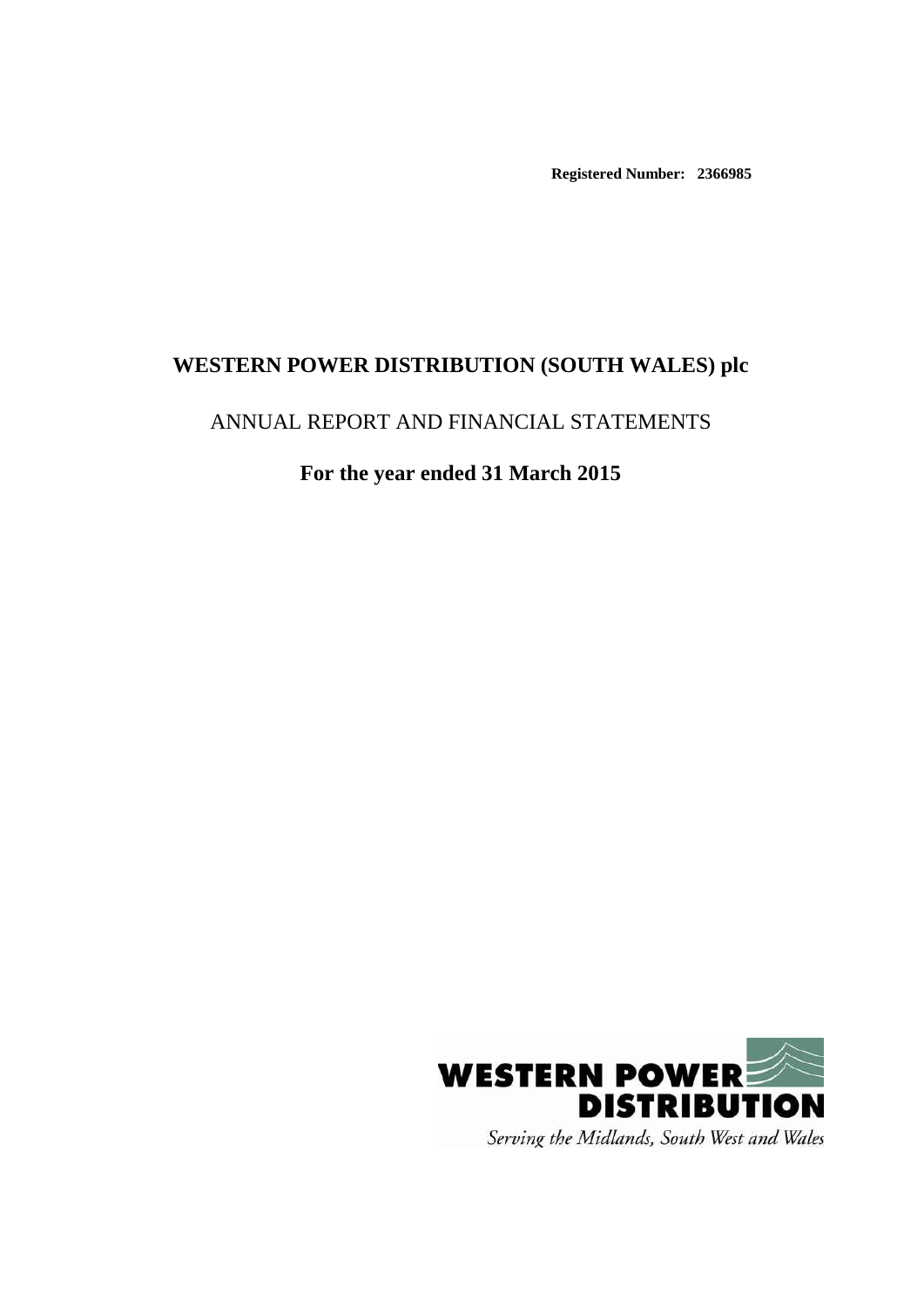**Registered Number: 2366985**

# WESTERN POWER DISTRIBUTION (SOUTH WALES) plc

## ANNUAL REPORT AND FINANCIAL STATEMENTS

## For the year ended 31 March 2015

WESTERN POWER DISTRIBUTION

*Serving the Midlands, South West and Wales*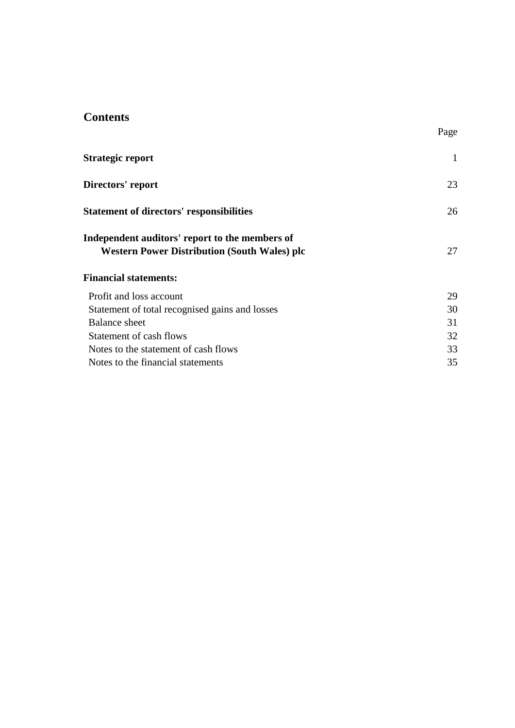## Contents

| | Page |
|---|---|
| **Strategic report** | 1 |
| **Directors' report** | 23 |
| **Statement of directors' responsibilities** | 26 |
| **Independent auditors' report to the members of Western Power Distribution (South Wales) plc** | 27 |
| **Financial statements:** | |
| Profit and loss account | 29 |
| Statement of total recognised gains and losses | 30 |
| Balance sheet | 31 |
| Statement of cash flows | 32 |
| Notes to the statement of cash flows | 33 |
| Notes to the financial statements | 35 |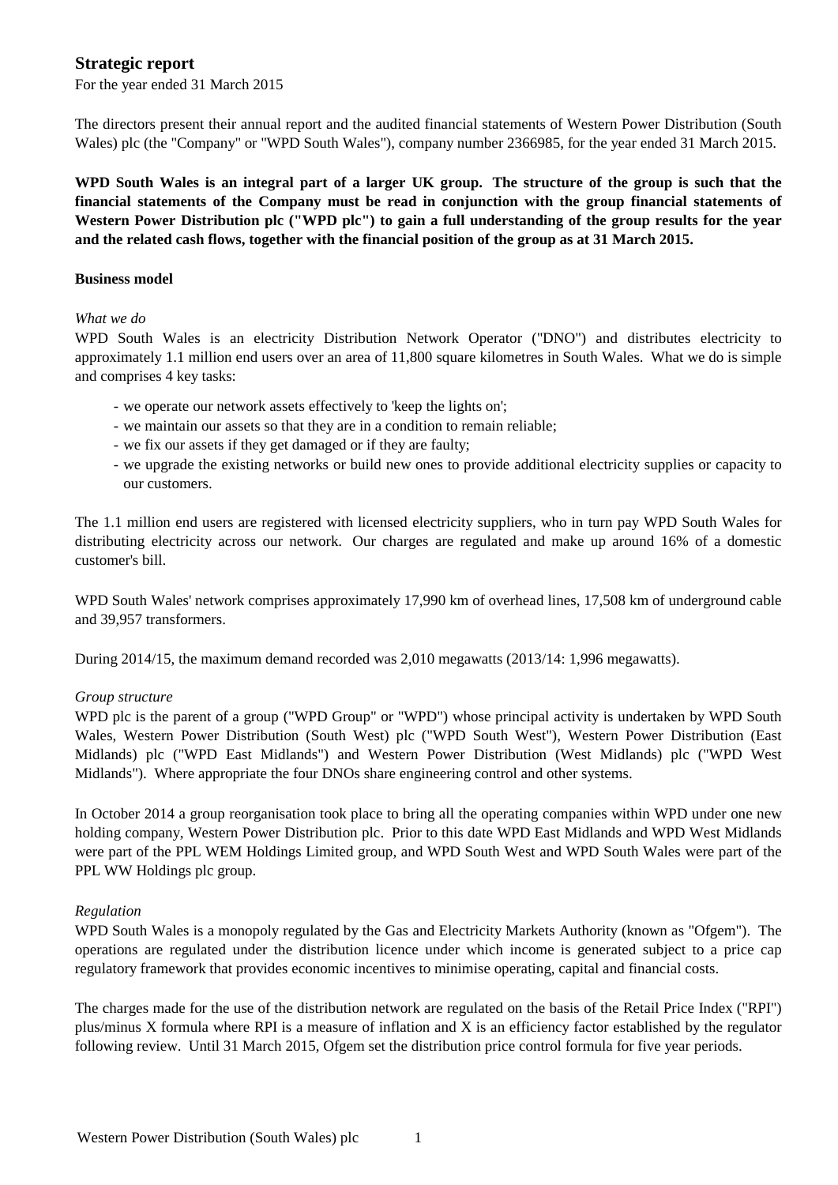## Strategic report

For the year ended 31 March 2015

The directors present their annual report and the audited financial statements of Western Power Distribution (South Wales) plc (the "Company" or "WPD South Wales"), company number 2366985, for the year ended 31 March 2015.

**WPD South Wales is an integral part of a larger UK group. The structure of the group is such that the financial statements of the Company must be read in conjunction with the group financial statements of Western Power Distribution plc ("WPD plc") to gain a full understanding of the group results for the year and the related cash flows, together with the financial position of the group as at 31 March 2015.**

### Business model

*What we do*

WPD South Wales is an electricity Distribution Network Operator ("DNO") and distributes electricity to approximately 1.1 million end users over an area of 11,800 square kilometres in South Wales. What we do is simple and comprises 4 key tasks:

- we operate our network assets effectively to 'keep the lights on';
- we maintain our assets so that they are in a condition to remain reliable;
- we fix our assets if they get damaged or if they are faulty;
- we upgrade the existing networks or build new ones to provide additional electricity supplies or capacity to our customers.

The 1.1 million end users are registered with licensed electricity suppliers, who in turn pay WPD South Wales for distributing electricity across our network. Our charges are regulated and make up around 16% of a domestic customer's bill.

WPD South Wales' network comprises approximately 17,990 km of overhead lines, 17,508 km of underground cable and 39,957 transformers.

During 2014/15, the maximum demand recorded was 2,010 megawatts (2013/14: 1,996 megawatts).

*Group structure*

WPD plc is the parent of a group ("WPD Group" or "WPD") whose principal activity is undertaken by WPD South Wales, Western Power Distribution (South West) plc ("WPD South West"), Western Power Distribution (East Midlands) plc ("WPD East Midlands") and Western Power Distribution (West Midlands) plc ("WPD West Midlands"). Where appropriate the four DNOs share engineering control and other systems.

In October 2014 a group reorganisation took place to bring all the operating companies within WPD under one new holding company, Western Power Distribution plc. Prior to this date WPD East Midlands and WPD West Midlands were part of the PPL WEM Holdings Limited group, and WPD South West and WPD South Wales were part of the PPL WW Holdings plc group.

*Regulation*

WPD South Wales is a monopoly regulated by the Gas and Electricity Markets Authority (known as "Ofgem"). The operations are regulated under the distribution licence under which income is generated subject to a price cap regulatory framework that provides economic incentives to minimise operating, capital and financial costs.

The charges made for the use of the distribution network are regulated on the basis of the Retail Price Index ("RPI") plus/minus X formula where RPI is a measure of inflation and X is an efficiency factor established by the regulator following review. Until 31 March 2015, Ofgem set the distribution price control formula for five year periods.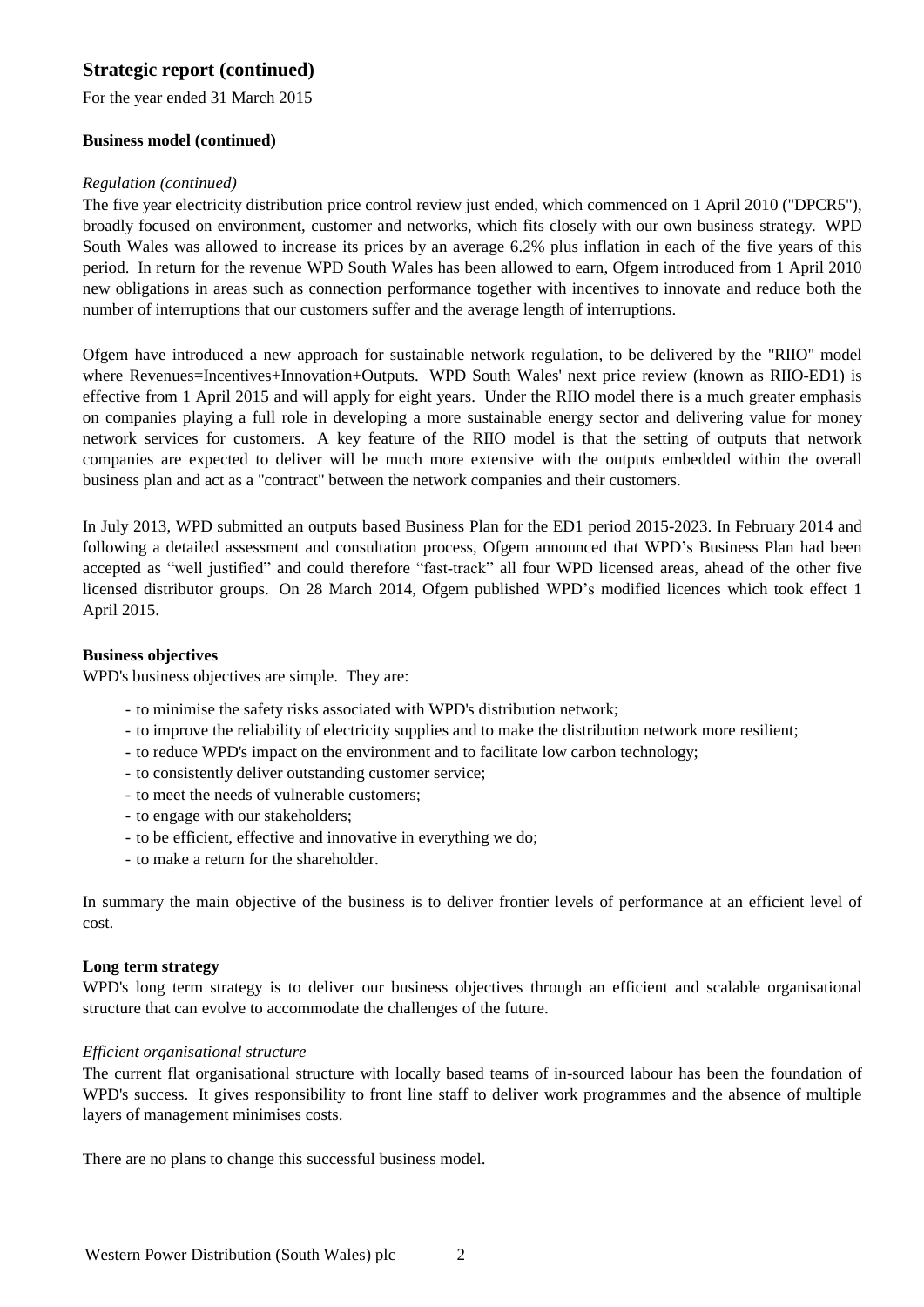## Strategic report (continued)

For the year ended 31 March 2015

### Business model (continued)

*Regulation (continued)*

The five year electricity distribution price control review just ended, which commenced on 1 April 2010 ("DPCR5"), broadly focused on environment, customer and networks, which fits closely with our own business strategy. WPD South Wales was allowed to increase its prices by an average 6.2% plus inflation in each of the five years of this period. In return for the revenue WPD South Wales has been allowed to earn, Ofgem introduced from 1 April 2010 new obligations in areas such as connection performance together with incentives to innovate and reduce both the number of interruptions that our customers suffer and the average length of interruptions.

Ofgem have introduced a new approach for sustainable network regulation, to be delivered by the "RIIO" model where Revenues=Incentives+Innovation+Outputs. WPD South Wales' next price review (known as RIIO-ED1) is effective from 1 April 2015 and will apply for eight years. Under the RIIO model there is a much greater emphasis on companies playing a full role in developing a more sustainable energy sector and delivering value for money network services for customers. A key feature of the RIIO model is that the setting of outputs that network companies are expected to deliver will be much more extensive with the outputs embedded within the overall business plan and act as a "contract" between the network companies and their customers.

In July 2013, WPD submitted an outputs based Business Plan for the ED1 period 2015-2023. In February 2014 and following a detailed assessment and consultation process, Ofgem announced that WPD's Business Plan had been accepted as "well justified" and could therefore "fast-track" all four WPD licensed areas, ahead of the other five licensed distributor groups. On 28 March 2014, Ofgem published WPD's modified licences which took effect 1 April 2015.

### Business objectives

WPD's business objectives are simple. They are:

- to minimise the safety risks associated with WPD's distribution network;
- to improve the reliability of electricity supplies and to make the distribution network more resilient;
- to reduce WPD's impact on the environment and to facilitate low carbon technology;
- to consistently deliver outstanding customer service;
- to meet the needs of vulnerable customers;
- to engage with our stakeholders;
- to be efficient, effective and innovative in everything we do;
- to make a return for the shareholder.

In summary the main objective of the business is to deliver frontier levels of performance at an efficient level of cost.

### Long term strategy

WPD's long term strategy is to deliver our business objectives through an efficient and scalable organisational structure that can evolve to accommodate the challenges of the future.

*Efficient organisational structure*

The current flat organisational structure with locally based teams of in-sourced labour has been the foundation of WPD's success. It gives responsibility to front line staff to deliver work programmes and the absence of multiple layers of management minimises costs.

There are no plans to change this successful business model.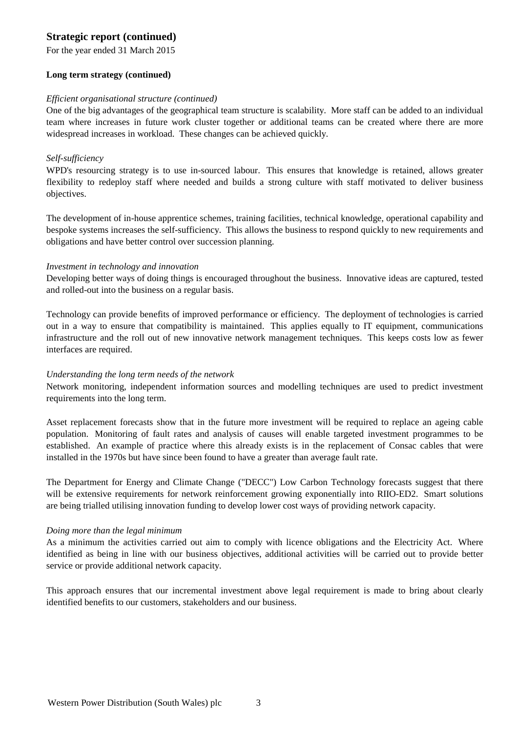## Strategic report (continued)

For the year ended 31 March 2015

### Long term strategy (continued)

*Efficient organisational structure (continued)*

One of the big advantages of the geographical team structure is scalability. More staff can be added to an individual team where increases in future work cluster together or additional teams can be created where there are more widespread increases in workload. These changes can be achieved quickly.

*Self-sufficiency*

WPD's resourcing strategy is to use in-sourced labour. This ensures that knowledge is retained, allows greater flexibility to redeploy staff where needed and builds a strong culture with staff motivated to deliver business objectives.

The development of in-house apprentice schemes, training facilities, technical knowledge, operational capability and bespoke systems increases the self-sufficiency. This allows the business to respond quickly to new requirements and obligations and have better control over succession planning.

*Investment in technology and innovation*

Developing better ways of doing things is encouraged throughout the business. Innovative ideas are captured, tested and rolled-out into the business on a regular basis.

Technology can provide benefits of improved performance or efficiency. The deployment of technologies is carried out in a way to ensure that compatibility is maintained. This applies equally to IT equipment, communications infrastructure and the roll out of new innovative network management techniques. This keeps costs low as fewer interfaces are required.

*Understanding the long term needs of the network*

Network monitoring, independent information sources and modelling techniques are used to predict investment requirements into the long term.

Asset replacement forecasts show that in the future more investment will be required to replace an ageing cable population. Monitoring of fault rates and analysis of causes will enable targeted investment programmes to be established. An example of practice where this already exists is in the replacement of Consac cables that were installed in the 1970s but have since been found to have a greater than average fault rate.

The Department for Energy and Climate Change ("DECC") Low Carbon Technology forecasts suggest that there will be extensive requirements for network reinforcement growing exponentially into RIIO-ED2. Smart solutions are being trialled utilising innovation funding to develop lower cost ways of providing network capacity.

*Doing more than the legal minimum*

As a minimum the activities carried out aim to comply with licence obligations and the Electricity Act. Where identified as being in line with our business objectives, additional activities will be carried out to provide better service or provide additional network capacity.

This approach ensures that our incremental investment above legal requirement is made to bring about clearly identified benefits to our customers, stakeholders and our business.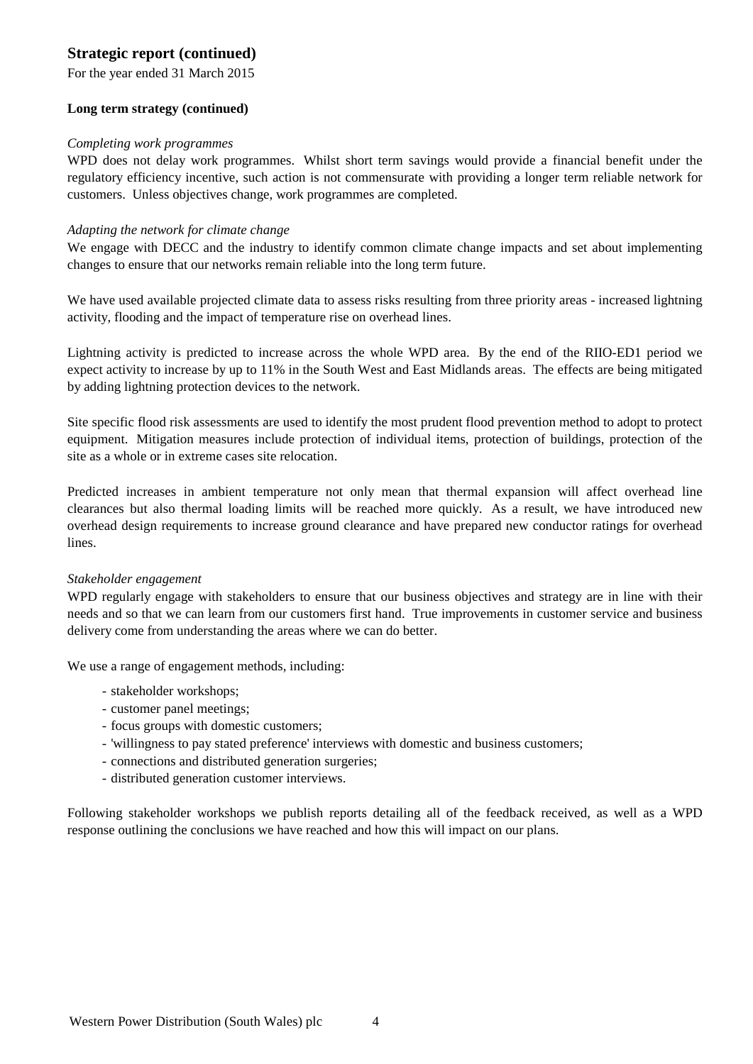## Strategic report (continued)

For the year ended 31 March 2015

**Long term strategy (continued)**

*Completing work programmes*

WPD does not delay work programmes. Whilst short term savings would provide a financial benefit under the regulatory efficiency incentive, such action is not commensurate with providing a longer term reliable network for customers. Unless objectives change, work programmes are completed.

*Adapting the network for climate change*

We engage with DECC and the industry to identify common climate change impacts and set about implementing changes to ensure that our networks remain reliable into the long term future.

We have used available projected climate data to assess risks resulting from three priority areas - increased lightning activity, flooding and the impact of temperature rise on overhead lines.

Lightning activity is predicted to increase across the whole WPD area. By the end of the RIIO-ED1 period we expect activity to increase by up to 11% in the South West and East Midlands areas. The effects are being mitigated by adding lightning protection devices to the network.

Site specific flood risk assessments are used to identify the most prudent flood prevention method to adopt to protect equipment. Mitigation measures include protection of individual items, protection of buildings, protection of the site as a whole or in extreme cases site relocation.

Predicted increases in ambient temperature not only mean that thermal expansion will affect overhead line clearances but also thermal loading limits will be reached more quickly. As a result, we have introduced new overhead design requirements to increase ground clearance and have prepared new conductor ratings for overhead lines.

*Stakeholder engagement*

WPD regularly engage with stakeholders to ensure that our business objectives and strategy are in line with their needs and so that we can learn from our customers first hand. True improvements in customer service and business delivery come from understanding the areas where we can do better.

We use a range of engagement methods, including:

- stakeholder workshops;
- customer panel meetings;
- focus groups with domestic customers;
- 'willingness to pay stated preference' interviews with domestic and business customers;
- connections and distributed generation surgeries;
- distributed generation customer interviews.

Following stakeholder workshops we publish reports detailing all of the feedback received, as well as a WPD response outlining the conclusions we have reached and how this will impact on our plans.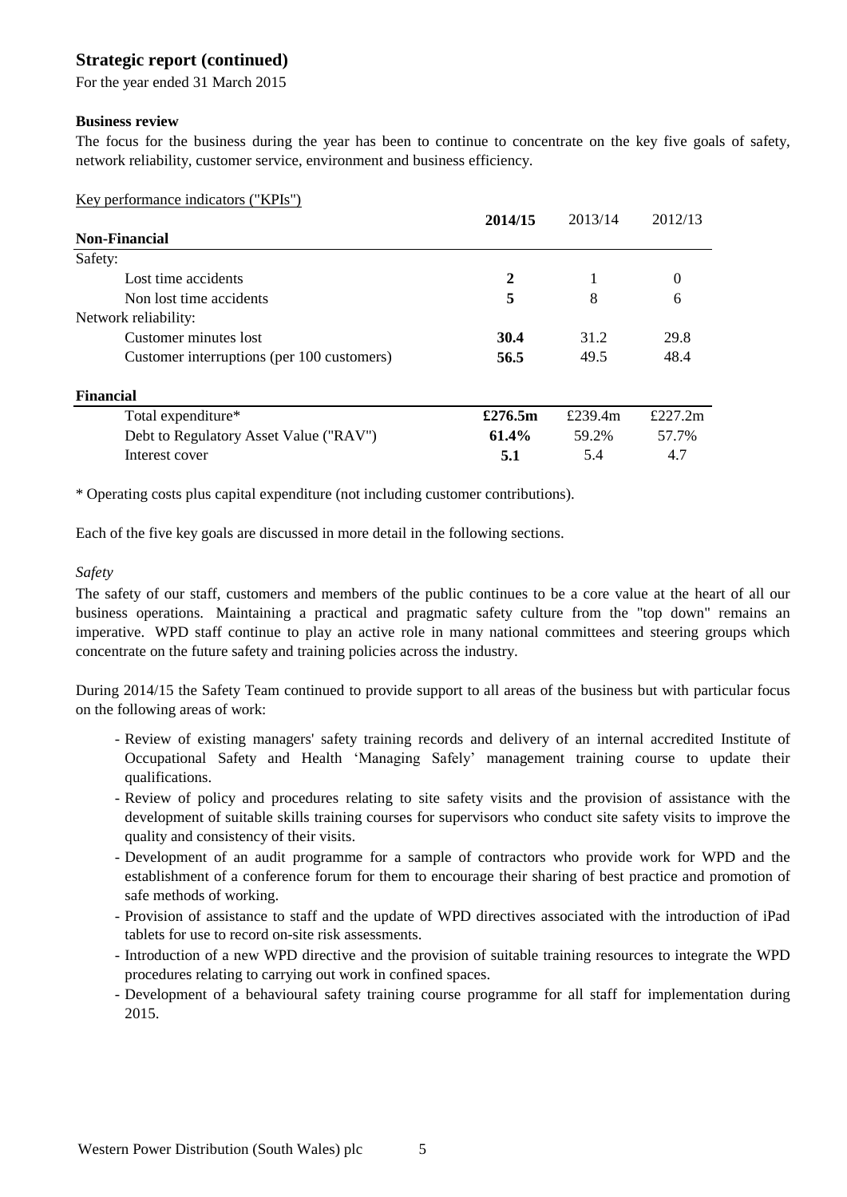## Strategic report (continued)

For the year ended 31 March 2015

**Business review**

The focus for the business during the year has been to continue to concentrate on the key five goals of safety, network reliability, customer service, environment and business efficiency.

Key performance indicators ("KPIs")

| | **2014/15** | 2013/14 | 2012/13 |
|---|---|---|---|
| **Non-Financial** | | | |
| Safety: | | | |
| Lost time accidents | **2** | 1 | 0 |
| Non lost time accidents | **5** | 8 | 6 |
| Network reliability: | | | |
| Customer minutes lost | **30.4** | 31.2 | 29.8 |
| Customer interruptions (per 100 customers) | **56.5** | 49.5 | 48.4 |
| **Financial** | | | |
| Total expenditure* | **£276.5m** | £239.4m | £227.2m |
| Debt to Regulatory Asset Value ("RAV") | **61.4%** | 59.2% | 57.7% |
| Interest cover | **5.1** | 5.4 | 4.7 |

\* Operating costs plus capital expenditure (not including customer contributions).

Each of the five key goals are discussed in more detail in the following sections.

*Safety*

The safety of our staff, customers and members of the public continues to be a core value at the heart of all our business operations. Maintaining a practical and pragmatic safety culture from the "top down" remains an imperative. WPD staff continue to play an active role in many national committees and steering groups which concentrate on the future safety and training policies across the industry.

During 2014/15 the Safety Team continued to provide support to all areas of the business but with particular focus on the following areas of work:

- Review of existing managers' safety training records and delivery of an internal accredited Institute of Occupational Safety and Health 'Managing Safely' management training course to update their qualifications.
- Review of policy and procedures relating to site safety visits and the provision of assistance with the development of suitable skills training courses for supervisors who conduct site safety visits to improve the quality and consistency of their visits.
- Development of an audit programme for a sample of contractors who provide work for WPD and the establishment of a conference forum for them to encourage their sharing of best practice and promotion of safe methods of working.
- Provision of assistance to staff and the update of WPD directives associated with the introduction of iPad tablets for use to record on-site risk assessments.
- Introduction of a new WPD directive and the provision of suitable training resources to integrate the WPD procedures relating to carrying out work in confined spaces.
- Development of a behavioural safety training course programme for all staff for implementation during 2015.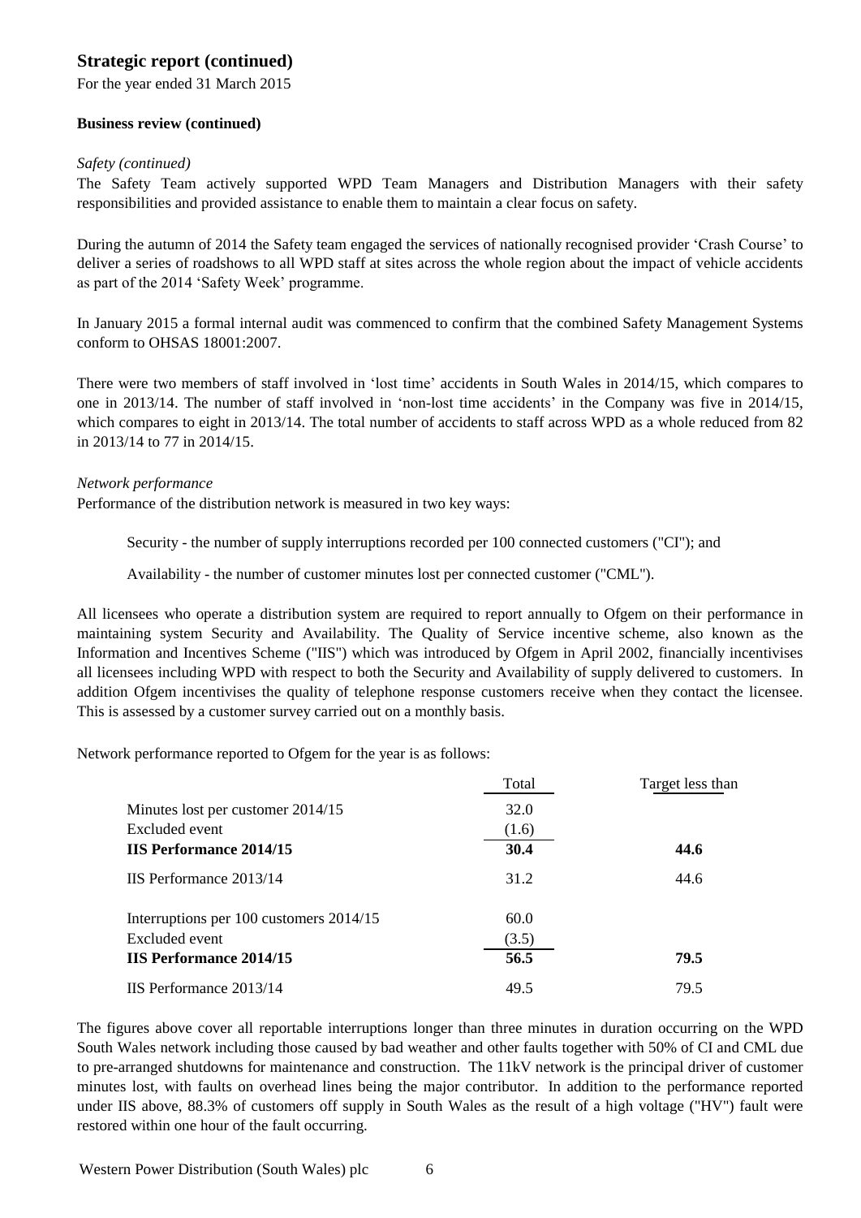## Strategic report (continued)

For the year ended 31 March 2015

### Business review (continued)

*Safety (continued)*

The Safety Team actively supported WPD Team Managers and Distribution Managers with their safety responsibilities and provided assistance to enable them to maintain a clear focus on safety.

During the autumn of 2014 the Safety team engaged the services of nationally recognised provider 'Crash Course' to deliver a series of roadshows to all WPD staff at sites across the whole region about the impact of vehicle accidents as part of the 2014 'Safety Week' programme.

In January 2015 a formal internal audit was commenced to confirm that the combined Safety Management Systems conform to OHSAS 18001:2007.

There were two members of staff involved in 'lost time' accidents in South Wales in 2014/15, which compares to one in 2013/14. The number of staff involved in 'non-lost time accidents' in the Company was five in 2014/15, which compares to eight in 2013/14. The total number of accidents to staff across WPD as a whole reduced from 82 in 2013/14 to 77 in 2014/15.

*Network performance*

Performance of the distribution network is measured in two key ways:

Security - the number of supply interruptions recorded per 100 connected customers ("CI"); and

Availability - the number of customer minutes lost per connected customer ("CML").

All licensees who operate a distribution system are required to report annually to Ofgem on their performance in maintaining system Security and Availability. The Quality of Service incentive scheme, also known as the Information and Incentives Scheme ("IIS") which was introduced by Ofgem in April 2002, financially incentivises all licensees including WPD with respect to both the Security and Availability of supply delivered to customers. In addition Ofgem incentivises the quality of telephone response customers receive when they contact the licensee. This is assessed by a customer survey carried out on a monthly basis.

Network performance reported to Ofgem for the year is as follows:

| | Total | Target less than |
|---|---|---|
| Minutes lost per customer 2014/15 | 32.0 | |
| Excluded event | (1.6) | |
| **IIS Performance 2014/15** | **30.4** | **44.6** |
| IIS Performance 2013/14 | 31.2 | 44.6 |
| Interruptions per 100 customers 2014/15 | 60.0 | |
| Excluded event | (3.5) | |
| **IIS Performance 2014/15** | **56.5** | **79.5** |
| IIS Performance 2013/14 | 49.5 | 79.5 |

The figures above cover all reportable interruptions longer than three minutes in duration occurring on the WPD South Wales network including those caused by bad weather and other faults together with 50% of CI and CML due to pre-arranged shutdowns for maintenance and construction. The 11kV network is the principal driver of customer minutes lost, with faults on overhead lines being the major contributor. In addition to the performance reported under IIS above, 88.3% of customers off supply in South Wales as the result of a high voltage ("HV") fault were restored within one hour of the fault occurring.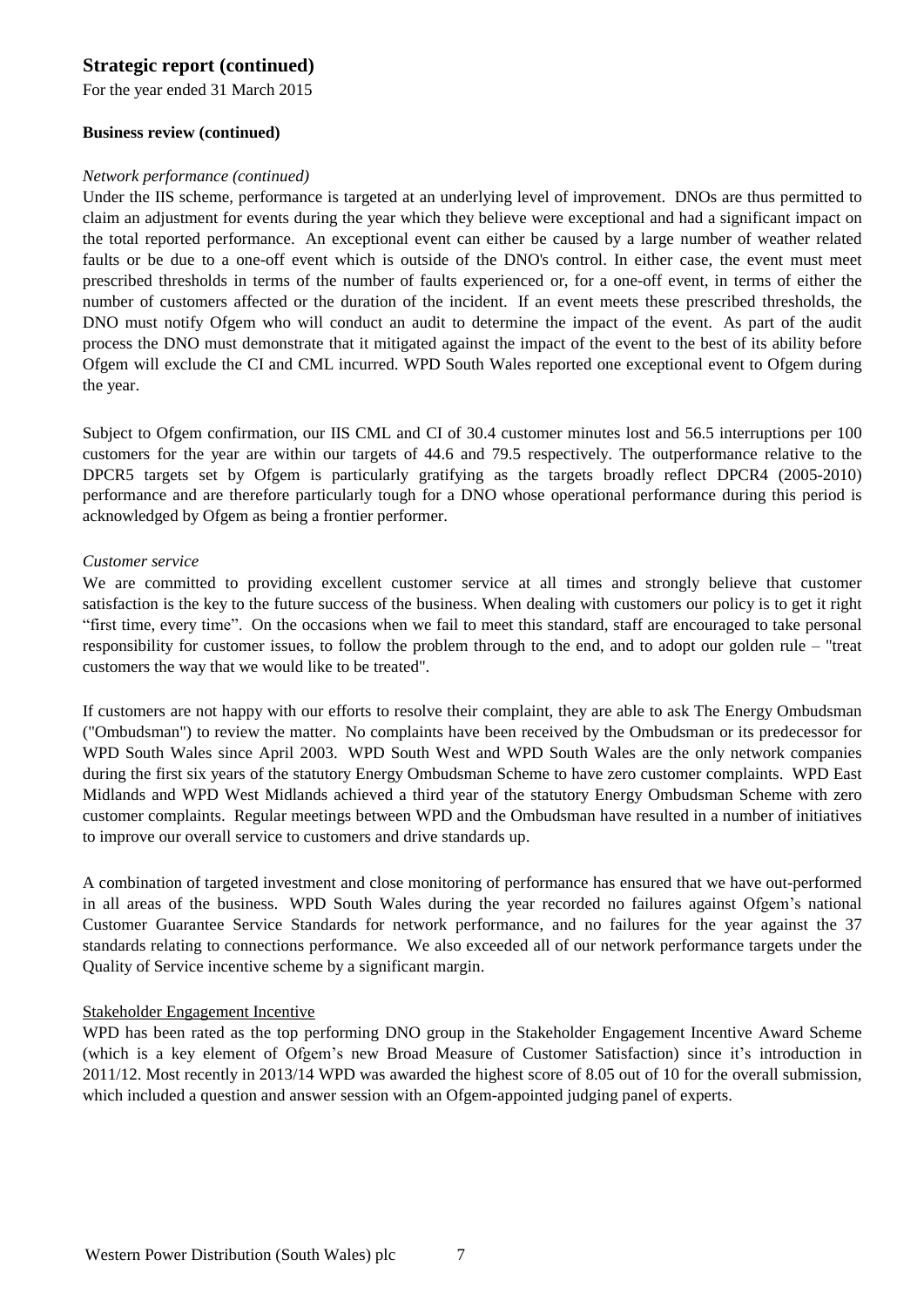# Strategic report (continued)

For the year ended 31 March 2015

**Business review (continued)**

*Network performance (continued)*

Under the IIS scheme, performance is targeted at an underlying level of improvement. DNOs are thus permitted to claim an adjustment for events during the year which they believe were exceptional and had a significant impact on the total reported performance. An exceptional event can either be caused by a large number of weather related faults or be due to a one-off event which is outside of the DNO's control. In either case, the event must meet prescribed thresholds in terms of the number of faults experienced or, for a one-off event, in terms of either the number of customers affected or the duration of the incident. If an event meets these prescribed thresholds, the DNO must notify Ofgem who will conduct an audit to determine the impact of the event. As part of the audit process the DNO must demonstrate that it mitigated against the impact of the event to the best of its ability before Ofgem will exclude the CI and CML incurred. WPD South Wales reported one exceptional event to Ofgem during the year.

Subject to Ofgem confirmation, our IIS CML and CI of 30.4 customer minutes lost and 56.5 interruptions per 100 customers for the year are within our targets of 44.6 and 79.5 respectively. The outperformance relative to the DPCR5 targets set by Ofgem is particularly gratifying as the targets broadly reflect DPCR4 (2005-2010) performance and are therefore particularly tough for a DNO whose operational performance during this period is acknowledged by Ofgem as being a frontier performer.

*Customer service*

We are committed to providing excellent customer service at all times and strongly believe that customer satisfaction is the key to the future success of the business. When dealing with customers our policy is to get it right "first time, every time". On the occasions when we fail to meet this standard, staff are encouraged to take personal responsibility for customer issues, to follow the problem through to the end, and to adopt our golden rule – "treat customers the way that we would like to be treated".

If customers are not happy with our efforts to resolve their complaint, they are able to ask The Energy Ombudsman ("Ombudsman") to review the matter. No complaints have been received by the Ombudsman or its predecessor for WPD South Wales since April 2003. WPD South West and WPD South Wales are the only network companies during the first six years of the statutory Energy Ombudsman Scheme to have zero customer complaints. WPD East Midlands and WPD West Midlands achieved a third year of the statutory Energy Ombudsman Scheme with zero customer complaints. Regular meetings between WPD and the Ombudsman have resulted in a number of initiatives to improve our overall service to customers and drive standards up.

A combination of targeted investment and close monitoring of performance has ensured that we have out-performed in all areas of the business. WPD South Wales during the year recorded no failures against Ofgem's national Customer Guarantee Service Standards for network performance, and no failures for the year against the 37 standards relating to connections performance. We also exceeded all of our network performance targets under the Quality of Service incentive scheme by a significant margin.

Stakeholder Engagement Incentive

WPD has been rated as the top performing DNO group in the Stakeholder Engagement Incentive Award Scheme (which is a key element of Ofgem's new Broad Measure of Customer Satisfaction) since it's introduction in 2011/12. Most recently in 2013/14 WPD was awarded the highest score of 8.05 out of 10 for the overall submission, which included a question and answer session with an Ofgem-appointed judging panel of experts.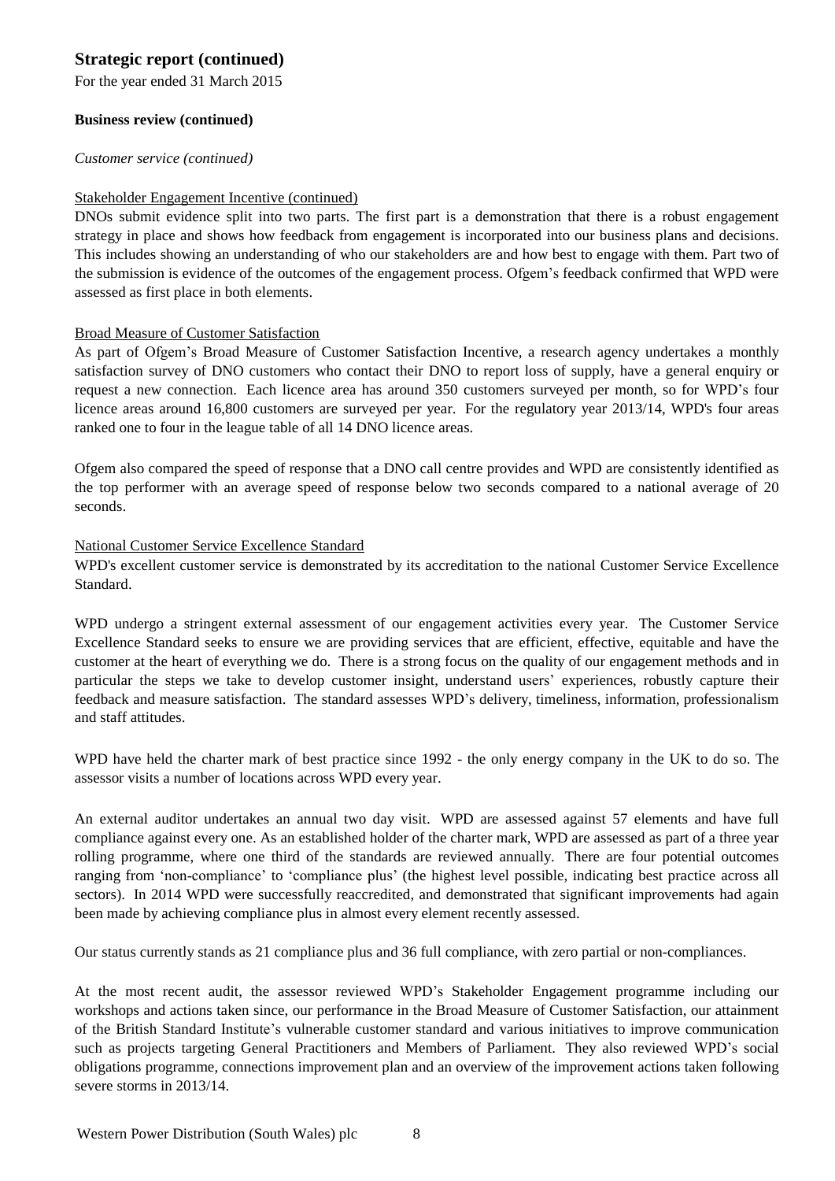## Strategic report (continued)

For the year ended 31 March 2015

**Business review (continued)**

*Customer service (continued)*

Stakeholder Engagement Incentive (continued)

DNOs submit evidence split into two parts. The first part is a demonstration that there is a robust engagement strategy in place and shows how feedback from engagement is incorporated into our business plans and decisions. This includes showing an understanding of who our stakeholders are and how best to engage with them. Part two of the submission is evidence of the outcomes of the engagement process. Ofgem's feedback confirmed that WPD were assessed as first place in both elements.

Broad Measure of Customer Satisfaction

As part of Ofgem's Broad Measure of Customer Satisfaction Incentive, a research agency undertakes a monthly satisfaction survey of DNO customers who contact their DNO to report loss of supply, have a general enquiry or request a new connection. Each licence area has around 350 customers surveyed per month, so for WPD's four licence areas around 16,800 customers are surveyed per year. For the regulatory year 2013/14, WPD's four areas ranked one to four in the league table of all 14 DNO licence areas.

Ofgem also compared the speed of response that a DNO call centre provides and WPD are consistently identified as the top performer with an average speed of response below two seconds compared to a national average of 20 seconds.

National Customer Service Excellence Standard

WPD's excellent customer service is demonstrated by its accreditation to the national Customer Service Excellence Standard.

WPD undergo a stringent external assessment of our engagement activities every year. The Customer Service Excellence Standard seeks to ensure we are providing services that are efficient, effective, equitable and have the customer at the heart of everything we do. There is a strong focus on the quality of our engagement methods and in particular the steps we take to develop customer insight, understand users' experiences, robustly capture their feedback and measure satisfaction. The standard assesses WPD's delivery, timeliness, information, professionalism and staff attitudes.

WPD have held the charter mark of best practice since 1992 - the only energy company in the UK to do so. The assessor visits a number of locations across WPD every year.

An external auditor undertakes an annual two day visit. WPD are assessed against 57 elements and have full compliance against every one. As an established holder of the charter mark, WPD are assessed as part of a three year rolling programme, where one third of the standards are reviewed annually. There are four potential outcomes ranging from 'non-compliance' to 'compliance plus' (the highest level possible, indicating best practice across all sectors). In 2014 WPD were successfully reaccredited, and demonstrated that significant improvements had again been made by achieving compliance plus in almost every element recently assessed.

Our status currently stands as 21 compliance plus and 36 full compliance, with zero partial or non-compliances.

At the most recent audit, the assessor reviewed WPD's Stakeholder Engagement programme including our workshops and actions taken since, our performance in the Broad Measure of Customer Satisfaction, our attainment of the British Standard Institute's vulnerable customer standard and various initiatives to improve communication such as projects targeting General Practitioners and Members of Parliament. They also reviewed WPD's social obligations programme, connections improvement plan and an overview of the improvement actions taken following severe storms in 2013/14.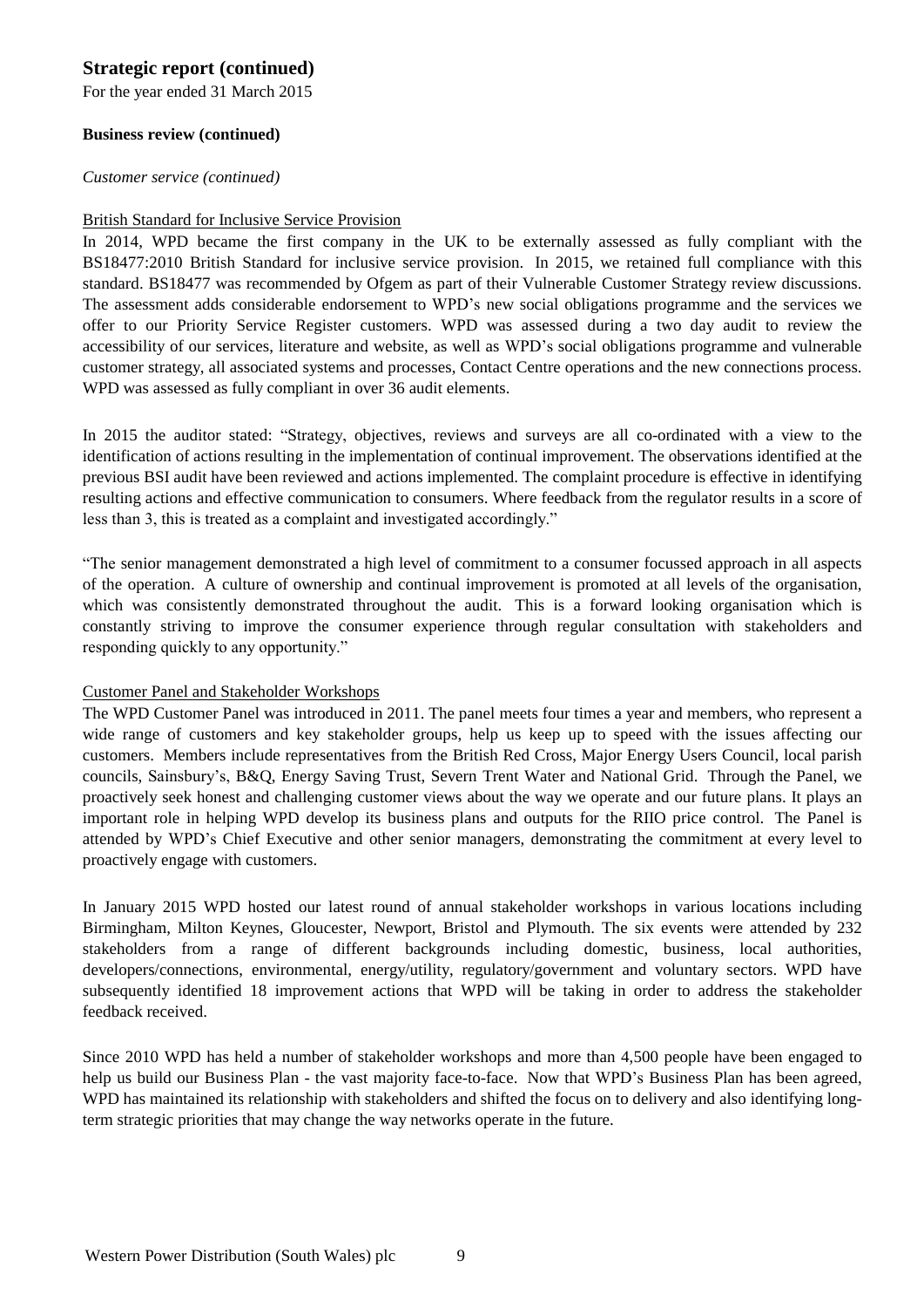## Strategic report (continued)

For the year ended 31 March 2015

**Business review (continued)**

*Customer service (continued)*

British Standard for Inclusive Service Provision

In 2014, WPD became the first company in the UK to be externally assessed as fully compliant with the BS18477:2010 British Standard for inclusive service provision. In 2015, we retained full compliance with this standard. BS18477 was recommended by Ofgem as part of their Vulnerable Customer Strategy review discussions. The assessment adds considerable endorsement to WPD's new social obligations programme and the services we offer to our Priority Service Register customers. WPD was assessed during a two day audit to review the accessibility of our services, literature and website, as well as WPD's social obligations programme and vulnerable customer strategy, all associated systems and processes, Contact Centre operations and the new connections process. WPD was assessed as fully compliant in over 36 audit elements.

In 2015 the auditor stated: "Strategy, objectives, reviews and surveys are all co-ordinated with a view to the identification of actions resulting in the implementation of continual improvement. The observations identified at the previous BSI audit have been reviewed and actions implemented. The complaint procedure is effective in identifying resulting actions and effective communication to consumers. Where feedback from the regulator results in a score of less than 3, this is treated as a complaint and investigated accordingly."

"The senior management demonstrated a high level of commitment to a consumer focussed approach in all aspects of the operation. A culture of ownership and continual improvement is promoted at all levels of the organisation, which was consistently demonstrated throughout the audit. This is a forward looking organisation which is constantly striving to improve the consumer experience through regular consultation with stakeholders and responding quickly to any opportunity."

Customer Panel and Stakeholder Workshops

The WPD Customer Panel was introduced in 2011. The panel meets four times a year and members, who represent a wide range of customers and key stakeholder groups, help us keep up to speed with the issues affecting our customers. Members include representatives from the British Red Cross, Major Energy Users Council, local parish councils, Sainsbury's, B&Q, Energy Saving Trust, Severn Trent Water and National Grid. Through the Panel, we proactively seek honest and challenging customer views about the way we operate and our future plans. It plays an important role in helping WPD develop its business plans and outputs for the RIIO price control. The Panel is attended by WPD's Chief Executive and other senior managers, demonstrating the commitment at every level to proactively engage with customers.

In January 2015 WPD hosted our latest round of annual stakeholder workshops in various locations including Birmingham, Milton Keynes, Gloucester, Newport, Bristol and Plymouth. The six events were attended by 232 stakeholders from a range of different backgrounds including domestic, business, local authorities, developers/connections, environmental, energy/utility, regulatory/government and voluntary sectors. WPD have subsequently identified 18 improvement actions that WPD will be taking in order to address the stakeholder feedback received.

Since 2010 WPD has held a number of stakeholder workshops and more than 4,500 people have been engaged to help us build our Business Plan - the vast majority face-to-face. Now that WPD's Business Plan has been agreed, WPD has maintained its relationship with stakeholders and shifted the focus on to delivery and also identifying long-term strategic priorities that may change the way networks operate in the future.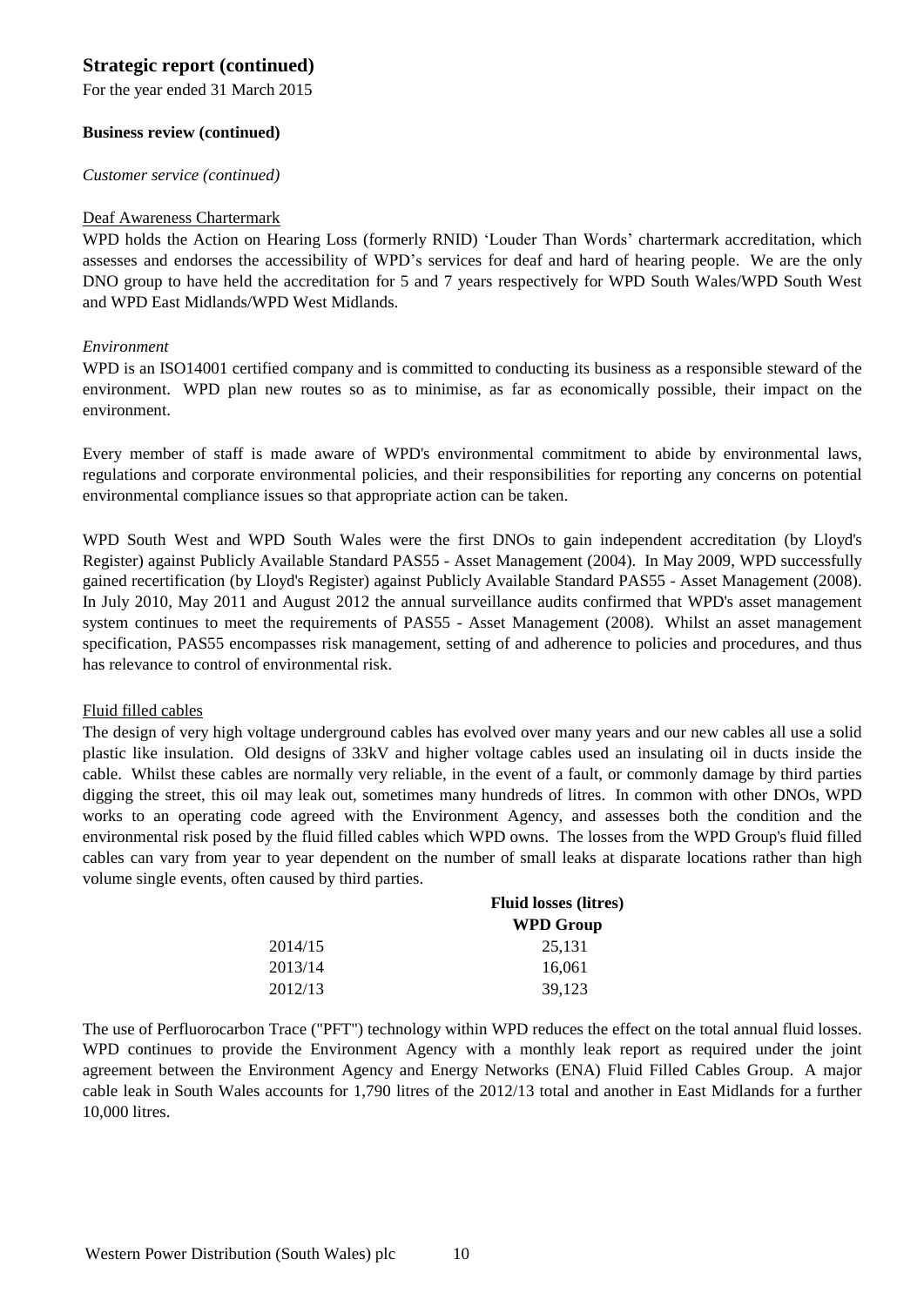## Strategic report (continued)

For the year ended 31 March 2015

**Business review (continued)**

*Customer service (continued)*

Deaf Awareness Chartermark

WPD holds the Action on Hearing Loss (formerly RNID) 'Louder Than Words' chartermark accreditation, which assesses and endorses the accessibility of WPD's services for deaf and hard of hearing people. We are the only DNO group to have held the accreditation for 5 and 7 years respectively for WPD South Wales/WPD South West and WPD East Midlands/WPD West Midlands.

*Environment*

WPD is an ISO14001 certified company and is committed to conducting its business as a responsible steward of the environment. WPD plan new routes so as to minimise, as far as economically possible, their impact on the environment.

Every member of staff is made aware of WPD's environmental commitment to abide by environmental laws, regulations and corporate environmental policies, and their responsibilities for reporting any concerns on potential environmental compliance issues so that appropriate action can be taken.

WPD South West and WPD South Wales were the first DNOs to gain independent accreditation (by Lloyd's Register) against Publicly Available Standard PAS55 - Asset Management (2004). In May 2009, WPD successfully gained recertification (by Lloyd's Register) against Publicly Available Standard PAS55 - Asset Management (2008). In July 2010, May 2011 and August 2012 the annual surveillance audits confirmed that WPD's asset management system continues to meet the requirements of PAS55 - Asset Management (2008). Whilst an asset management specification, PAS55 encompasses risk management, setting of and adherence to policies and procedures, and thus has relevance to control of environmental risk.

Fluid filled cables

The design of very high voltage underground cables has evolved over many years and our new cables all use a solid plastic like insulation. Old designs of 33kV and higher voltage cables used an insulating oil in ducts inside the cable. Whilst these cables are normally very reliable, in the event of a fault, or commonly damage by third parties digging the street, this oil may leak out, sometimes many hundreds of litres. In common with other DNOs, WPD works to an operating code agreed with the Environment Agency, and assesses both the condition and the environmental risk posed by the fluid filled cables which WPD owns. The losses from the WPD Group's fluid filled cables can vary from year to year dependent on the number of small leaks at disparate locations rather than high volume single events, often caused by third parties.

| | **Fluid losses (litres)** |
|---|---|
| | **WPD Group** |
| 2014/15 | 25,131 |
| 2013/14 | 16,061 |
| 2012/13 | 39,123 |

The use of Perfluorocarbon Trace ("PFT") technology within WPD reduces the effect on the total annual fluid losses. WPD continues to provide the Environment Agency with a monthly leak report as required under the joint agreement between the Environment Agency and Energy Networks (ENA) Fluid Filled Cables Group. A major cable leak in South Wales accounts for 1,790 litres of the 2012/13 total and another in East Midlands for a further 10,000 litres.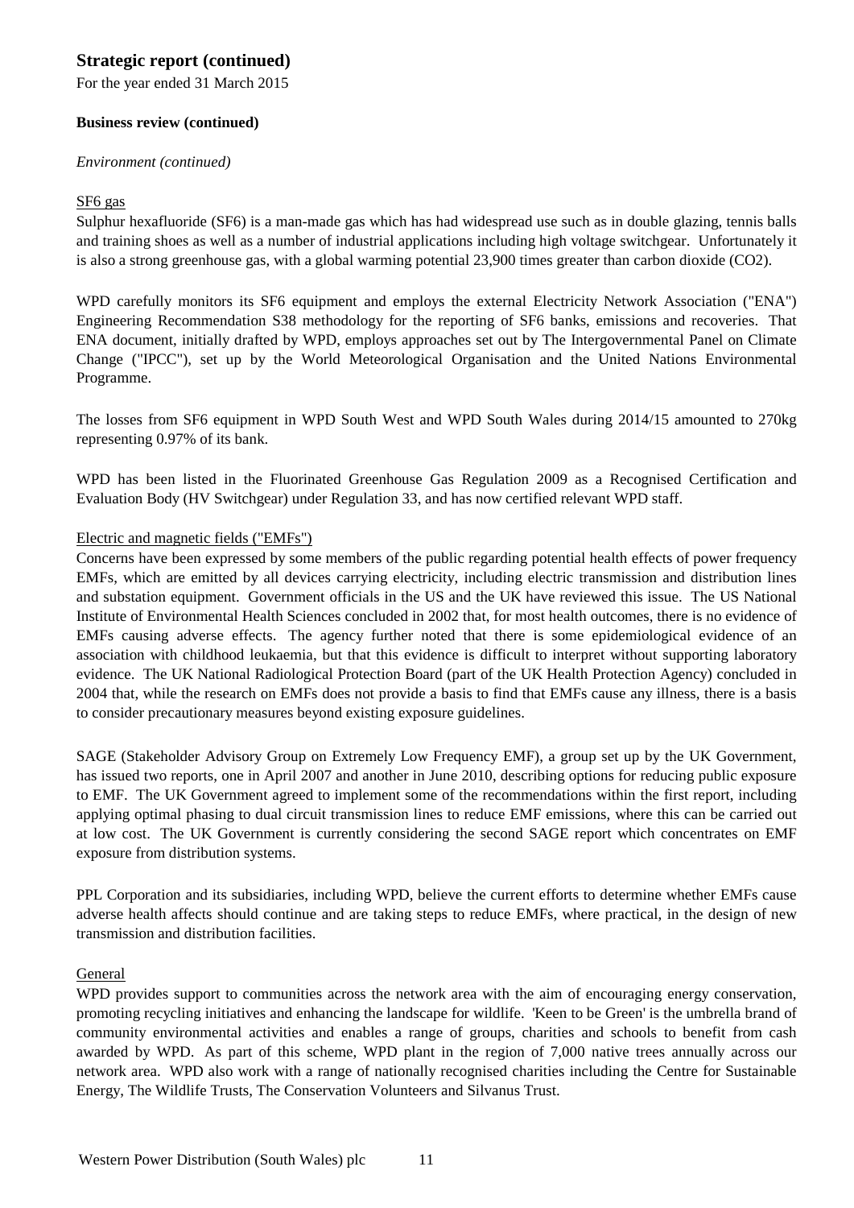## Strategic report (continued)

For the year ended 31 March 2015

### Business review (continued)

*Environment (continued)*

SF6 gas

Sulphur hexafluoride (SF6) is a man-made gas which has had widespread use such as in double glazing, tennis balls and training shoes as well as a number of industrial applications including high voltage switchgear. Unfortunately it is also a strong greenhouse gas, with a global warming potential 23,900 times greater than carbon dioxide (CO2).

WPD carefully monitors its SF6 equipment and employs the external Electricity Network Association ("ENA") Engineering Recommendation S38 methodology for the reporting of SF6 banks, emissions and recoveries. That ENA document, initially drafted by WPD, employs approaches set out by The Intergovernmental Panel on Climate Change ("IPCC"), set up by the World Meteorological Organisation and the United Nations Environmental Programme.

The losses from SF6 equipment in WPD South West and WPD South Wales during 2014/15 amounted to 270kg representing 0.97% of its bank.

WPD has been listed in the Fluorinated Greenhouse Gas Regulation 2009 as a Recognised Certification and Evaluation Body (HV Switchgear) under Regulation 33, and has now certified relevant WPD staff.

Electric and magnetic fields ("EMFs")

Concerns have been expressed by some members of the public regarding potential health effects of power frequency EMFs, which are emitted by all devices carrying electricity, including electric transmission and distribution lines and substation equipment. Government officials in the US and the UK have reviewed this issue. The US National Institute of Environmental Health Sciences concluded in 2002 that, for most health outcomes, there is no evidence of EMFs causing adverse effects. The agency further noted that there is some epidemiological evidence of an association with childhood leukaemia, but that this evidence is difficult to interpret without supporting laboratory evidence. The UK National Radiological Protection Board (part of the UK Health Protection Agency) concluded in 2004 that, while the research on EMFs does not provide a basis to find that EMFs cause any illness, there is a basis to consider precautionary measures beyond existing exposure guidelines.

SAGE (Stakeholder Advisory Group on Extremely Low Frequency EMF), a group set up by the UK Government, has issued two reports, one in April 2007 and another in June 2010, describing options for reducing public exposure to EMF. The UK Government agreed to implement some of the recommendations within the first report, including applying optimal phasing to dual circuit transmission lines to reduce EMF emissions, where this can be carried out at low cost. The UK Government is currently considering the second SAGE report which concentrates on EMF exposure from distribution systems.

PPL Corporation and its subsidiaries, including WPD, believe the current efforts to determine whether EMFs cause adverse health affects should continue and are taking steps to reduce EMFs, where practical, in the design of new transmission and distribution facilities.

General

WPD provides support to communities across the network area with the aim of encouraging energy conservation, promoting recycling initiatives and enhancing the landscape for wildlife. 'Keen to be Green' is the umbrella brand of community environmental activities and enables a range of groups, charities and schools to benefit from cash awarded by WPD. As part of this scheme, WPD plant in the region of 7,000 native trees annually across our network area. WPD also work with a range of nationally recognised charities including the Centre for Sustainable Energy, The Wildlife Trusts, The Conservation Volunteers and Silvanus Trust.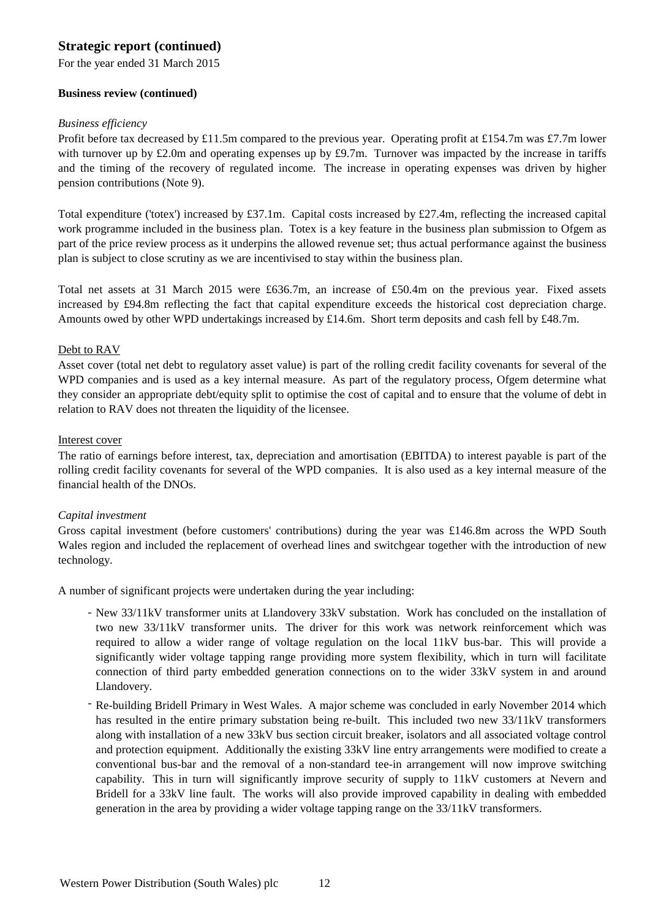## Strategic report (continued)

For the year ended 31 March 2015

**Business review (continued)**

*Business efficiency*

Profit before tax decreased by £11.5m compared to the previous year. Operating profit at £154.7m was £7.7m lower with turnover up by £2.0m and operating expenses up by £9.7m. Turnover was impacted by the increase in tariffs and the timing of the recovery of regulated income. The increase in operating expenses was driven by higher pension contributions (Note 9).

Total expenditure ('totex') increased by £37.1m. Capital costs increased by £27.4m, reflecting the increased capital work programme included in the business plan. Totex is a key feature in the business plan submission to Ofgem as part of the price review process as it underpins the allowed revenue set; thus actual performance against the business plan is subject to close scrutiny as we are incentivised to stay within the business plan.

Total net assets at 31 March 2015 were £636.7m, an increase of £50.4m on the previous year. Fixed assets increased by £94.8m reflecting the fact that capital expenditure exceeds the historical cost depreciation charge. Amounts owed by other WPD undertakings increased by £14.6m. Short term deposits and cash fell by £48.7m.

Debt to RAV

Asset cover (total net debt to regulatory asset value) is part of the rolling credit facility covenants for several of the WPD companies and is used as a key internal measure. As part of the regulatory process, Ofgem determine what they consider an appropriate debt/equity split to optimise the cost of capital and to ensure that the volume of debt in relation to RAV does not threaten the liquidity of the licensee.

Interest cover

The ratio of earnings before interest, tax, depreciation and amortisation (EBITDA) to interest payable is part of the rolling credit facility covenants for several of the WPD companies. It is also used as a key internal measure of the financial health of the DNOs.

*Capital investment*

Gross capital investment (before customers' contributions) during the year was £146.8m across the WPD South Wales region and included the replacement of overhead lines and switchgear together with the introduction of new technology.

A number of significant projects were undertaken during the year including:

- New 33/11kV transformer units at Llandovery 33kV substation. Work has concluded on the installation of two new 33/11kV transformer units. The driver for this work was network reinforcement which was required to allow a wider range of voltage regulation on the local 11kV bus-bar. This will provide a significantly wider voltage tapping range providing more system flexibility, which in turn will facilitate connection of third party embedded generation connections on to the wider 33kV system in and around Llandovery.
- Re-building Bridell Primary in West Wales. A major scheme was concluded in early November 2014 which has resulted in the entire primary substation being re-built. This included two new 33/11kV transformers along with installation of a new 33kV bus section circuit breaker, isolators and all associated voltage control and protection equipment. Additionally the existing 33kV line entry arrangements were modified to create a conventional bus-bar and the removal of a non-standard tee-in arrangement will now improve switching capability. This in turn will significantly improve security of supply to 11kV customers at Nevern and Bridell for a 33kV line fault. The works will also provide improved capability in dealing with embedded generation in the area by providing a wider voltage tapping range on the 33/11kV transformers.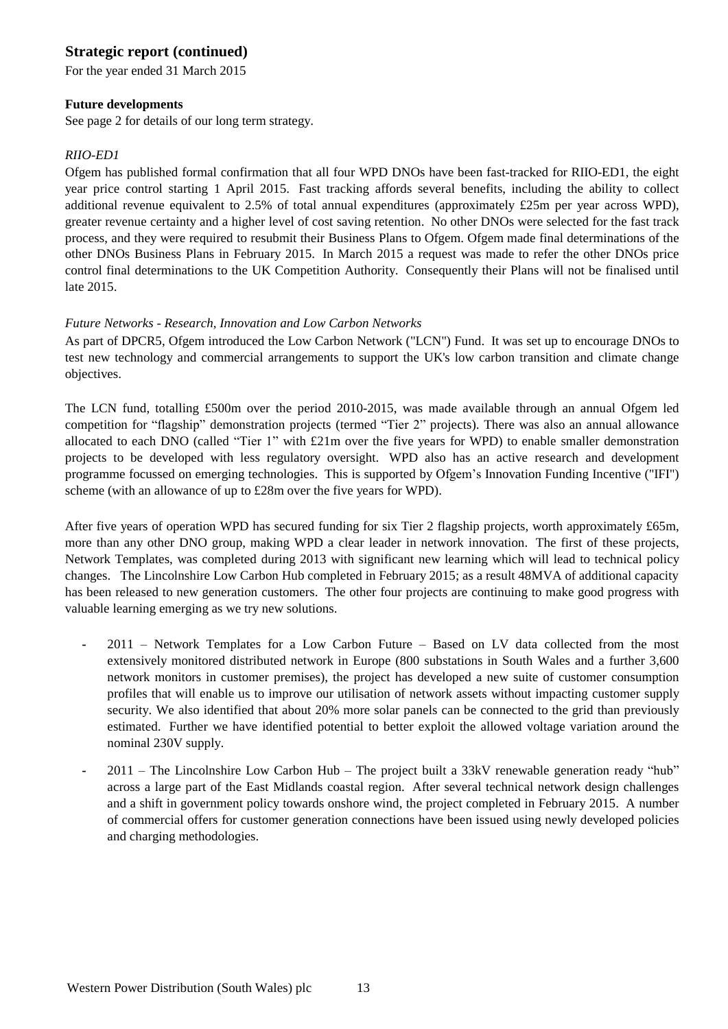## Strategic report (continued)

For the year ended 31 March 2015

**Future developments**

See page 2 for details of our long term strategy.

*RIIO-ED1*

Ofgem has published formal confirmation that all four WPD DNOs have been fast-tracked for RIIO-ED1, the eight year price control starting 1 April 2015. Fast tracking affords several benefits, including the ability to collect additional revenue equivalent to 2.5% of total annual expenditures (approximately £25m per year across WPD), greater revenue certainty and a higher level of cost saving retention. No other DNOs were selected for the fast track process, and they were required to resubmit their Business Plans to Ofgem. Ofgem made final determinations of the other DNOs Business Plans in February 2015. In March 2015 a request was made to refer the other DNOs price control final determinations to the UK Competition Authority. Consequently their Plans will not be finalised until late 2015.

*Future Networks - Research, Innovation and Low Carbon Networks*

As part of DPCR5, Ofgem introduced the Low Carbon Network ("LCN") Fund. It was set up to encourage DNOs to test new technology and commercial arrangements to support the UK's low carbon transition and climate change objectives.

The LCN fund, totalling £500m over the period 2010-2015, was made available through an annual Ofgem led competition for "flagship" demonstration projects (termed "Tier 2" projects). There was also an annual allowance allocated to each DNO (called "Tier 1" with £21m over the five years for WPD) to enable smaller demonstration projects to be developed with less regulatory oversight. WPD also has an active research and development programme focussed on emerging technologies. This is supported by Ofgem's Innovation Funding Incentive ("IFI") scheme (with an allowance of up to £28m over the five years for WPD).

After five years of operation WPD has secured funding for six Tier 2 flagship projects, worth approximately £65m, more than any other DNO group, making WPD a clear leader in network innovation. The first of these projects, Network Templates, was completed during 2013 with significant new learning which will lead to technical policy changes. The Lincolnshire Low Carbon Hub completed in February 2015; as a result 48MVA of additional capacity has been released to new generation customers. The other four projects are continuing to make good progress with valuable learning emerging as we try new solutions.

- 2011 – Network Templates for a Low Carbon Future – Based on LV data collected from the most extensively monitored distributed network in Europe (800 substations in South Wales and a further 3,600 network monitors in customer premises), the project has developed a new suite of customer consumption profiles that will enable us to improve our utilisation of network assets without impacting customer supply security. We also identified that about 20% more solar panels can be connected to the grid than previously estimated. Further we have identified potential to better exploit the allowed voltage variation around the nominal 230V supply.
- 2011 – The Lincolnshire Low Carbon Hub – The project built a 33kV renewable generation ready "hub" across a large part of the East Midlands coastal region. After several technical network design challenges and a shift in government policy towards onshore wind, the project completed in February 2015. A number of commercial offers for customer generation connections have been issued using newly developed policies and charging methodologies.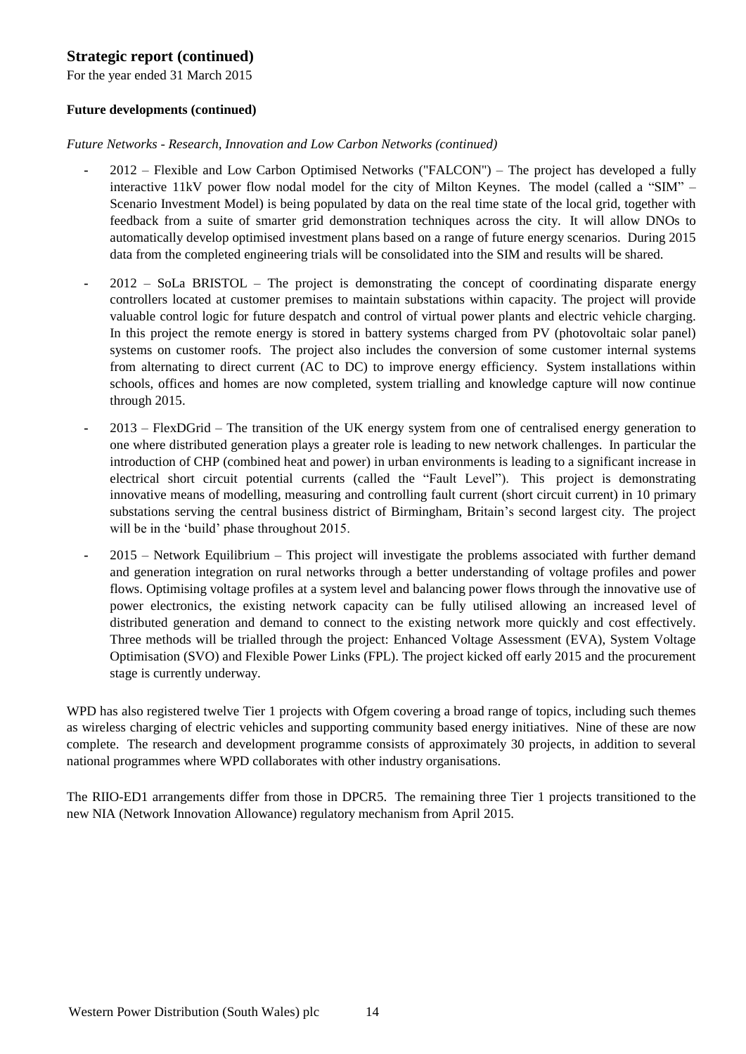## Strategic report (continued)

For the year ended 31 March 2015

**Future developments (continued)**

*Future Networks - Research, Innovation and Low Carbon Networks (continued)*

- 2012 – Flexible and Low Carbon Optimised Networks ("FALCON") – The project has developed a fully interactive 11kV power flow nodal model for the city of Milton Keynes. The model (called a "SIM" – Scenario Investment Model) is being populated by data on the real time state of the local grid, together with feedback from a suite of smarter grid demonstration techniques across the city. It will allow DNOs to automatically develop optimised investment plans based on a range of future energy scenarios. During 2015 data from the completed engineering trials will be consolidated into the SIM and results will be shared.
- 2012 – SoLa BRISTOL – The project is demonstrating the concept of coordinating disparate energy controllers located at customer premises to maintain substations within capacity. The project will provide valuable control logic for future despatch and control of virtual power plants and electric vehicle charging. In this project the remote energy is stored in battery systems charged from PV (photovoltaic solar panel) systems on customer roofs. The project also includes the conversion of some customer internal systems from alternating to direct current (AC to DC) to improve energy efficiency. System installations within schools, offices and homes are now completed, system trialling and knowledge capture will now continue through 2015.
- 2013 – FlexDGrid – The transition of the UK energy system from one of centralised energy generation to one where distributed generation plays a greater role is leading to new network challenges. In particular the introduction of CHP (combined heat and power) in urban environments is leading to a significant increase in electrical short circuit potential currents (called the "Fault Level"). This project is demonstrating innovative means of modelling, measuring and controlling fault current (short circuit current) in 10 primary substations serving the central business district of Birmingham, Britain's second largest city. The project will be in the 'build' phase throughout 2015.
- 2015 – Network Equilibrium – This project will investigate the problems associated with further demand and generation integration on rural networks through a better understanding of voltage profiles and power flows. Optimising voltage profiles at a system level and balancing power flows through the innovative use of power electronics, the existing network capacity can be fully utilised allowing an increased level of distributed generation and demand to connect to the existing network more quickly and cost effectively. Three methods will be trialled through the project: Enhanced Voltage Assessment (EVA), System Voltage Optimisation (SVO) and Flexible Power Links (FPL). The project kicked off early 2015 and the procurement stage is currently underway.

WPD has also registered twelve Tier 1 projects with Ofgem covering a broad range of topics, including such themes as wireless charging of electric vehicles and supporting community based energy initiatives. Nine of these are now complete. The research and development programme consists of approximately 30 projects, in addition to several national programmes where WPD collaborates with other industry organisations.

The RIIO-ED1 arrangements differ from those in DPCR5. The remaining three Tier 1 projects transitioned to the new NIA (Network Innovation Allowance) regulatory mechanism from April 2015.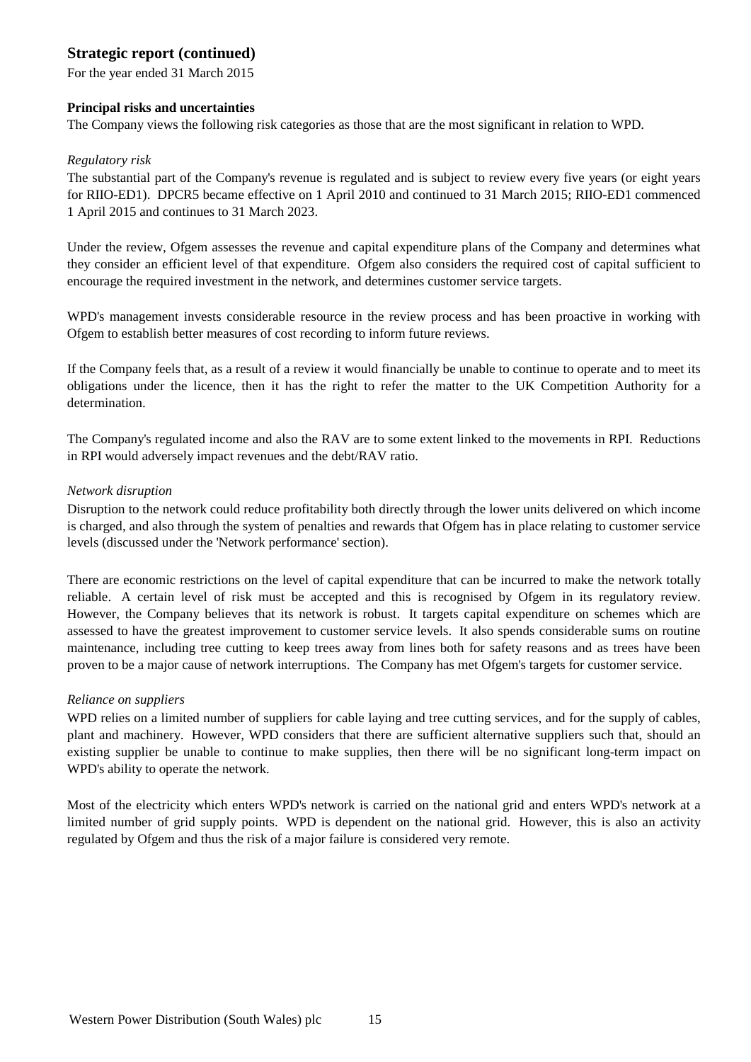## Strategic report (continued)

For the year ended 31 March 2015

### Principal risks and uncertainties

The Company views the following risk categories as those that are the most significant in relation to WPD.

*Regulatory risk*

The substantial part of the Company's revenue is regulated and is subject to review every five years (or eight years for RIIO-ED1). DPCR5 became effective on 1 April 2010 and continued to 31 March 2015; RIIO-ED1 commenced 1 April 2015 and continues to 31 March 2023.

Under the review, Ofgem assesses the revenue and capital expenditure plans of the Company and determines what they consider an efficient level of that expenditure. Ofgem also considers the required cost of capital sufficient to encourage the required investment in the network, and determines customer service targets.

WPD's management invests considerable resource in the review process and has been proactive in working with Ofgem to establish better measures of cost recording to inform future reviews.

If the Company feels that, as a result of a review it would financially be unable to continue to operate and to meet its obligations under the licence, then it has the right to refer the matter to the UK Competition Authority for a determination.

The Company's regulated income and also the RAV are to some extent linked to the movements in RPI. Reductions in RPI would adversely impact revenues and the debt/RAV ratio.

*Network disruption*

Disruption to the network could reduce profitability both directly through the lower units delivered on which income is charged, and also through the system of penalties and rewards that Ofgem has in place relating to customer service levels (discussed under the 'Network performance' section).

There are economic restrictions on the level of capital expenditure that can be incurred to make the network totally reliable. A certain level of risk must be accepted and this is recognised by Ofgem in its regulatory review. However, the Company believes that its network is robust. It targets capital expenditure on schemes which are assessed to have the greatest improvement to customer service levels. It also spends considerable sums on routine maintenance, including tree cutting to keep trees away from lines both for safety reasons and as trees have been proven to be a major cause of network interruptions. The Company has met Ofgem's targets for customer service.

*Reliance on suppliers*

WPD relies on a limited number of suppliers for cable laying and tree cutting services, and for the supply of cables, plant and machinery. However, WPD considers that there are sufficient alternative suppliers such that, should an existing supplier be unable to continue to make supplies, then there will be no significant long-term impact on WPD's ability to operate the network.

Most of the electricity which enters WPD's network is carried on the national grid and enters WPD's network at a limited number of grid supply points. WPD is dependent on the national grid. However, this is also an activity regulated by Ofgem and thus the risk of a major failure is considered very remote.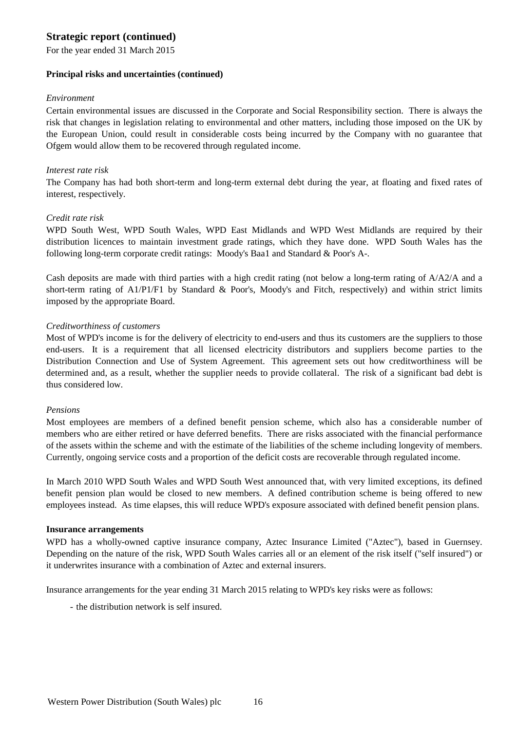## Strategic report (continued)

For the year ended 31 March 2015

### Principal risks and uncertainties (continued)

*Environment*

Certain environmental issues are discussed in the Corporate and Social Responsibility section. There is always the risk that changes in legislation relating to environmental and other matters, including those imposed on the UK by the European Union, could result in considerable costs being incurred by the Company with no guarantee that Ofgem would allow them to be recovered through regulated income.

*Interest rate risk*

The Company has had both short-term and long-term external debt during the year, at floating and fixed rates of interest, respectively.

*Credit rate risk*

WPD South West, WPD South Wales, WPD East Midlands and WPD West Midlands are required by their distribution licences to maintain investment grade ratings, which they have done. WPD South Wales has the following long-term corporate credit ratings: Moody's Baa1 and Standard & Poor's A-.

Cash deposits are made with third parties with a high credit rating (not below a long-term rating of A/A2/A and a short-term rating of A1/P1/F1 by Standard & Poor's, Moody's and Fitch, respectively) and within strict limits imposed by the appropriate Board.

*Creditworthiness of customers*

Most of WPD's income is for the delivery of electricity to end-users and thus its customers are the suppliers to those end-users. It is a requirement that all licensed electricity distributors and suppliers become parties to the Distribution Connection and Use of System Agreement. This agreement sets out how creditworthiness will be determined and, as a result, whether the supplier needs to provide collateral. The risk of a significant bad debt is thus considered low.

*Pensions*

Most employees are members of a defined benefit pension scheme, which also has a considerable number of members who are either retired or have deferred benefits. There are risks associated with the financial performance of the assets within the scheme and with the estimate of the liabilities of the scheme including longevity of members. Currently, ongoing service costs and a proportion of the deficit costs are recoverable through regulated income.

In March 2010 WPD South Wales and WPD South West announced that, with very limited exceptions, its defined benefit pension plan would be closed to new members. A defined contribution scheme is being offered to new employees instead. As time elapses, this will reduce WPD's exposure associated with defined benefit pension plans.

### Insurance arrangements

WPD has a wholly-owned captive insurance company, Aztec Insurance Limited ("Aztec"), based in Guernsey. Depending on the nature of the risk, WPD South Wales carries all or an element of the risk itself ("self insured") or it underwrites insurance with a combination of Aztec and external insurers.

Insurance arrangements for the year ending 31 March 2015 relating to WPD's key risks were as follows:

- the distribution network is self insured.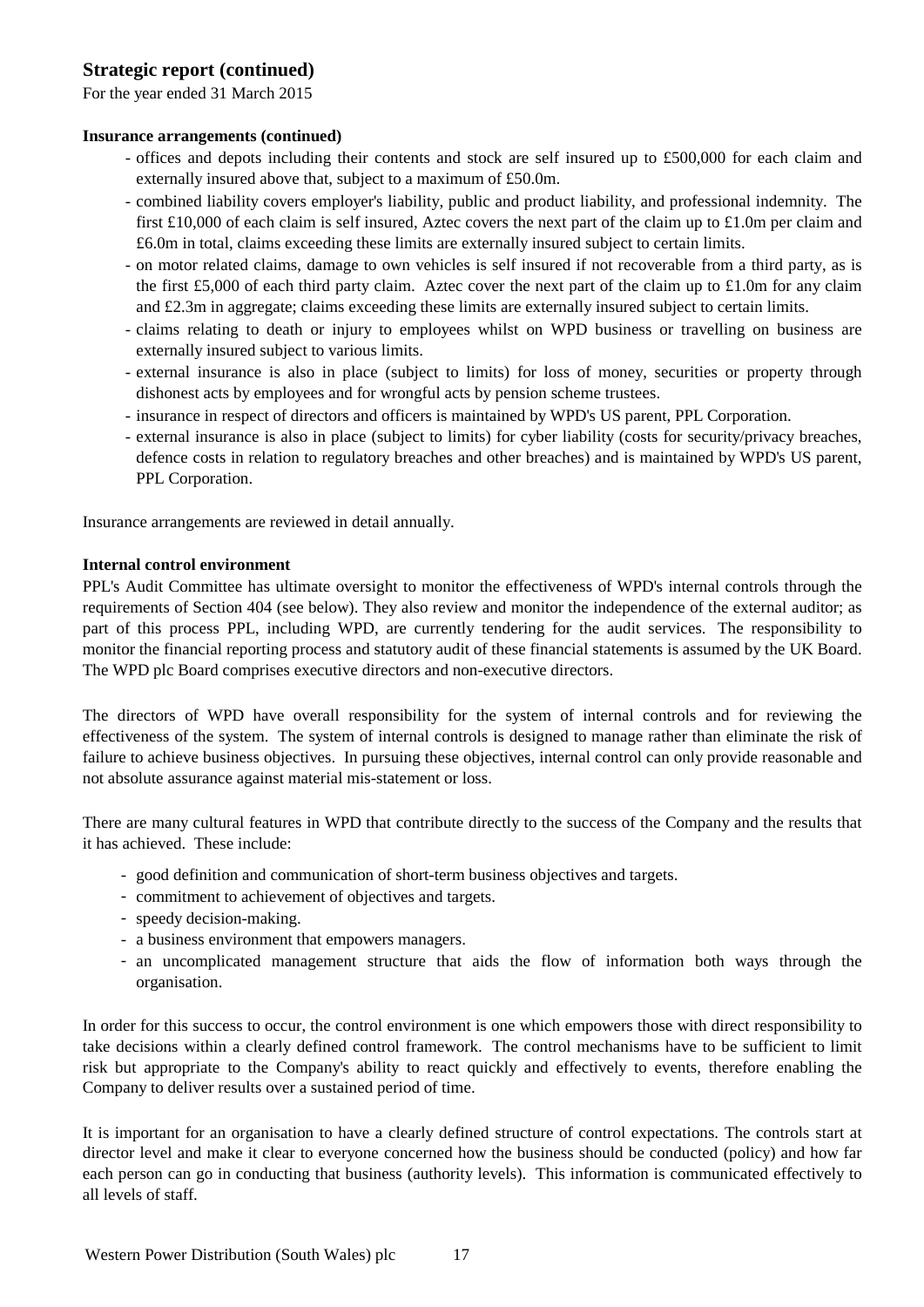## Strategic report (continued)

For the year ended 31 March 2015

**Insurance arrangements (continued)**

- offices and depots including their contents and stock are self insured up to £500,000 for each claim and externally insured above that, subject to a maximum of £50.0m.
- combined liability covers employer's liability, public and product liability, and professional indemnity. The first £10,000 of each claim is self insured, Aztec covers the next part of the claim up to £1.0m per claim and £6.0m in total, claims exceeding these limits are externally insured subject to certain limits.
- on motor related claims, damage to own vehicles is self insured if not recoverable from a third party, as is the first £5,000 of each third party claim. Aztec cover the next part of the claim up to £1.0m for any claim and £2.3m in aggregate; claims exceeding these limits are externally insured subject to certain limits.
- claims relating to death or injury to employees whilst on WPD business or travelling on business are externally insured subject to various limits.
- external insurance is also in place (subject to limits) for loss of money, securities or property through dishonest acts by employees and for wrongful acts by pension scheme trustees.
- insurance in respect of directors and officers is maintained by WPD's US parent, PPL Corporation.
- external insurance is also in place (subject to limits) for cyber liability (costs for security/privacy breaches, defence costs in relation to regulatory breaches and other breaches) and is maintained by WPD's US parent, PPL Corporation.

Insurance arrangements are reviewed in detail annually.

**Internal control environment**

PPL's Audit Committee has ultimate oversight to monitor the effectiveness of WPD's internal controls through the requirements of Section 404 (see below). They also review and monitor the independence of the external auditor; as part of this process PPL, including WPD, are currently tendering for the audit services. The responsibility to monitor the financial reporting process and statutory audit of these financial statements is assumed by the UK Board. The WPD plc Board comprises executive directors and non-executive directors.

The directors of WPD have overall responsibility for the system of internal controls and for reviewing the effectiveness of the system. The system of internal controls is designed to manage rather than eliminate the risk of failure to achieve business objectives. In pursuing these objectives, internal control can only provide reasonable and not absolute assurance against material mis-statement or loss.

There are many cultural features in WPD that contribute directly to the success of the Company and the results that it has achieved. These include:

- good definition and communication of short-term business objectives and targets.
- commitment to achievement of objectives and targets.
- speedy decision-making.
- a business environment that empowers managers.
- an uncomplicated management structure that aids the flow of information both ways through the organisation.

In order for this success to occur, the control environment is one which empowers those with direct responsibility to take decisions within a clearly defined control framework. The control mechanisms have to be sufficient to limit risk but appropriate to the Company's ability to react quickly and effectively to events, therefore enabling the Company to deliver results over a sustained period of time.

It is important for an organisation to have a clearly defined structure of control expectations. The controls start at director level and make it clear to everyone concerned how the business should be conducted (policy) and how far each person can go in conducting that business (authority levels). This information is communicated effectively to all levels of staff.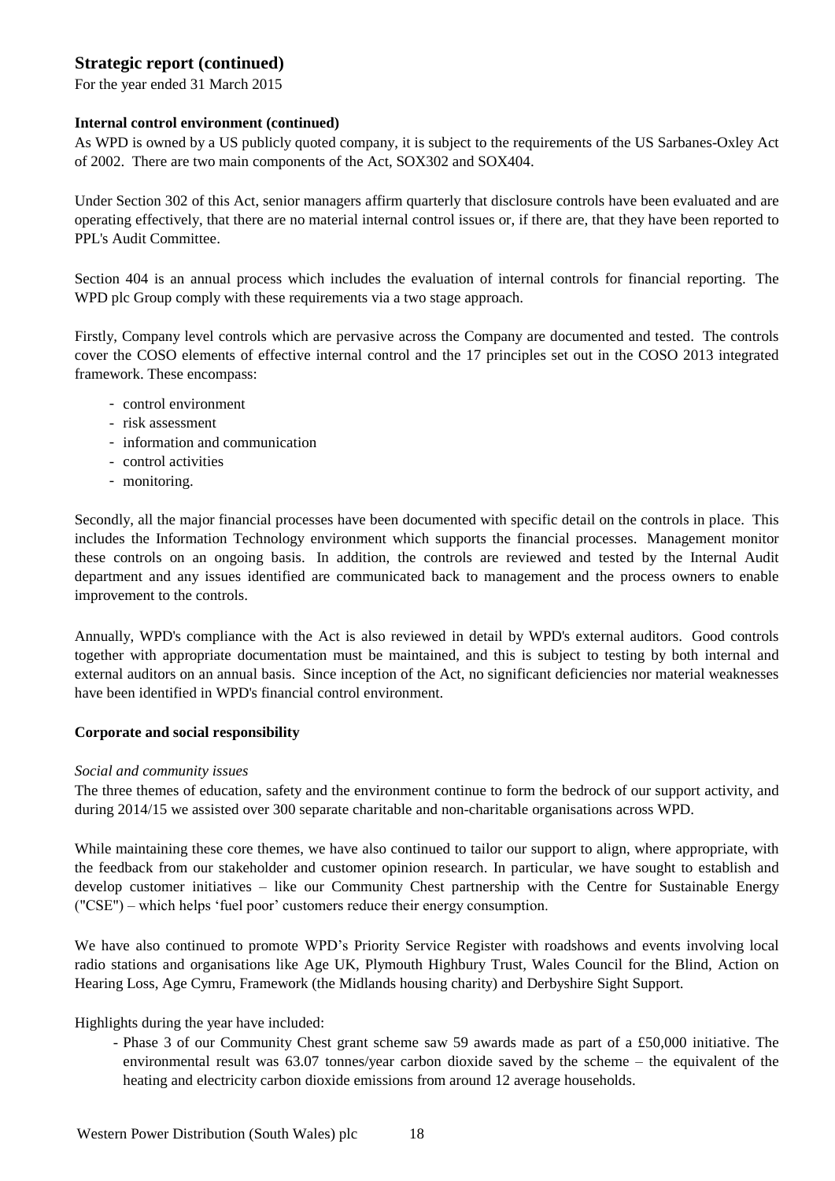## Strategic report (continued)

For the year ended 31 March 2015

### Internal control environment (continued)

As WPD is owned by a US publicly quoted company, it is subject to the requirements of the US Sarbanes-Oxley Act of 2002. There are two main components of the Act, SOX302 and SOX404.

Under Section 302 of this Act, senior managers affirm quarterly that disclosure controls have been evaluated and are operating effectively, that there are no material internal control issues or, if there are, that they have been reported to PPL's Audit Committee.

Section 404 is an annual process which includes the evaluation of internal controls for financial reporting. The WPD plc Group comply with these requirements via a two stage approach.

Firstly, Company level controls which are pervasive across the Company are documented and tested. The controls cover the COSO elements of effective internal control and the 17 principles set out in the COSO 2013 integrated framework. These encompass:

- control environment
- risk assessment
- information and communication
- control activities
- monitoring.

Secondly, all the major financial processes have been documented with specific detail on the controls in place. This includes the Information Technology environment which supports the financial processes. Management monitor these controls on an ongoing basis. In addition, the controls are reviewed and tested by the Internal Audit department and any issues identified are communicated back to management and the process owners to enable improvement to the controls.

Annually, WPD's compliance with the Act is also reviewed in detail by WPD's external auditors. Good controls together with appropriate documentation must be maintained, and this is subject to testing by both internal and external auditors on an annual basis. Since inception of the Act, no significant deficiencies nor material weaknesses have been identified in WPD's financial control environment.

### Corporate and social responsibility

*Social and community issues*

The three themes of education, safety and the environment continue to form the bedrock of our support activity, and during 2014/15 we assisted over 300 separate charitable and non-charitable organisations across WPD.

While maintaining these core themes, we have also continued to tailor our support to align, where appropriate, with the feedback from our stakeholder and customer opinion research. In particular, we have sought to establish and develop customer initiatives – like our Community Chest partnership with the Centre for Sustainable Energy ("CSE") – which helps 'fuel poor' customers reduce their energy consumption.

We have also continued to promote WPD's Priority Service Register with roadshows and events involving local radio stations and organisations like Age UK, Plymouth Highbury Trust, Wales Council for the Blind, Action on Hearing Loss, Age Cymru, Framework (the Midlands housing charity) and Derbyshire Sight Support.

Highlights during the year have included:

- Phase 3 of our Community Chest grant scheme saw 59 awards made as part of a £50,000 initiative. The environmental result was 63.07 tonnes/year carbon dioxide saved by the scheme – the equivalent of the heating and electricity carbon dioxide emissions from around 12 average households.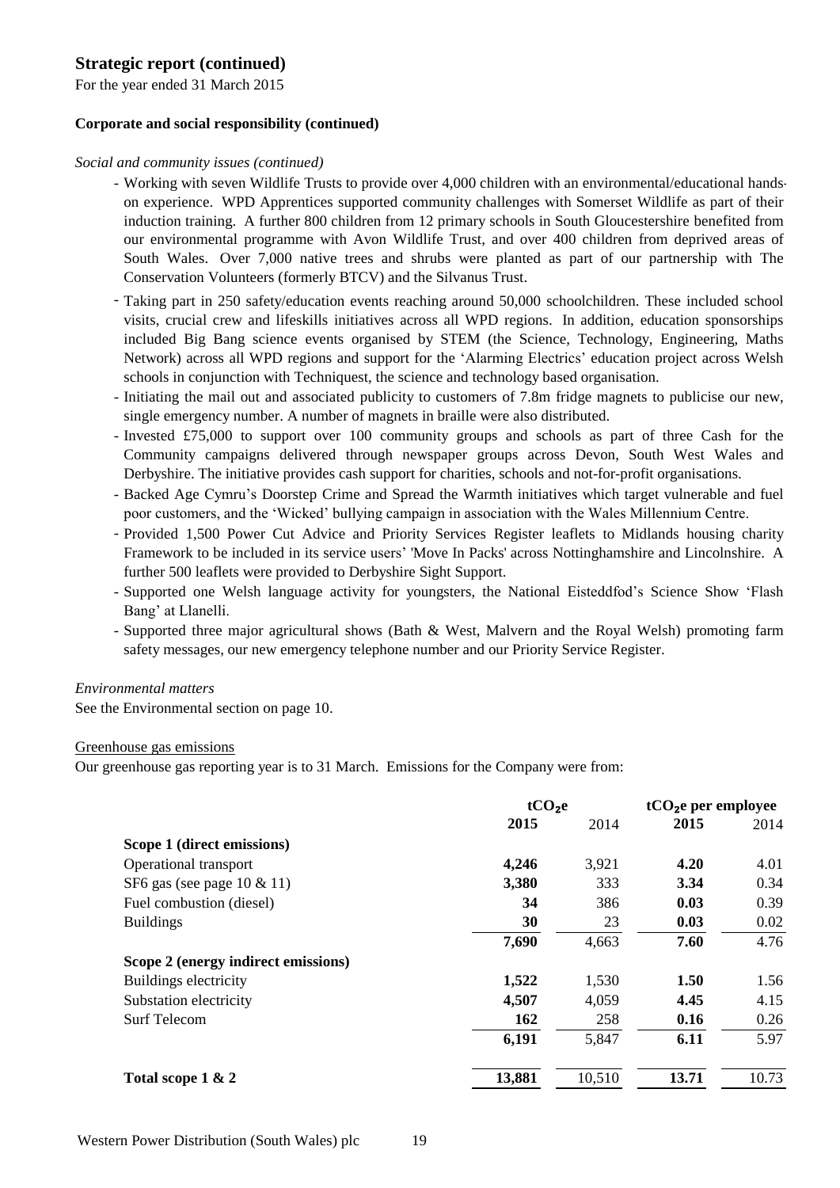## Strategic report (continued)

For the year ended 31 March 2015

### Corporate and social responsibility (continued)

*Social and community issues (continued)*

- Working with seven Wildlife Trusts to provide over 4,000 children with an environmental/educational hands-on experience. WPD Apprentices supported community challenges with Somerset Wildlife as part of their induction training. A further 800 children from 12 primary schools in South Gloucestershire benefited from our environmental programme with Avon Wildlife Trust, and over 400 children from deprived areas of South Wales. Over 7,000 native trees and shrubs were planted as part of our partnership with The Conservation Volunteers (formerly BTCV) and the Silvanus Trust.
- Taking part in 250 safety/education events reaching around 50,000 schoolchildren. These included school visits, crucial crew and lifeskills initiatives across all WPD regions. In addition, education sponsorships included Big Bang science events organised by STEM (the Science, Technology, Engineering, Maths Network) across all WPD regions and support for the 'Alarming Electrics' education project across Welsh schools in conjunction with Techniquest, the science and technology based organisation.
- Initiating the mail out and associated publicity to customers of 7.8m fridge magnets to publicise our new, single emergency number. A number of magnets in braille were also distributed.
- Invested £75,000 to support over 100 community groups and schools as part of three Cash for the Community campaigns delivered through newspaper groups across Devon, South West Wales and Derbyshire. The initiative provides cash support for charities, schools and not-for-profit organisations.
- Backed Age Cymru's Doorstep Crime and Spread the Warmth initiatives which target vulnerable and fuel poor customers, and the 'Wicked' bullying campaign in association with the Wales Millennium Centre.
- Provided 1,500 Power Cut Advice and Priority Services Register leaflets to Midlands housing charity Framework to be included in its service users' 'Move In Packs' across Nottinghamshire and Lincolnshire. A further 500 leaflets were provided to Derbyshire Sight Support.
- Supported one Welsh language activity for youngsters, the National Eisteddfod's Science Show 'Flash Bang' at Llanelli.
- Supported three major agricultural shows (Bath & West, Malvern and the Royal Welsh) promoting farm safety messages, our new emergency telephone number and our Priority Service Register.

*Environmental matters*

See the Environmental section on page 10.

Greenhouse gas emissions

Our greenhouse gas reporting year is to 31 March. Emissions for the Company were from:

| | $tCO_2e$ | | $tCO_2e$ per employee | |
|---|---|---|---|---|
| | **2015** | 2014 | **2015** | 2014 |
| **Scope 1 (direct emissions)** | | | | |
| Operational transport | **4,246** | 3,921 | **4.20** | 4.01 |
| SF6 gas (see page 10 & 11) | **3,380** | 333 | **3.34** | 0.34 |
| Fuel combustion (diesel) | **34** | 386 | **0.03** | 0.39 |
| Buildings | **30** | 23 | **0.03** | 0.02 |
| | **7,690** | 4,663 | **7.60** | 4.76 |
| **Scope 2 (energy indirect emissions)** | | | | |
| Buildings electricity | **1,522** | 1,530 | **1.50** | 1.56 |
| Substation electricity | **4,507** | 4,059 | **4.45** | 4.15 |
| Surf Telecom | **162** | 258 | **0.16** | 0.26 |
| | **6,191** | 5,847 | **6.11** | 5.97 |
| **Total scope 1 & 2** | **13,881** | 10,510 | **13.71** | 10.73 |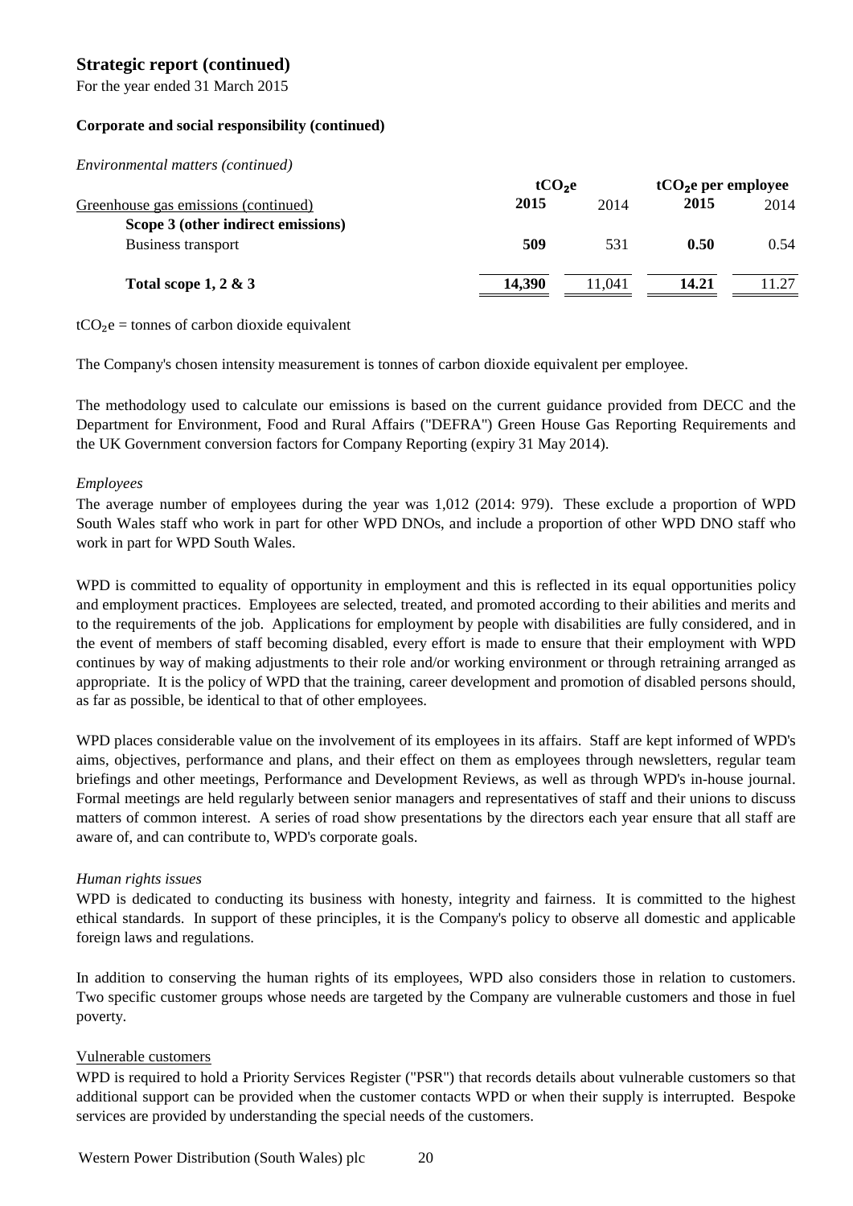## Strategic report (continued)

For the year ended 31 March 2015

### Corporate and social responsibility (continued)

*Environmental matters (continued)*

| Greenhouse gas emissions (continued) | $tCO_2e$ | | $tCO_2e$ per employee | |
|---|---|---|---|---|
| | **2015** | 2014 | **2015** | 2014 |
| **Scope 3 (other indirect emissions)** | | | | |
| Business transport | **509** | 531 | **0.50** | 0.54 |
| **Total scope 1, 2 & 3** | **14,390** | 11,041 | **14.21** | 11.27 |

$tCO_2e$ = tonnes of carbon dioxide equivalent

The Company's chosen intensity measurement is tonnes of carbon dioxide equivalent per employee.

The methodology used to calculate our emissions is based on the current guidance provided from DECC and the Department for Environment, Food and Rural Affairs ("DEFRA") Green House Gas Reporting Requirements and the UK Government conversion factors for Company Reporting (expiry 31 May 2014).

*Employees*

The average number of employees during the year was 1,012 (2014: 979). These exclude a proportion of WPD South Wales staff who work in part for other WPD DNOs, and include a proportion of other WPD DNO staff who work in part for WPD South Wales.

WPD is committed to equality of opportunity in employment and this is reflected in its equal opportunities policy and employment practices. Employees are selected, treated, and promoted according to their abilities and merits and to the requirements of the job. Applications for employment by people with disabilities are fully considered, and in the event of members of staff becoming disabled, every effort is made to ensure that their employment with WPD continues by way of making adjustments to their role and/or working environment or through retraining arranged as appropriate. It is the policy of WPD that the training, career development and promotion of disabled persons should, as far as possible, be identical to that of other employees.

WPD places considerable value on the involvement of its employees in its affairs. Staff are kept informed of WPD's aims, objectives, performance and plans, and their effect on them as employees through newsletters, regular team briefings and other meetings, Performance and Development Reviews, as well as through WPD's in-house journal. Formal meetings are held regularly between senior managers and representatives of staff and their unions to discuss matters of common interest. A series of road show presentations by the directors each year ensure that all staff are aware of, and can contribute to, WPD's corporate goals.

*Human rights issues*

WPD is dedicated to conducting its business with honesty, integrity and fairness. It is committed to the highest ethical standards. In support of these principles, it is the Company's policy to observe all domestic and applicable foreign laws and regulations.

In addition to conserving the human rights of its employees, WPD also considers those in relation to customers. Two specific customer groups whose needs are targeted by the Company are vulnerable customers and those in fuel poverty.

Vulnerable customers

WPD is required to hold a Priority Services Register ("PSR") that records details about vulnerable customers so that additional support can be provided when the customer contacts WPD or when their supply is interrupted. Bespoke services are provided by understanding the special needs of the customers.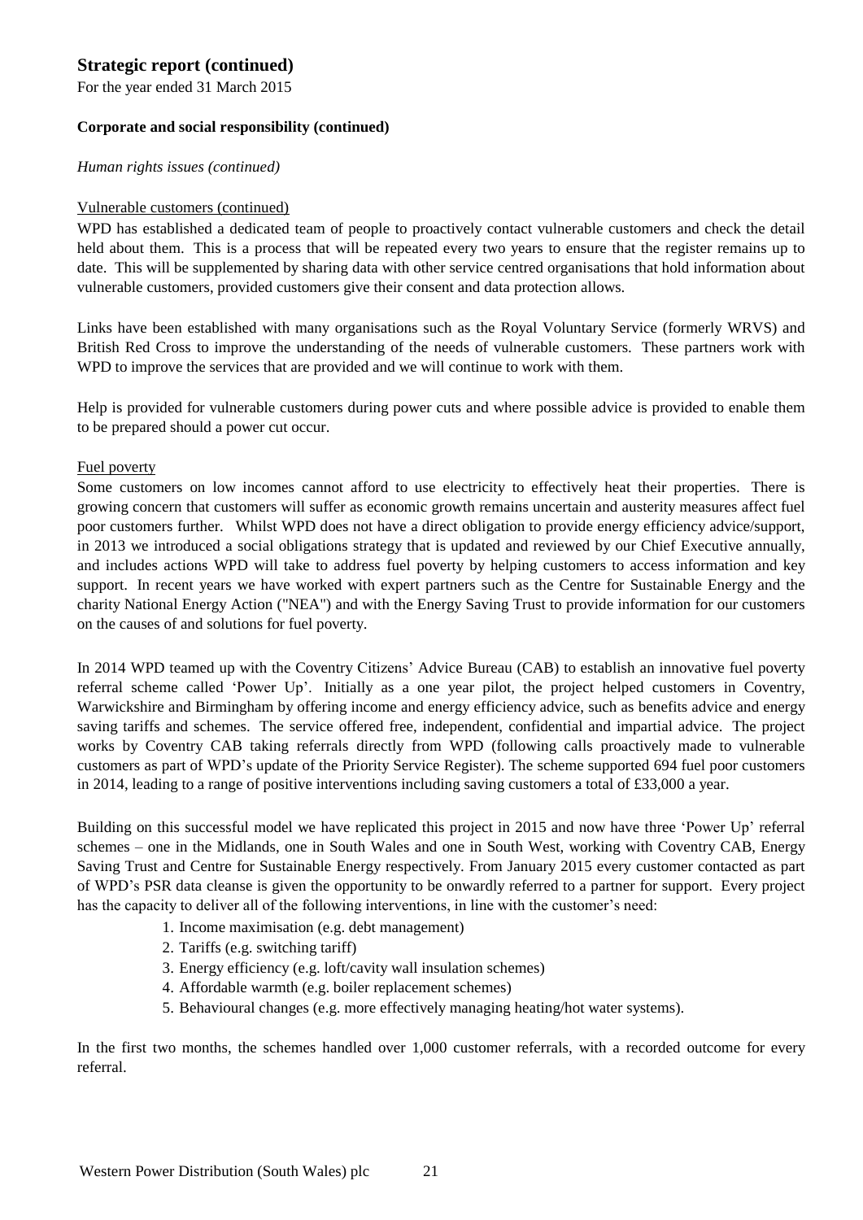## Strategic report (continued)

For the year ended 31 March 2015

**Corporate and social responsibility (continued)**

*Human rights issues (continued)*

Vulnerable customers (continued)

WPD has established a dedicated team of people to proactively contact vulnerable customers and check the detail held about them. This is a process that will be repeated every two years to ensure that the register remains up to date. This will be supplemented by sharing data with other service centred organisations that hold information about vulnerable customers, provided customers give their consent and data protection allows.

Links have been established with many organisations such as the Royal Voluntary Service (formerly WRVS) and British Red Cross to improve the understanding of the needs of vulnerable customers. These partners work with WPD to improve the services that are provided and we will continue to work with them.

Help is provided for vulnerable customers during power cuts and where possible advice is provided to enable them to be prepared should a power cut occur.

Fuel poverty

Some customers on low incomes cannot afford to use electricity to effectively heat their properties. There is growing concern that customers will suffer as economic growth remains uncertain and austerity measures affect fuel poor customers further. Whilst WPD does not have a direct obligation to provide energy efficiency advice/support, in 2013 we introduced a social obligations strategy that is updated and reviewed by our Chief Executive annually, and includes actions WPD will take to address fuel poverty by helping customers to access information and key support. In recent years we have worked with expert partners such as the Centre for Sustainable Energy and the charity National Energy Action ("NEA") and with the Energy Saving Trust to provide information for our customers on the causes of and solutions for fuel poverty.

In 2014 WPD teamed up with the Coventry Citizens' Advice Bureau (CAB) to establish an innovative fuel poverty referral scheme called 'Power Up'. Initially as a one year pilot, the project helped customers in Coventry, Warwickshire and Birmingham by offering income and energy efficiency advice, such as benefits advice and energy saving tariffs and schemes. The service offered free, independent, confidential and impartial advice. The project works by Coventry CAB taking referrals directly from WPD (following calls proactively made to vulnerable customers as part of WPD's update of the Priority Service Register). The scheme supported 694 fuel poor customers in 2014, leading to a range of positive interventions including saving customers a total of £33,000 a year.

Building on this successful model we have replicated this project in 2015 and now have three 'Power Up' referral schemes – one in the Midlands, one in South Wales and one in South West, working with Coventry CAB, Energy Saving Trust and Centre for Sustainable Energy respectively. From January 2015 every customer contacted as part of WPD's PSR data cleanse is given the opportunity to be onwardly referred to a partner for support. Every project has the capacity to deliver all of the following interventions, in line with the customer's need:

1. Income maximisation (e.g. debt management)
2. Tariffs (e.g. switching tariff)
3. Energy efficiency (e.g. loft/cavity wall insulation schemes)
4. Affordable warmth (e.g. boiler replacement schemes)
5. Behavioural changes (e.g. more effectively managing heating/hot water systems).

In the first two months, the schemes handled over 1,000 customer referrals, with a recorded outcome for every referral.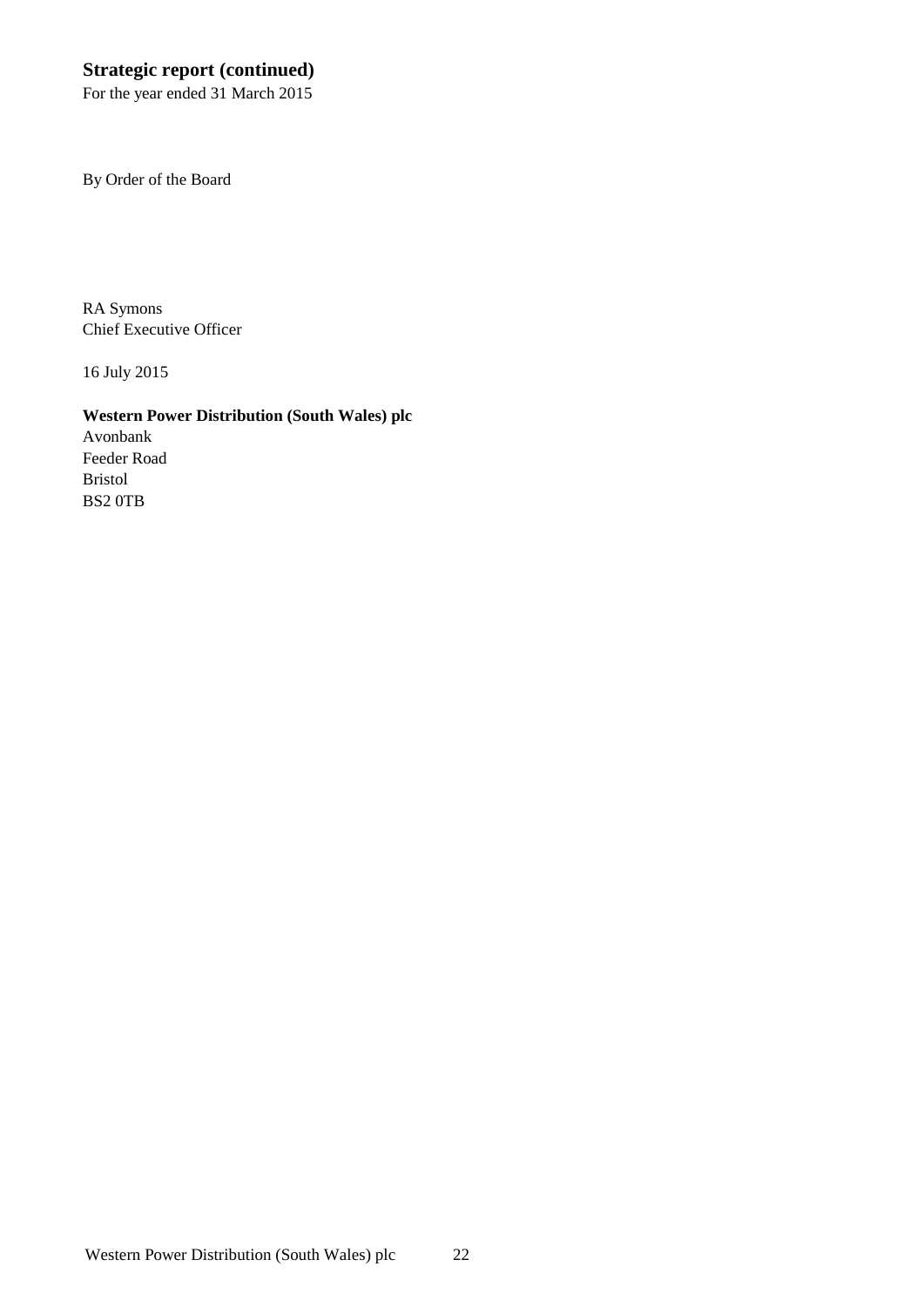## Strategic report (continued)

For the year ended 31 March 2015

By Order of the Board

RA Symons
Chief Executive Officer

16 July 2015

**Western Power Distribution (South Wales) plc**
Avonbank
Feeder Road
Bristol
BS2 0TB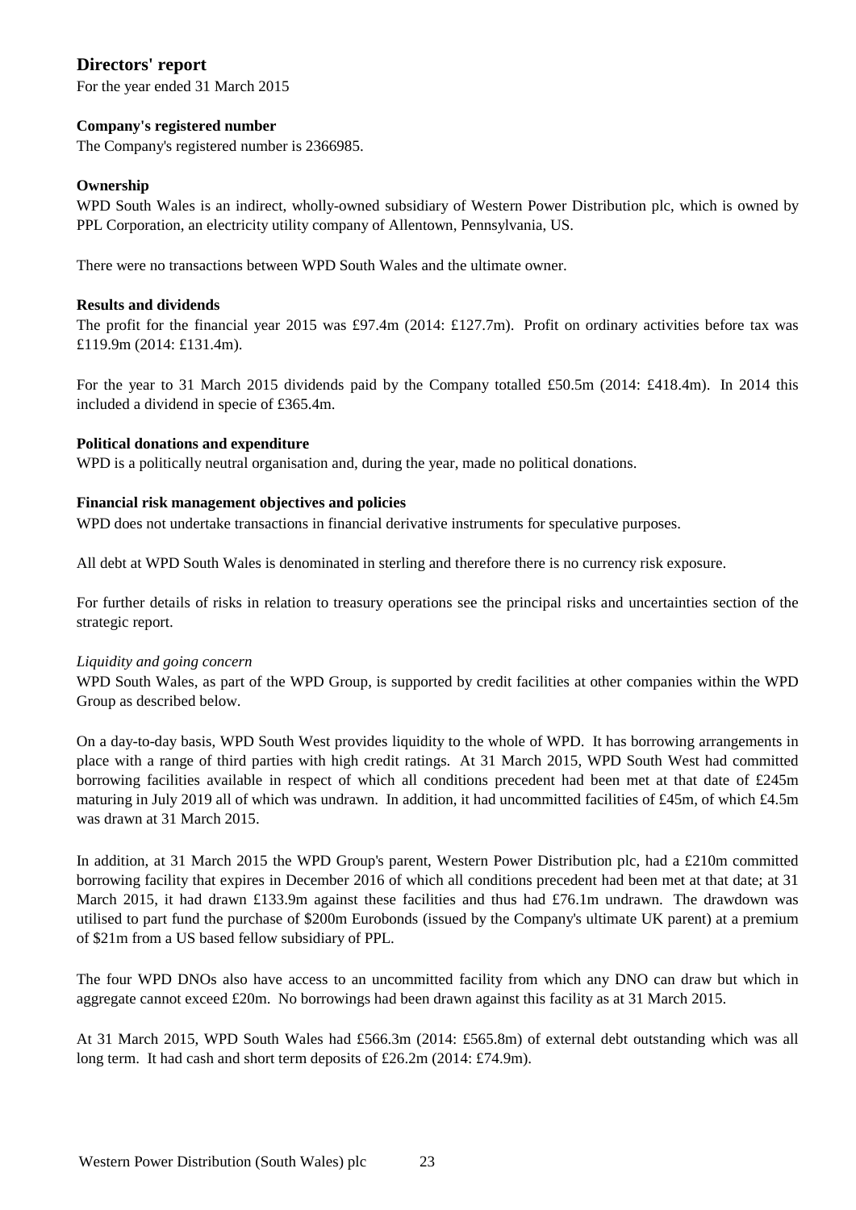# Directors' report

For the year ended 31 March 2015

**Company's registered number**

The Company's registered number is 2366985.

**Ownership**

WPD South Wales is an indirect, wholly-owned subsidiary of Western Power Distribution plc, which is owned by PPL Corporation, an electricity utility company of Allentown, Pennsylvania, US.

There were no transactions between WPD South Wales and the ultimate owner.

**Results and dividends**

The profit for the financial year 2015 was £97.4m (2014: £127.7m). Profit on ordinary activities before tax was £119.9m (2014: £131.4m).

For the year to 31 March 2015 dividends paid by the Company totalled £50.5m (2014: £418.4m). In 2014 this included a dividend in specie of £365.4m.

**Political donations and expenditure**

WPD is a politically neutral organisation and, during the year, made no political donations.

**Financial risk management objectives and policies**

WPD does not undertake transactions in financial derivative instruments for speculative purposes.

All debt at WPD South Wales is denominated in sterling and therefore there is no currency risk exposure.

For further details of risks in relation to treasury operations see the principal risks and uncertainties section of the strategic report.

*Liquidity and going concern*

WPD South Wales, as part of the WPD Group, is supported by credit facilities at other companies within the WPD Group as described below.

On a day-to-day basis, WPD South West provides liquidity to the whole of WPD. It has borrowing arrangements in place with a range of third parties with high credit ratings. At 31 March 2015, WPD South West had committed borrowing facilities available in respect of which all conditions precedent had been met at that date of £245m maturing in July 2019 all of which was undrawn. In addition, it had uncommitted facilities of £45m, of which £4.5m was drawn at 31 March 2015.

In addition, at 31 March 2015 the WPD Group's parent, Western Power Distribution plc, had a £210m committed borrowing facility that expires in December 2016 of which all conditions precedent had been met at that date; at 31 March 2015, it had drawn £133.9m against these facilities and thus had £76.1m undrawn. The drawdown was utilised to part fund the purchase of \$200m Eurobonds (issued by the Company's ultimate UK parent) at a premium of \$21m from a US based fellow subsidiary of PPL.

The four WPD DNOs also have access to an uncommitted facility from which any DNO can draw but which in aggregate cannot exceed £20m. No borrowings had been drawn against this facility as at 31 March 2015.

At 31 March 2015, WPD South Wales had £566.3m (2014: £565.8m) of external debt outstanding which was all long term. It had cash and short term deposits of £26.2m (2014: £74.9m).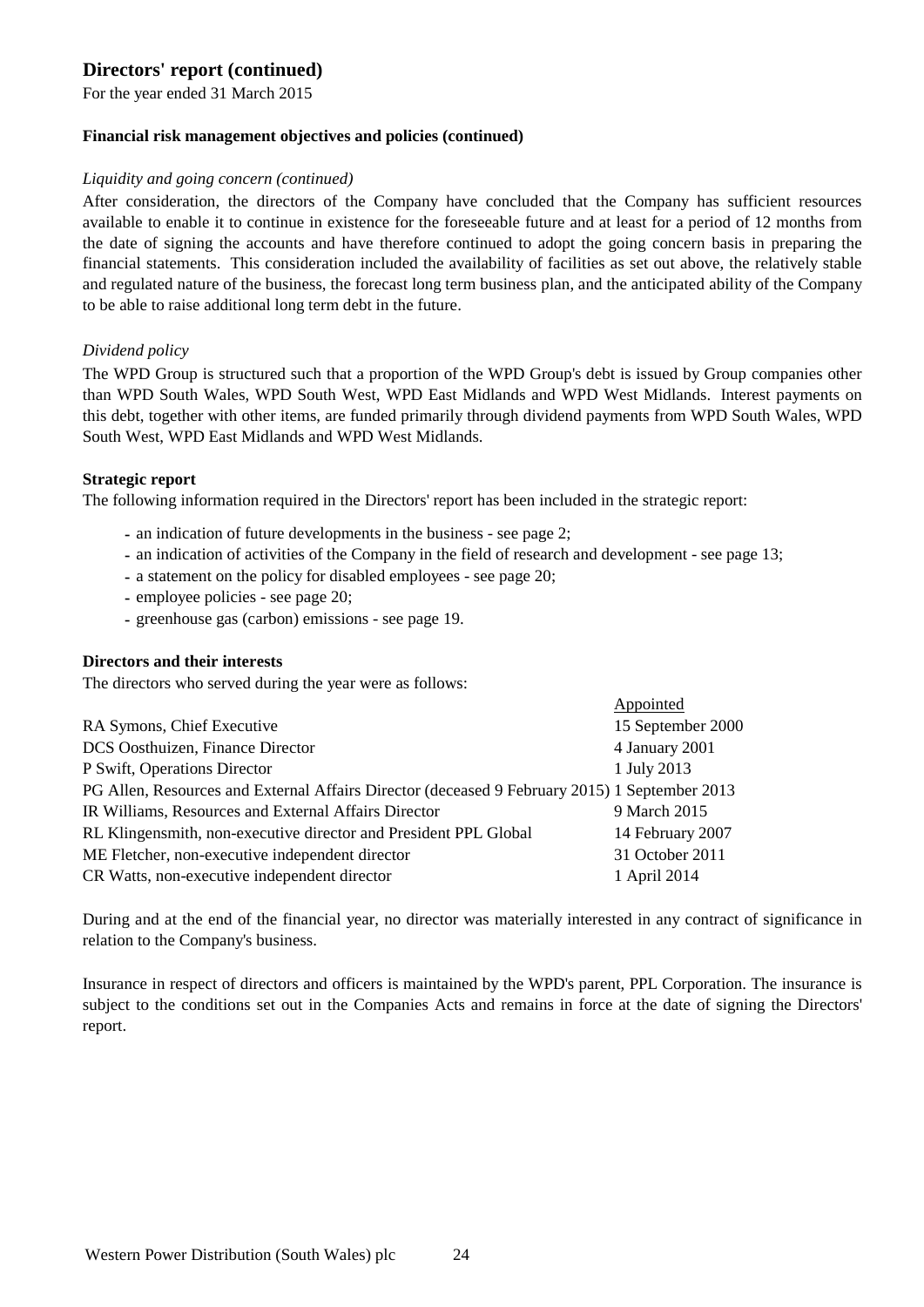## Directors' report (continued)

For the year ended 31 March 2015

### Financial risk management objectives and policies (continued)

*Liquidity and going concern (continued)*

After consideration, the directors of the Company have concluded that the Company has sufficient resources available to enable it to continue in existence for the foreseeable future and at least for a period of 12 months from the date of signing the accounts and have therefore continued to adopt the going concern basis in preparing the financial statements. This consideration included the availability of facilities as set out above, the relatively stable and regulated nature of the business, the forecast long term business plan, and the anticipated ability of the Company to be able to raise additional long term debt in the future.

*Dividend policy*

The WPD Group is structured such that a proportion of the WPD Group's debt is issued by Group companies other than WPD South Wales, WPD South West, WPD East Midlands and WPD West Midlands. Interest payments on this debt, together with other items, are funded primarily through dividend payments from WPD South Wales, WPD South West, WPD East Midlands and WPD West Midlands.

### Strategic report

The following information required in the Directors' report has been included in the strategic report:

- an indication of future developments in the business - see page 2;
- an indication of activities of the Company in the field of research and development - see page 13;
- a statement on the policy for disabled employees - see page 20;
- employee policies - see page 20;
- greenhouse gas (carbon) emissions - see page 19.

### Directors and their interests

The directors who served during the year were as follows:

| | Appointed |
|---|---|
| RA Symons, Chief Executive | 15 September 2000 |
| DCS Oosthuizen, Finance Director | 4 January 2001 |
| P Swift, Operations Director | 1 July 2013 |
| PG Allen, Resources and External Affairs Director (deceased 9 February 2015) | 1 September 2013 |
| IR Williams, Resources and External Affairs Director | 9 March 2015 |
| RL Klingensmith, non-executive director and President PPL Global | 14 February 2007 |
| ME Fletcher, non-executive independent director | 31 October 2011 |
| CR Watts, non-executive independent director | 1 April 2014 |

During and at the end of the financial year, no director was materially interested in any contract of significance in relation to the Company's business.

Insurance in respect of directors and officers is maintained by the WPD's parent, PPL Corporation. The insurance is subject to the conditions set out in the Companies Acts and remains in force at the date of signing the Directors' report.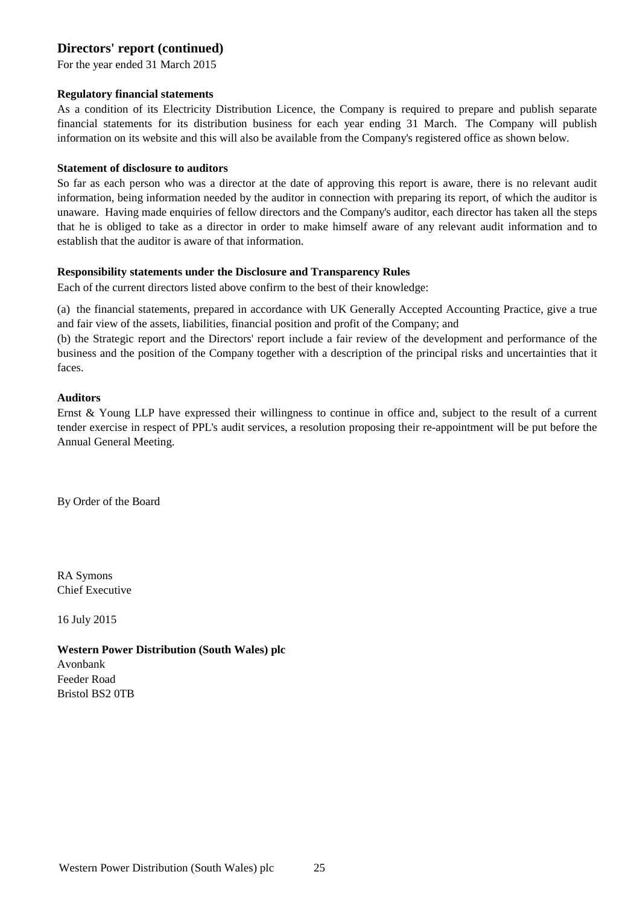## Directors' report (continued)

For the year ended 31 March 2015

**Regulatory financial statements**

As a condition of its Electricity Distribution Licence, the Company is required to prepare and publish separate financial statements for its distribution business for each year ending 31 March. The Company will publish information on its website and this will also be available from the Company's registered office as shown below.

**Statement of disclosure to auditors**

So far as each person who was a director at the date of approving this report is aware, there is no relevant audit information, being information needed by the auditor in connection with preparing its report, of which the auditor is unaware. Having made enquiries of fellow directors and the Company's auditor, each director has taken all the steps that he is obliged to take as a director in order to make himself aware of any relevant audit information and to establish that the auditor is aware of that information.

**Responsibility statements under the Disclosure and Transparency Rules**

Each of the current directors listed above confirm to the best of their knowledge:

(a) the financial statements, prepared in accordance with UK Generally Accepted Accounting Practice, give a true and fair view of the assets, liabilities, financial position and profit of the Company; and

(b) the Strategic report and the Directors' report include a fair review of the development and performance of the business and the position of the Company together with a description of the principal risks and uncertainties that it faces.

**Auditors**

Ernst & Young LLP have expressed their willingness to continue in office and, subject to the result of a current tender exercise in respect of PPL's audit services, a resolution proposing their re-appointment will be put before the Annual General Meeting.

By Order of the Board

RA Symons
Chief Executive

16 July 2015

**Western Power Distribution (South Wales) plc**
Avonbank
Feeder Road
Bristol BS2 0TB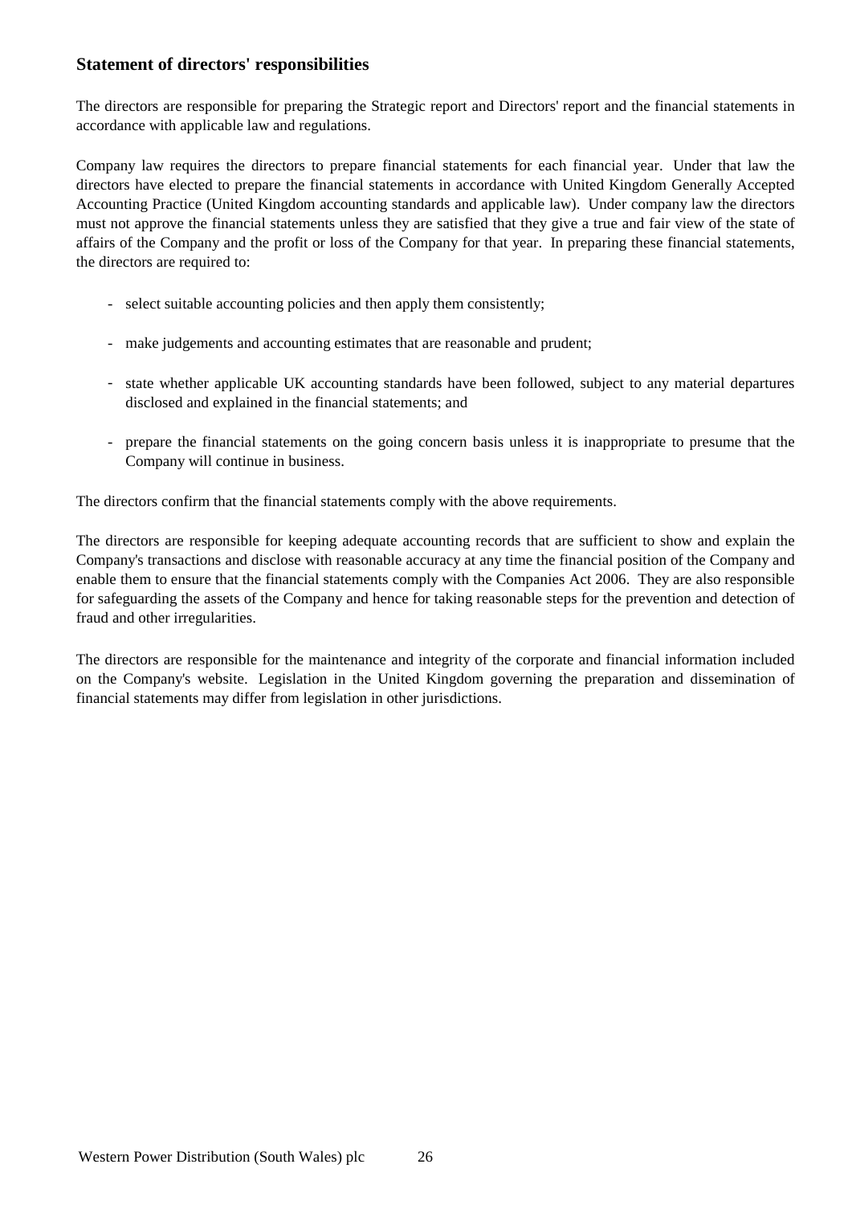## Statement of directors' responsibilities

The directors are responsible for preparing the Strategic report and Directors' report and the financial statements in accordance with applicable law and regulations.

Company law requires the directors to prepare financial statements for each financial year. Under that law the directors have elected to prepare the financial statements in accordance with United Kingdom Generally Accepted Accounting Practice (United Kingdom accounting standards and applicable law). Under company law the directors must not approve the financial statements unless they are satisfied that they give a true and fair view of the state of affairs of the Company and the profit or loss of the Company for that year. In preparing these financial statements, the directors are required to:

- select suitable accounting policies and then apply them consistently;
- make judgements and accounting estimates that are reasonable and prudent;
- state whether applicable UK accounting standards have been followed, subject to any material departures disclosed and explained in the financial statements; and
- prepare the financial statements on the going concern basis unless it is inappropriate to presume that the Company will continue in business.

The directors confirm that the financial statements comply with the above requirements.

The directors are responsible for keeping adequate accounting records that are sufficient to show and explain the Company's transactions and disclose with reasonable accuracy at any time the financial position of the Company and enable them to ensure that the financial statements comply with the Companies Act 2006. They are also responsible for safeguarding the assets of the Company and hence for taking reasonable steps for the prevention and detection of fraud and other irregularities.

The directors are responsible for the maintenance and integrity of the corporate and financial information included on the Company's website. Legislation in the United Kingdom governing the preparation and dissemination of financial statements may differ from legislation in other jurisdictions.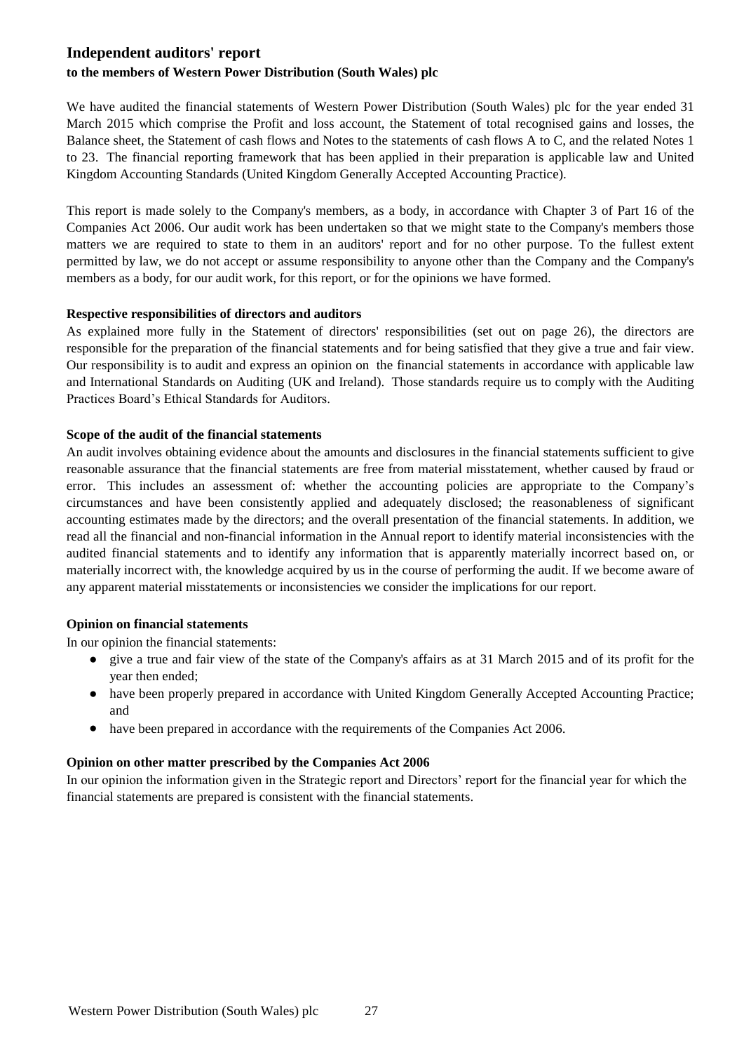# Independent auditors' report

**to the members of Western Power Distribution (South Wales) plc**

We have audited the financial statements of Western Power Distribution (South Wales) plc for the year ended 31 March 2015 which comprise the Profit and loss account, the Statement of total recognised gains and losses, the Balance sheet, the Statement of cash flows and Notes to the statements of cash flows A to C, and the related Notes 1 to 23. The financial reporting framework that has been applied in their preparation is applicable law and United Kingdom Accounting Standards (United Kingdom Generally Accepted Accounting Practice).

This report is made solely to the Company's members, as a body, in accordance with Chapter 3 of Part 16 of the Companies Act 2006. Our audit work has been undertaken so that we might state to the Company's members those matters we are required to state to them in an auditors' report and for no other purpose. To the fullest extent permitted by law, we do not accept or assume responsibility to anyone other than the Company and the Company's members as a body, for our audit work, for this report, or for the opinions we have formed.

**Respective responsibilities of directors and auditors**

As explained more fully in the Statement of directors' responsibilities (set out on page 26), the directors are responsible for the preparation of the financial statements and for being satisfied that they give a true and fair view. Our responsibility is to audit and express an opinion on the financial statements in accordance with applicable law and International Standards on Auditing (UK and Ireland). Those standards require us to comply with the Auditing Practices Board's Ethical Standards for Auditors.

**Scope of the audit of the financial statements**

An audit involves obtaining evidence about the amounts and disclosures in the financial statements sufficient to give reasonable assurance that the financial statements are free from material misstatement, whether caused by fraud or error. This includes an assessment of: whether the accounting policies are appropriate to the Company's circumstances and have been consistently applied and adequately disclosed; the reasonableness of significant accounting estimates made by the directors; and the overall presentation of the financial statements. In addition, we read all the financial and non-financial information in the Annual report to identify material inconsistencies with the audited financial statements and to identify any information that is apparently materially incorrect based on, or materially incorrect with, the knowledge acquired by us in the course of performing the audit. If we become aware of any apparent material misstatements or inconsistencies we consider the implications for our report.

**Opinion on financial statements**

In our opinion the financial statements:

- give a true and fair view of the state of the Company's affairs as at 31 March 2015 and of its profit for the year then ended;
- have been properly prepared in accordance with United Kingdom Generally Accepted Accounting Practice; and
- have been prepared in accordance with the requirements of the Companies Act 2006.

**Opinion on other matter prescribed by the Companies Act 2006**

In our opinion the information given in the Strategic report and Directors' report for the financial year for which the financial statements are prepared is consistent with the financial statements.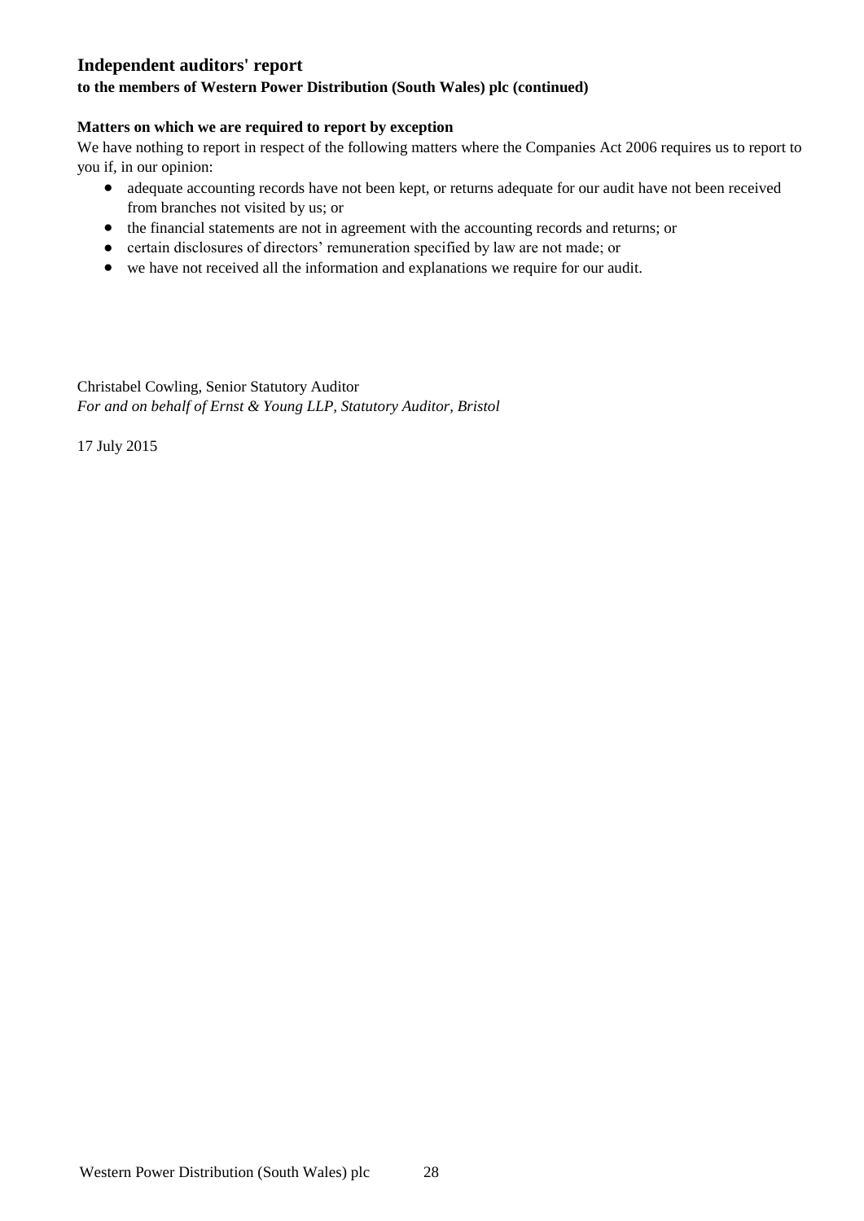## Independent auditors' report

**to the members of Western Power Distribution (South Wales) plc (continued)**

**Matters on which we are required to report by exception**

We have nothing to report in respect of the following matters where the Companies Act 2006 requires us to report to you if, in our opinion:

- adequate accounting records have not been kept, or returns adequate for our audit have not been received from branches not visited by us; or
- the financial statements are not in agreement with the accounting records and returns; or
- certain disclosures of directors' remuneration specified by law are not made; or
- we have not received all the information and explanations we require for our audit.

Christabel Cowling, Senior Statutory Auditor
*For and on behalf of Ernst & Young LLP, Statutory Auditor, Bristol*

17 July 2015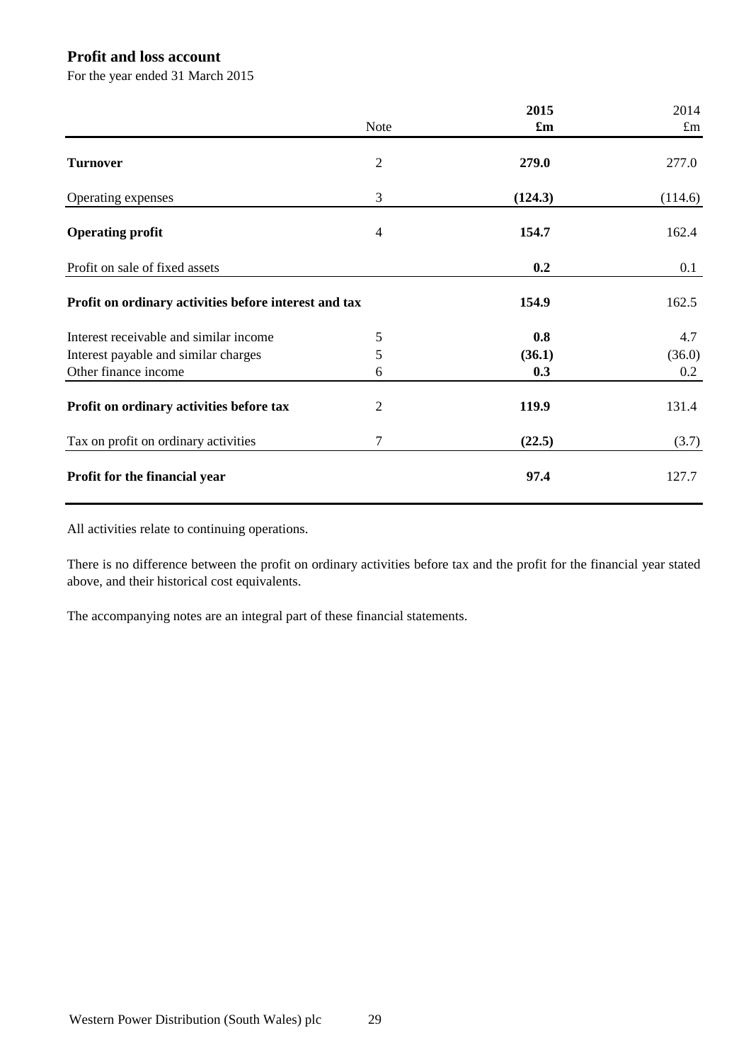## Profit and loss account

For the year ended 31 March 2015

| | Note | **2015** **£m** | 2014 £m |
|---|---|---|---|
| **Turnover** | 2 | **279.0** | 277.0 |
| Operating expenses | 3 | **(124.3)** | (114.6) |
| **Operating profit** | 4 | **154.7** | 162.4 |
| Profit on sale of fixed assets | | **0.2** | 0.1 |
| **Profit on ordinary activities before interest and tax** | | **154.9** | 162.5 |
| Interest receivable and similar income | 5 | **0.8** | 4.7 |
| Interest payable and similar charges | 5 | **(36.1)** | (36.0) |
| Other finance income | 6 | **0.3** | 0.2 |
| **Profit on ordinary activities before tax** | 2 | **119.9** | 131.4 |
| Tax on profit on ordinary activities | 7 | **(22.5)** | (3.7) |
| **Profit for the financial year** | | **97.4** | 127.7 |

All activities relate to continuing operations.

There is no difference between the profit on ordinary activities before tax and the profit for the financial year stated above, and their historical cost equivalents.

The accompanying notes are an integral part of these financial statements.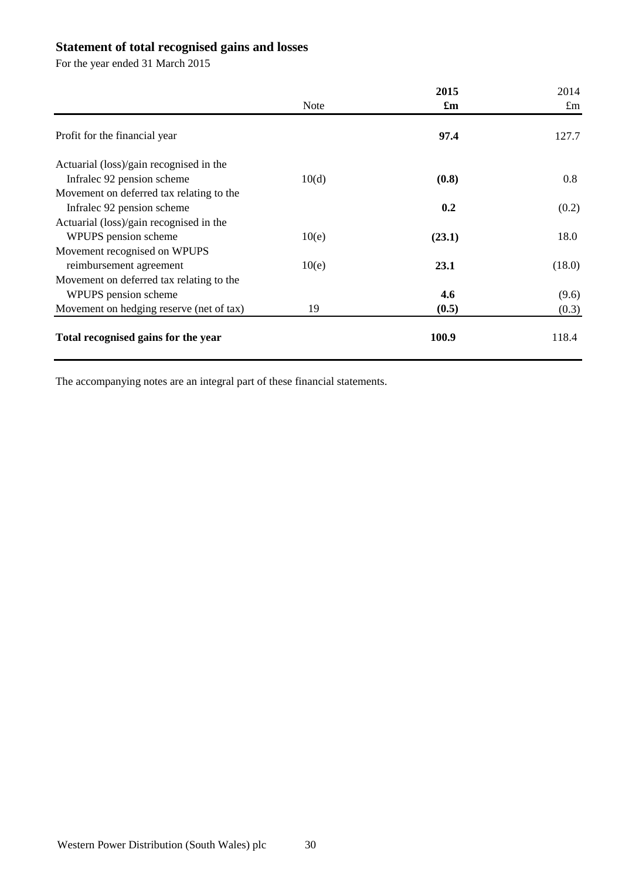## Statement of total recognised gains and losses

For the year ended 31 March 2015

| | Note | 2015 £m | 2014 £m |
|---|---|---|---|
| Profit for the financial year | | **97.4** | 127.7 |
| Actuarial (loss)/gain recognised in the Infralec 92 pension scheme | 10(d) | **(0.8)** | 0.8 |
| Movement on deferred tax relating to the Infralec 92 pension scheme | | **0.2** | (0.2) |
| Actuarial (loss)/gain recognised in the WPUPS pension scheme | 10(e) | **(23.1)** | 18.0 |
| Movement recognised on WPUPS reimbursement agreement | 10(e) | **23.1** | (18.0) |
| Movement on deferred tax relating to the WPUPS pension scheme | | **4.6** | (9.6) |
| Movement on hedging reserve (net of tax) | 19 | **(0.5)** | (0.3) |
| **Total recognised gains for the year** | | **100.9** | 118.4 |

The accompanying notes are an integral part of these financial statements.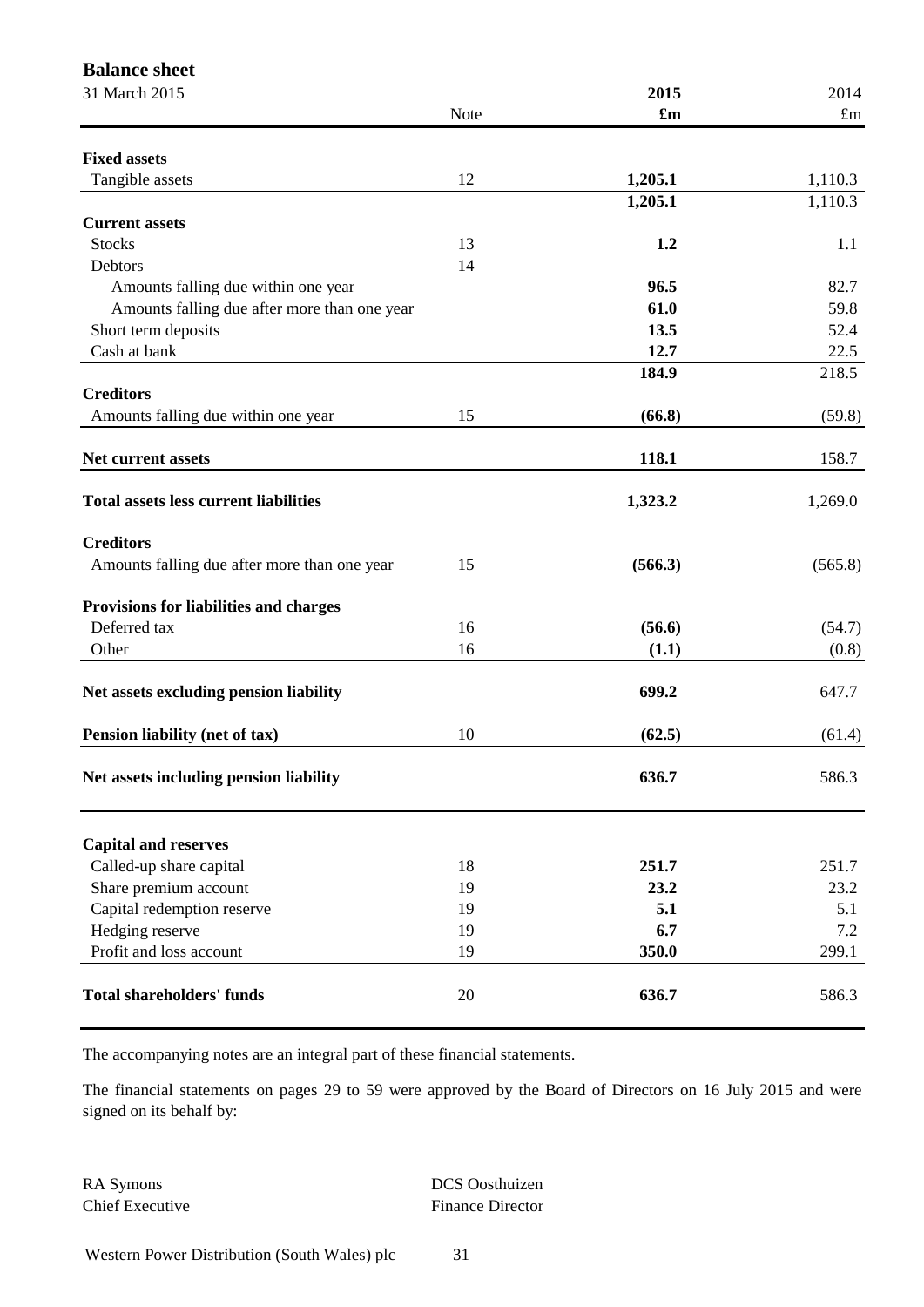# Balance sheet

31 March 2015

| | Note | 2015 £m | 2014 £m |
|---|---|---|---|
| **Fixed assets** | | | |
| Tangible assets | 12 | **1,205.1** | 1,110.3 |
| | | **1,205.1** | 1,110.3 |
| **Current assets** | | | |
| Stocks | 13 | **1.2** | 1.1 |
| Debtors | 14 | | |
| Amounts falling due within one year | | **96.5** | 82.7 |
| Amounts falling due after more than one year | | **61.0** | 59.8 |
| Short term deposits | | **13.5** | 52.4 |
| Cash at bank | | **12.7** | 22.5 |
| | | **184.9** | 218.5 |
| **Creditors** | | | |
| Amounts falling due within one year | 15 | **(66.8)** | (59.8) |
| **Net current assets** | | **118.1** | 158.7 |
| **Total assets less current liabilities** | | **1,323.2** | 1,269.0 |
| **Creditors** | | | |
| Amounts falling due after more than one year | 15 | **(566.3)** | (565.8) |
| **Provisions for liabilities and charges** | | | |
| Deferred tax | 16 | **(56.6)** | (54.7) |
| Other | 16 | **(1.1)** | (0.8) |
| **Net assets excluding pension liability** | | **699.2** | 647.7 |
| **Pension liability (net of tax)** | 10 | **(62.5)** | (61.4) |
| **Net assets including pension liability** | | **636.7** | 586.3 |
| **Capital and reserves** | | | |
| Called-up share capital | 18 | **251.7** | 251.7 |
| Share premium account | 19 | **23.2** | 23.2 |
| Capital redemption reserve | 19 | **5.1** | 5.1 |
| Hedging reserve | 19 | **6.7** | 7.2 |
| Profit and loss account | 19 | **350.0** | 299.1 |
| **Total shareholders' funds** | 20 | **636.7** | 586.3 |

The accompanying notes are an integral part of these financial statements.

The financial statements on pages 29 to 59 were approved by the Board of Directors on 16 July 2015 and were signed on its behalf by:

RA Symons
Chief Executive

DCS Oosthuizen
Finance Director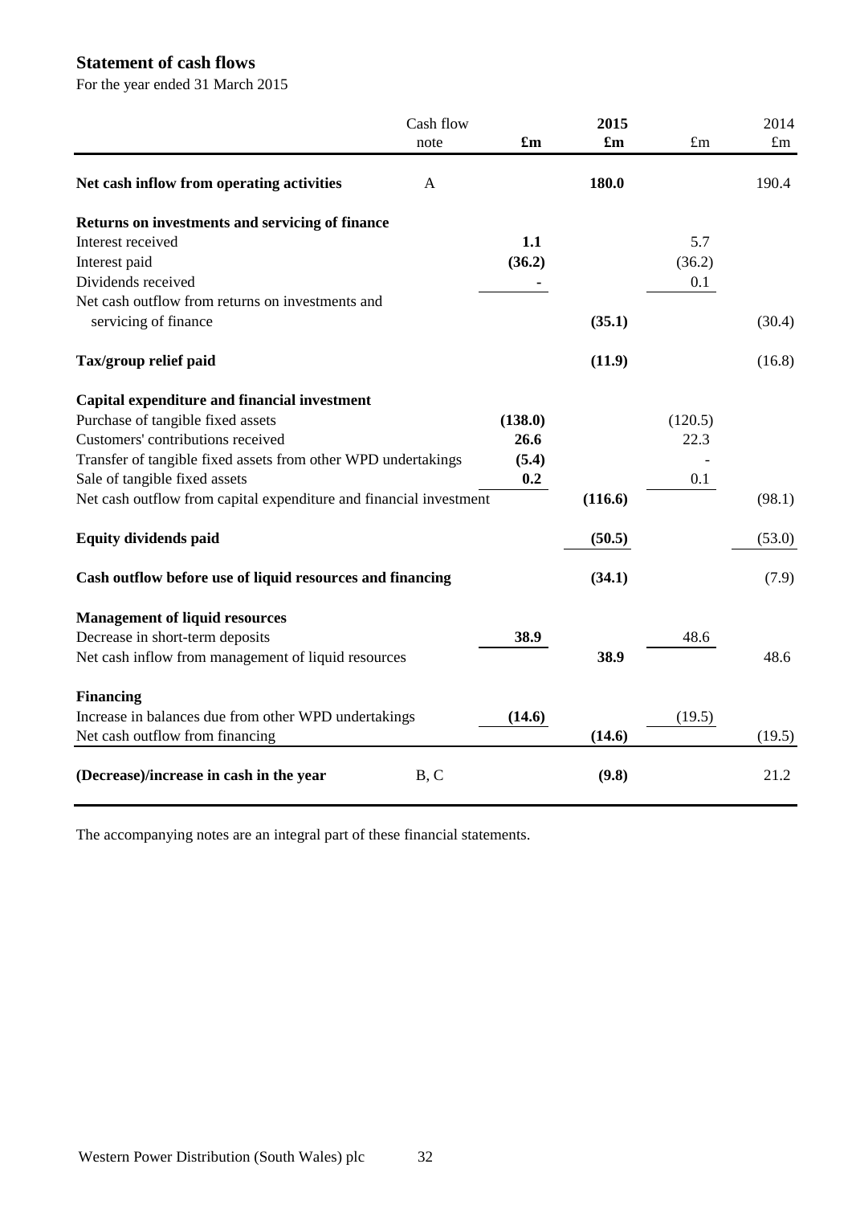## Statement of cash flows

For the year ended 31 March 2015

| | Cash flow note | £m | 2015 £m | £m | 2014 £m |
|---|---|---|---|---|---|
| **Net cash inflow from operating activities** | A | | **180.0** | | 190.4 |
| | | | | | |
| **Returns on investments and servicing of finance** | | | | | |
| Interest received | | **1.1** | | 5.7 | |
| Interest paid | | **(36.2)** | | (36.2) | |
| Dividends received | | **-** | | 0.1 | |
| Net cash outflow from returns on investments and servicing of finance | | | **(35.1)** | | (30.4) |
| | | | | | |
| **Tax/group relief paid** | | | **(11.9)** | | (16.8) |
| | | | | | |
| **Capital expenditure and financial investment** | | | | | |
| Purchase of tangible fixed assets | | **(138.0)** | | (120.5) | |
| Customers' contributions received | | **26.6** | | 22.3 | |
| Transfer of tangible fixed assets from other WPD undertakings | | **(5.4)** | | - | |
| Sale of tangible fixed assets | | **0.2** | | 0.1 | |
| Net cash outflow from capital expenditure and financial investment | | | **(116.6)** | | (98.1) |
| | | | | | |
| **Equity dividends paid** | | | **(50.5)** | | (53.0) |
| | | | | | |
| **Cash outflow before use of liquid resources and financing** | | | **(34.1)** | | (7.9) |
| | | | | | |
| **Management of liquid resources** | | | | | |
| Decrease in short-term deposits | | **38.9** | | 48.6 | |
| Net cash inflow from management of liquid resources | | | **38.9** | | 48.6 |
| | | | | | |
| **Financing** | | | | | |
| Increase in balances due from other WPD undertakings | | **(14.6)** | | (19.5) | |
| Net cash outflow from financing | | | **(14.6)** | | (19.5) |
| | | | | | |
| **(Decrease)/increase in cash in the year** | B, C | | **(9.8)** | | 21.2 |

The accompanying notes are an integral part of these financial statements.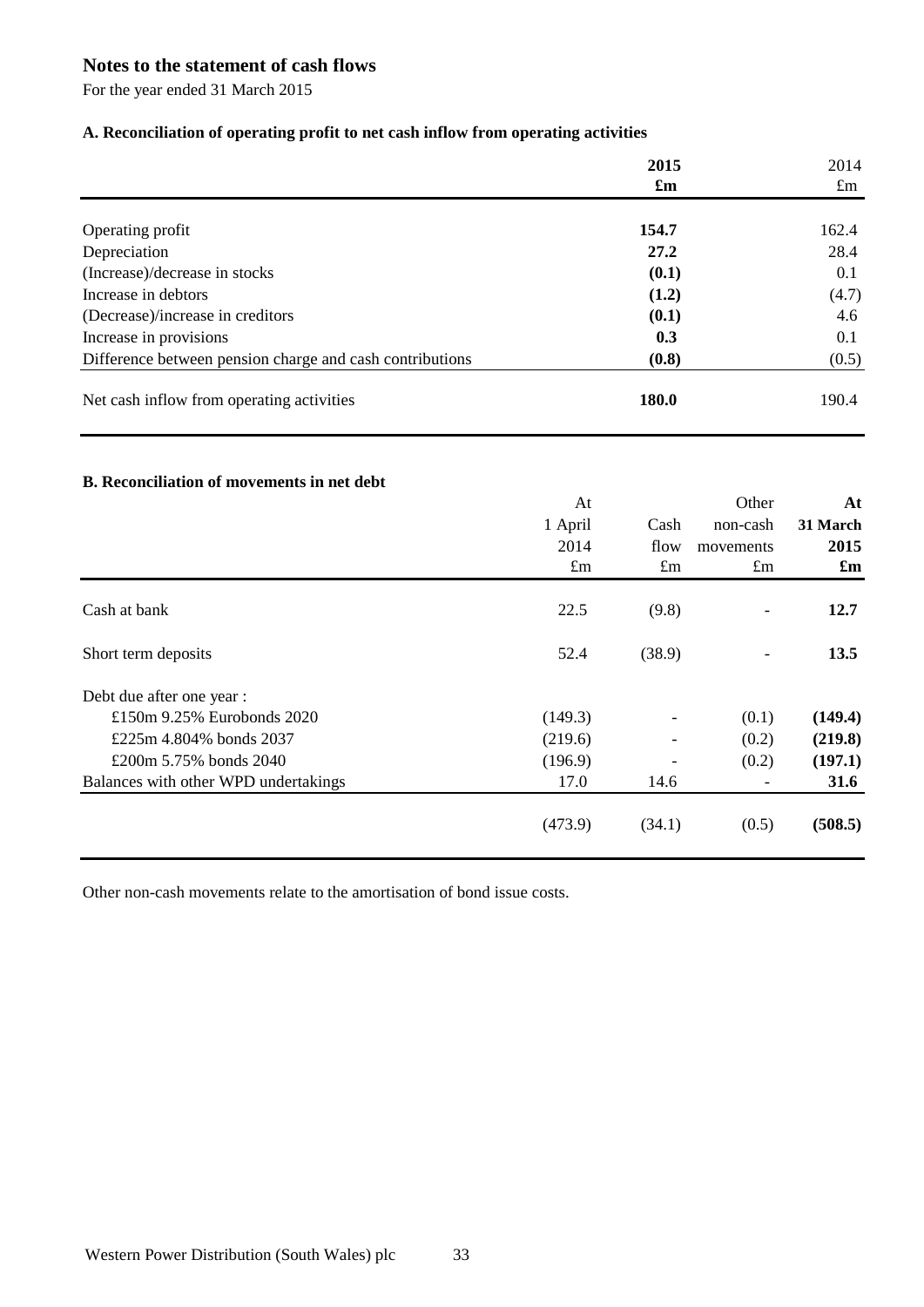# Notes to the statement of cash flows

For the year ended 31 March 2015

### A. Reconciliation of operating profit to net cash inflow from operating activities

| | **2015** | 2014 |
|---|---|---|
| | **£m** | £m |
| Operating profit | **154.7** | 162.4 |
| Depreciation | **27.2** | 28.4 |
| (Increase)/decrease in stocks | **(0.1)** | 0.1 |
| Increase in debtors | **(1.2)** | (4.7) |
| (Decrease)/increase in creditors | **(0.1)** | 4.6 |
| Increase in provisions | **0.3** | 0.1 |
| Difference between pension charge and cash contributions | **(0.8)** | (0.5) |
| Net cash inflow from operating activities | **180.0** | 190.4 |

### B. Reconciliation of movements in net debt

| | At 1 April 2014 £m | Cash flow £m | Other non-cash movements £m | **At 31 March 2015 £m** |
|---|---|---|---|---|
| Cash at bank | 22.5 | (9.8) | - | **12.7** |
| Short term deposits | 52.4 | (38.9) | - | **13.5** |
| Debt due after one year : | | | | |
| £150m 9.25% Eurobonds 2020 | (149.3) | - | (0.1) | **(149.4)** |
| £225m 4.804% bonds 2037 | (219.6) | - | (0.2) | **(219.8)** |
| £200m 5.75% bonds 2040 | (196.9) | - | (0.2) | **(197.1)** |
| Balances with other WPD undertakings | 17.0 | 14.6 | - | **31.6** |
| | (473.9) | (34.1) | (0.5) | **(508.5)** |

Other non-cash movements relate to the amortisation of bond issue costs.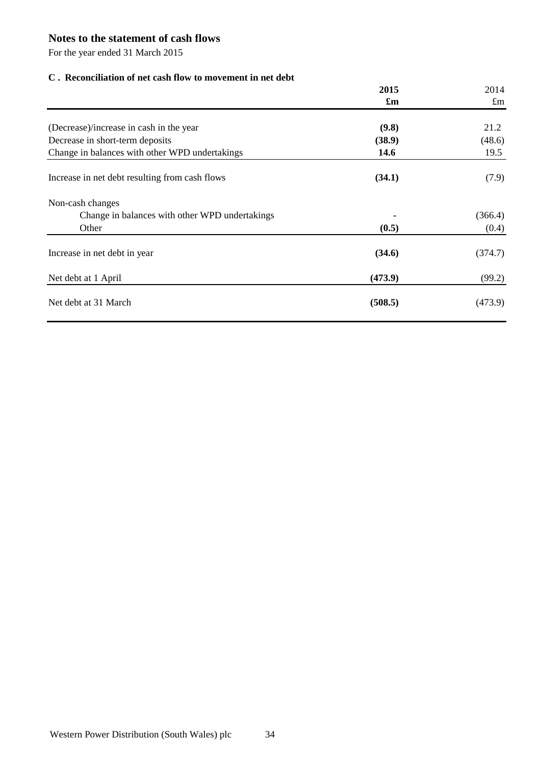## Notes to the statement of cash flows

For the year ended 31 March 2015

### C . Reconciliation of net cash flow to movement in net debt

| | **2015** | 2014 |
|---|---|---|
| | **£m** | £m |
| (Decrease)/increase in cash in the year | **(9.8)** | 21.2 |
| Decrease in short-term deposits | **(38.9)** | (48.6) |
| Change in balances with other WPD undertakings | **14.6** | 19.5 |
| Increase in net debt resulting from cash flows | **(34.1)** | (7.9) |
| Non-cash changes | | |
| Change in balances with other WPD undertakings | **-** | (366.4) |
| Other | **(0.5)** | (0.4) |
| Increase in net debt in year | **(34.6)** | (374.7) |
| Net debt at 1 April | **(473.9)** | (99.2) |
| Net debt at 31 March | **(508.5)** | (473.9) |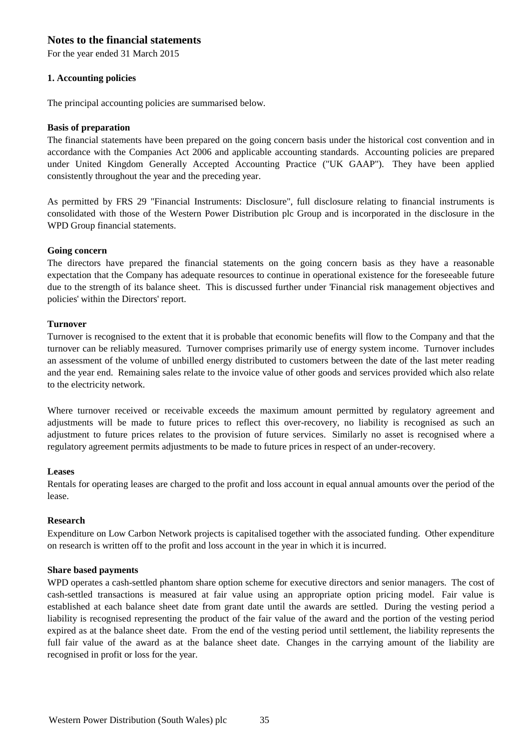# Notes to the financial statements

For the year ended 31 March 2015

## 1. Accounting policies

The principal accounting policies are summarised below.

### Basis of preparation

The financial statements have been prepared on the going concern basis under the historical cost convention and in accordance with the Companies Act 2006 and applicable accounting standards. Accounting policies are prepared under United Kingdom Generally Accepted Accounting Practice ("UK GAAP"). They have been applied consistently throughout the year and the preceding year.

As permitted by FRS 29 "Financial Instruments: Disclosure", full disclosure relating to financial instruments is consolidated with those of the Western Power Distribution plc Group and is incorporated in the disclosure in the WPD Group financial statements.

### Going concern

The directors have prepared the financial statements on the going concern basis as they have a reasonable expectation that the Company has adequate resources to continue in operational existence for the foreseeable future due to the strength of its balance sheet. This is discussed further under 'Financial risk management objectives and policies' within the Directors' report.

### Turnover

Turnover is recognised to the extent that it is probable that economic benefits will flow to the Company and that the turnover can be reliably measured. Turnover comprises primarily use of energy system income. Turnover includes an assessment of the volume of unbilled energy distributed to customers between the date of the last meter reading and the year end. Remaining sales relate to the invoice value of other goods and services provided which also relate to the electricity network.

Where turnover received or receivable exceeds the maximum amount permitted by regulatory agreement and adjustments will be made to future prices to reflect this over-recovery, no liability is recognised as such an adjustment to future prices relates to the provision of future services. Similarly no asset is recognised where a regulatory agreement permits adjustments to be made to future prices in respect of an under-recovery.

### Leases

Rentals for operating leases are charged to the profit and loss account in equal annual amounts over the period of the lease.

### Research

Expenditure on Low Carbon Network projects is capitalised together with the associated funding. Other expenditure on research is written off to the profit and loss account in the year in which it is incurred.

### Share based payments

WPD operates a cash-settled phantom share option scheme for executive directors and senior managers. The cost of cash-settled transactions is measured at fair value using an appropriate option pricing model. Fair value is established at each balance sheet date from grant date until the awards are settled. During the vesting period a liability is recognised representing the product of the fair value of the award and the portion of the vesting period expired as at the balance sheet date. From the end of the vesting period until settlement, the liability represents the full fair value of the award as at the balance sheet date. Changes in the carrying amount of the liability are recognised in profit or loss for the year.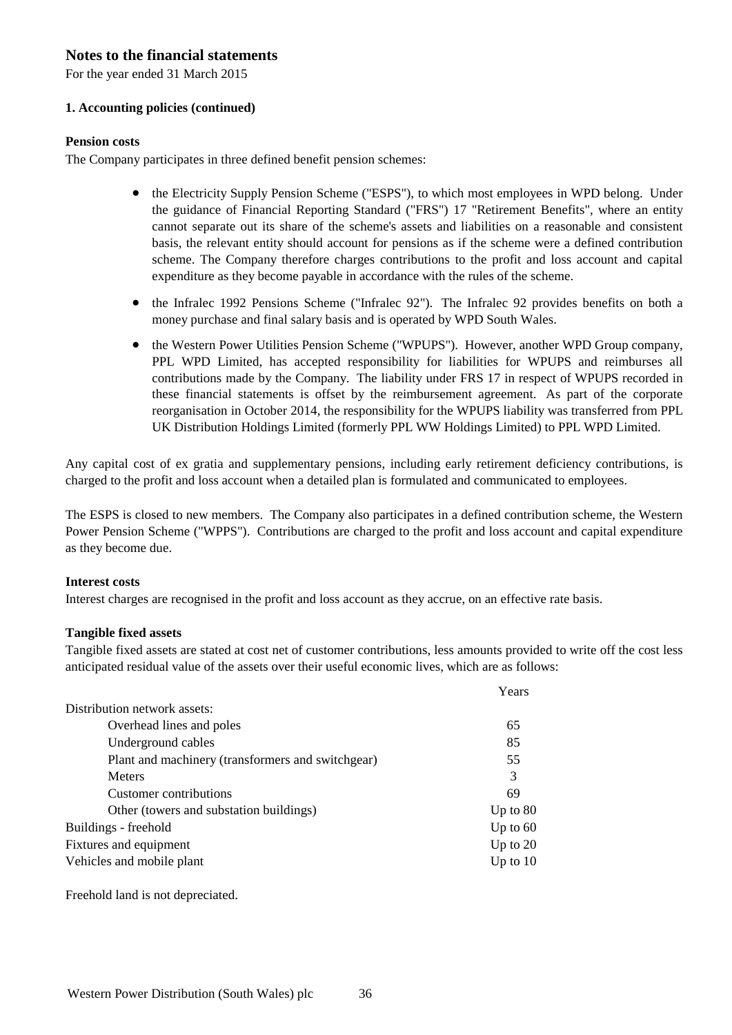# Notes to the financial statements

For the year ended 31 March 2015

### 1. Accounting policies (continued)

**Pension costs**

The Company participates in three defined benefit pension schemes:

- the Electricity Supply Pension Scheme ("ESPS"), to which most employees in WPD belong. Under the guidance of Financial Reporting Standard ("FRS") 17 "Retirement Benefits", where an entity cannot separate out its share of the scheme's assets and liabilities on a reasonable and consistent basis, the relevant entity should account for pensions as if the scheme were a defined contribution scheme. The Company therefore charges contributions to the profit and loss account and capital expenditure as they become payable in accordance with the rules of the scheme.
- the Infralec 1992 Pensions Scheme ("Infralec 92"). The Infralec 92 provides benefits on both a money purchase and final salary basis and is operated by WPD South Wales.
- the Western Power Utilities Pension Scheme ("WPUPS"). However, another WPD Group company, PPL WPD Limited, has accepted responsibility for liabilities for WPUPS and reimburses all contributions made by the Company. The liability under FRS 17 in respect of WPUPS recorded in these financial statements is offset by the reimbursement agreement. As part of the corporate reorganisation in October 2014, the responsibility for the WPUPS liability was transferred from PPL UK Distribution Holdings Limited (formerly PPL WW Holdings Limited) to PPL WPD Limited.

Any capital cost of ex gratia and supplementary pensions, including early retirement deficiency contributions, is charged to the profit and loss account when a detailed plan is formulated and communicated to employees.

The ESPS is closed to new members. The Company also participates in a defined contribution scheme, the Western Power Pension Scheme ("WPPS"). Contributions are charged to the profit and loss account and capital expenditure as they become due.

**Interest costs**

Interest charges are recognised in the profit and loss account as they accrue, on an effective rate basis.

**Tangible fixed assets**

Tangible fixed assets are stated at cost net of customer contributions, less amounts provided to write off the cost less anticipated residual value of the assets over their useful economic lives, which are as follows:

| | Years |
|---|---|
| Distribution network assets: | |
| Overhead lines and poles | 65 |
| Underground cables | 85 |
| Plant and machinery (transformers and switchgear) | 55 |
| Meters | 3 |
| Customer contributions | 69 |
| Other (towers and substation buildings) | Up to 80 |
| Buildings - freehold | Up to 60 |
| Fixtures and equipment | Up to 20 |
| Vehicles and mobile plant | Up to 10 |

Freehold land is not depreciated.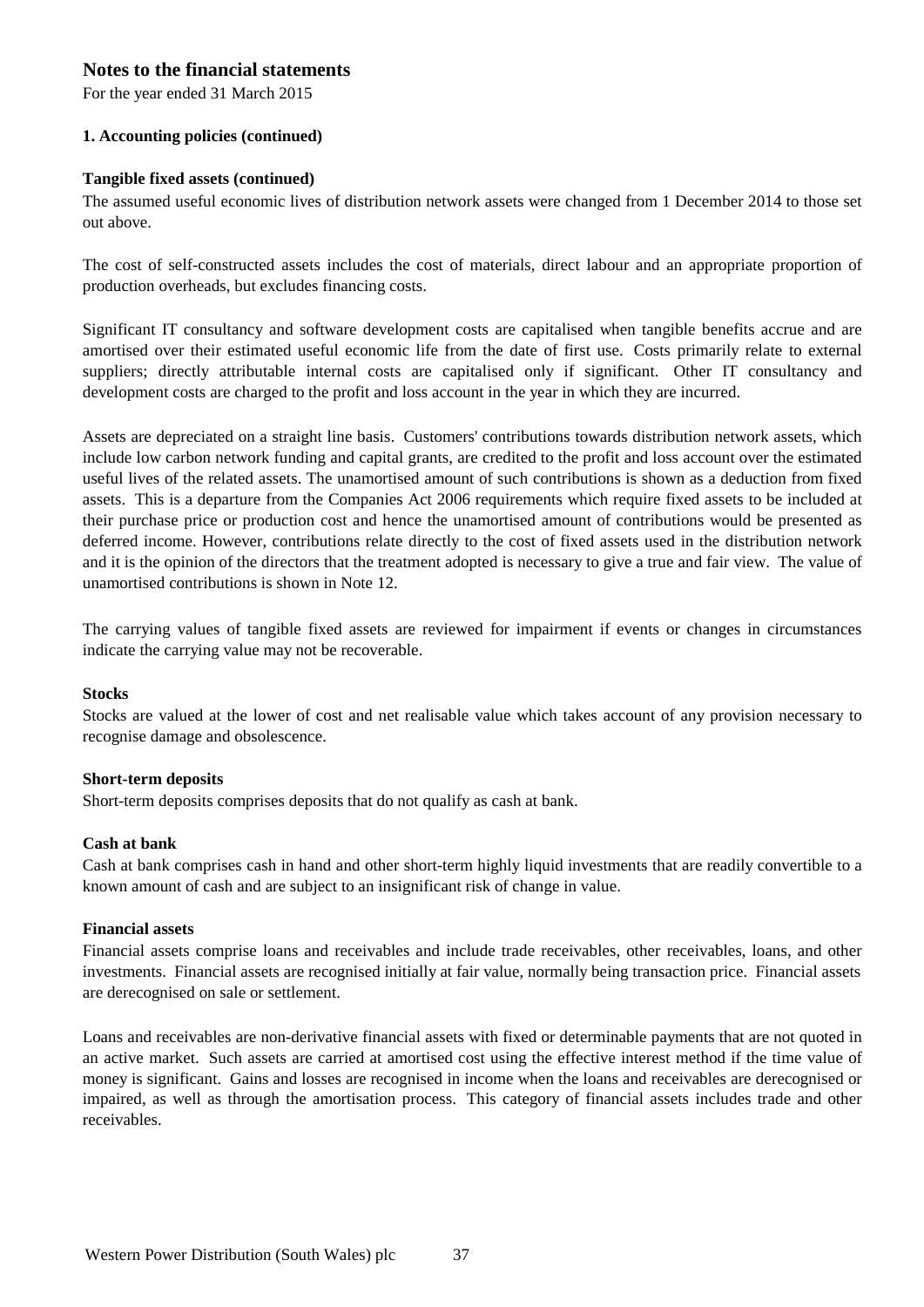## Notes to the financial statements

For the year ended 31 March 2015

### 1. Accounting policies (continued)

**Tangible fixed assets (continued)**

The assumed useful economic lives of distribution network assets were changed from 1 December 2014 to those set out above.

The cost of self-constructed assets includes the cost of materials, direct labour and an appropriate proportion of production overheads, but excludes financing costs.

Significant IT consultancy and software development costs are capitalised when tangible benefits accrue and are amortised over their estimated useful economic life from the date of first use. Costs primarily relate to external suppliers; directly attributable internal costs are capitalised only if significant. Other IT consultancy and development costs are charged to the profit and loss account in the year in which they are incurred.

Assets are depreciated on a straight line basis. Customers' contributions towards distribution network assets, which include low carbon network funding and capital grants, are credited to the profit and loss account over the estimated useful lives of the related assets. The unamortised amount of such contributions is shown as a deduction from fixed assets. This is a departure from the Companies Act 2006 requirements which require fixed assets to be included at their purchase price or production cost and hence the unamortised amount of contributions would be presented as deferred income. However, contributions relate directly to the cost of fixed assets used in the distribution network and it is the opinion of the directors that the treatment adopted is necessary to give a true and fair view. The value of unamortised contributions is shown in Note 12.

The carrying values of tangible fixed assets are reviewed for impairment if events or changes in circumstances indicate the carrying value may not be recoverable.

**Stocks**

Stocks are valued at the lower of cost and net realisable value which takes account of any provision necessary to recognise damage and obsolescence.

**Short-term deposits**

Short-term deposits comprises deposits that do not qualify as cash at bank.

**Cash at bank**

Cash at bank comprises cash in hand and other short-term highly liquid investments that are readily convertible to a known amount of cash and are subject to an insignificant risk of change in value.

**Financial assets**

Financial assets comprise loans and receivables and include trade receivables, other receivables, loans, and other investments. Financial assets are recognised initially at fair value, normally being transaction price. Financial assets are derecognised on sale or settlement.

Loans and receivables are non-derivative financial assets with fixed or determinable payments that are not quoted in an active market. Such assets are carried at amortised cost using the effective interest method if the time value of money is significant. Gains and losses are recognised in income when the loans and receivables are derecognised or impaired, as well as through the amortisation process. This category of financial assets includes trade and other receivables.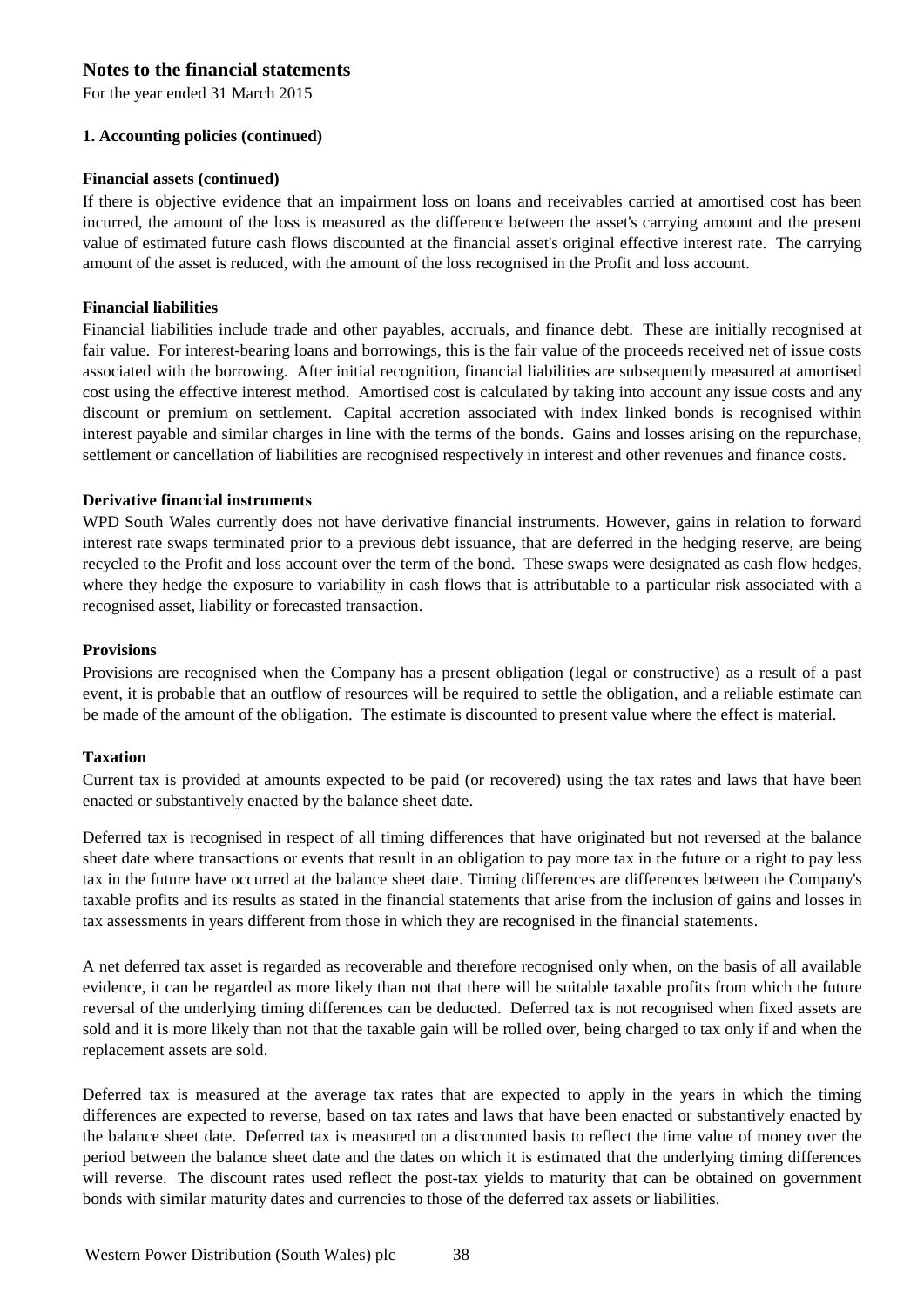# Notes to the financial statements

For the year ended 31 March 2015

### 1. Accounting policies (continued)

**Financial assets (continued)**

If there is objective evidence that an impairment loss on loans and receivables carried at amortised cost has been incurred, the amount of the loss is measured as the difference between the asset's carrying amount and the present value of estimated future cash flows discounted at the financial asset's original effective interest rate. The carrying amount of the asset is reduced, with the amount of the loss recognised in the Profit and loss account.

**Financial liabilities**

Financial liabilities include trade and other payables, accruals, and finance debt. These are initially recognised at fair value. For interest-bearing loans and borrowings, this is the fair value of the proceeds received net of issue costs associated with the borrowing. After initial recognition, financial liabilities are subsequently measured at amortised cost using the effective interest method. Amortised cost is calculated by taking into account any issue costs and any discount or premium on settlement. Capital accretion associated with index linked bonds is recognised within interest payable and similar charges in line with the terms of the bonds. Gains and losses arising on the repurchase, settlement or cancellation of liabilities are recognised respectively in interest and other revenues and finance costs.

**Derivative financial instruments**

WPD South Wales currently does not have derivative financial instruments. However, gains in relation to forward interest rate swaps terminated prior to a previous debt issuance, that are deferred in the hedging reserve, are being recycled to the Profit and loss account over the term of the bond. These swaps were designated as cash flow hedges, where they hedge the exposure to variability in cash flows that is attributable to a particular risk associated with a recognised asset, liability or forecasted transaction.

**Provisions**

Provisions are recognised when the Company has a present obligation (legal or constructive) as a result of a past event, it is probable that an outflow of resources will be required to settle the obligation, and a reliable estimate can be made of the amount of the obligation. The estimate is discounted to present value where the effect is material.

**Taxation**

Current tax is provided at amounts expected to be paid (or recovered) using the tax rates and laws that have been enacted or substantively enacted by the balance sheet date.

Deferred tax is recognised in respect of all timing differences that have originated but not reversed at the balance sheet date where transactions or events that result in an obligation to pay more tax in the future or a right to pay less tax in the future have occurred at the balance sheet date. Timing differences are differences between the Company's taxable profits and its results as stated in the financial statements that arise from the inclusion of gains and losses in tax assessments in years different from those in which they are recognised in the financial statements.

A net deferred tax asset is regarded as recoverable and therefore recognised only when, on the basis of all available evidence, it can be regarded as more likely than not that there will be suitable taxable profits from which the future reversal of the underlying timing differences can be deducted. Deferred tax is not recognised when fixed assets are sold and it is more likely than not that the taxable gain will be rolled over, being charged to tax only if and when the replacement assets are sold.

Deferred tax is measured at the average tax rates that are expected to apply in the years in which the timing differences are expected to reverse, based on tax rates and laws that have been enacted or substantively enacted by the balance sheet date. Deferred tax is measured on a discounted basis to reflect the time value of money over the period between the balance sheet date and the dates on which it is estimated that the underlying timing differences will reverse. The discount rates used reflect the post-tax yields to maturity that can be obtained on government bonds with similar maturity dates and currencies to those of the deferred tax assets or liabilities.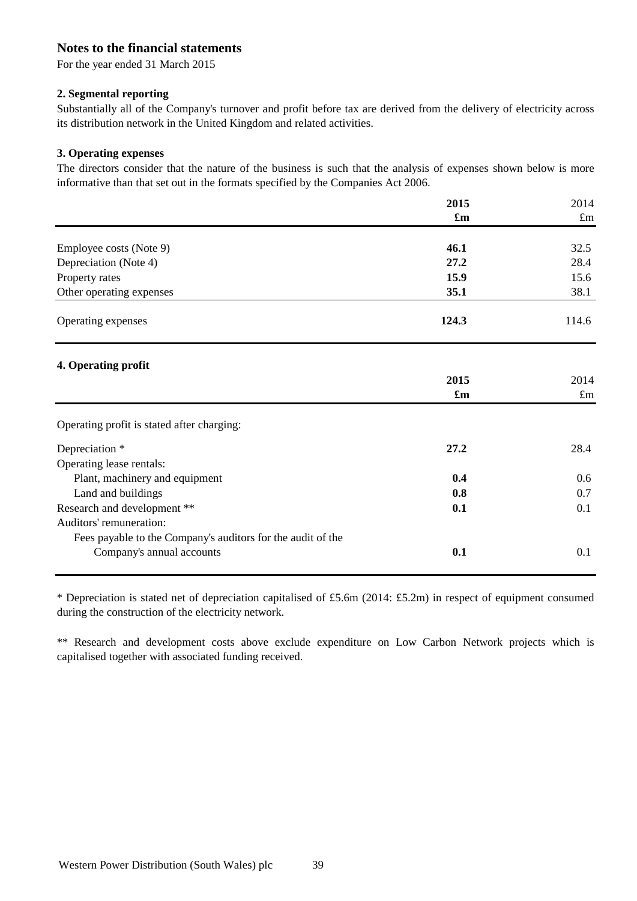# Notes to the financial statements

For the year ended 31 March 2015

### 2. Segmental reporting

Substantially all of the Company's turnover and profit before tax are derived from the delivery of electricity across its distribution network in the United Kingdom and related activities.

### 3. Operating expenses

The directors consider that the nature of the business is such that the analysis of expenses shown below is more informative than that set out in the formats specified by the Companies Act 2006.

| | **2015** | 2014 |
|---|---|---|
| | **£m** | £m |
| Employee costs (Note 9) | **46.1** | 32.5 |
| Depreciation (Note 4) | **27.2** | 28.4 |
| Property rates | **15.9** | 15.6 |
| Other operating expenses | **35.1** | 38.1 |
| Operating expenses | **124.3** | 114.6 |

### 4. Operating profit

| | **2015** | 2014 |
|---|---|---|
| | **£m** | £m |
| Operating profit is stated after charging: | | |
| Depreciation * | **27.2** | 28.4 |
| Operating lease rentals: | | |
| Plant, machinery and equipment | **0.4** | 0.6 |
| Land and buildings | **0.8** | 0.7 |
| Research and development ** | **0.1** | 0.1 |
| Auditors' remuneration: | | |
| Fees payable to the Company's auditors for the audit of the Company's annual accounts | **0.1** | 0.1 |

* Depreciation is stated net of depreciation capitalised of £5.6m (2014: £5.2m) in respect of equipment consumed during the construction of the electricity network.

** Research and development costs above exclude expenditure on Low Carbon Network projects which is capitalised together with associated funding received.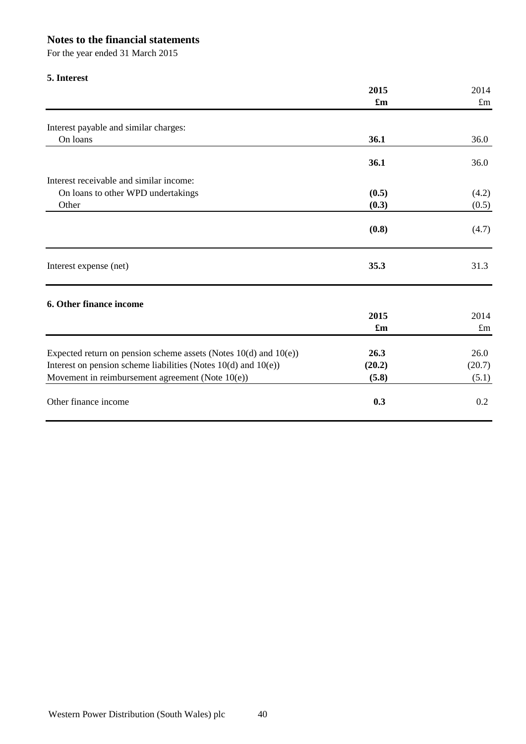# Notes to the financial statements

For the year ended 31 March 2015

## 5. Interest

| | 2015 £m | 2014 £m |
|---|---|---|
| Interest payable and similar charges: | | |
| On loans | **36.1** | 36.0 |
| | **36.1** | 36.0 |
| Interest receivable and similar income: | | |
| On loans to other WPD undertakings | **(0.5)** | (4.2) |
| Other | **(0.3)** | (0.5) |
| | **(0.8)** | (4.7) |
| Interest expense (net) | **35.3** | 31.3 |

## 6. Other finance income

| | 2015 £m | 2014 £m |
|---|---|---|
| Expected return on pension scheme assets (Notes 10(d) and 10(e)) | **26.3** | 26.0 |
| Interest on pension scheme liabilities (Notes 10(d) and 10(e)) | **(20.2)** | (20.7) |
| Movement in reimbursement agreement (Note 10(e)) | **(5.8)** | (5.1) |
| Other finance income | **0.3** | 0.2 |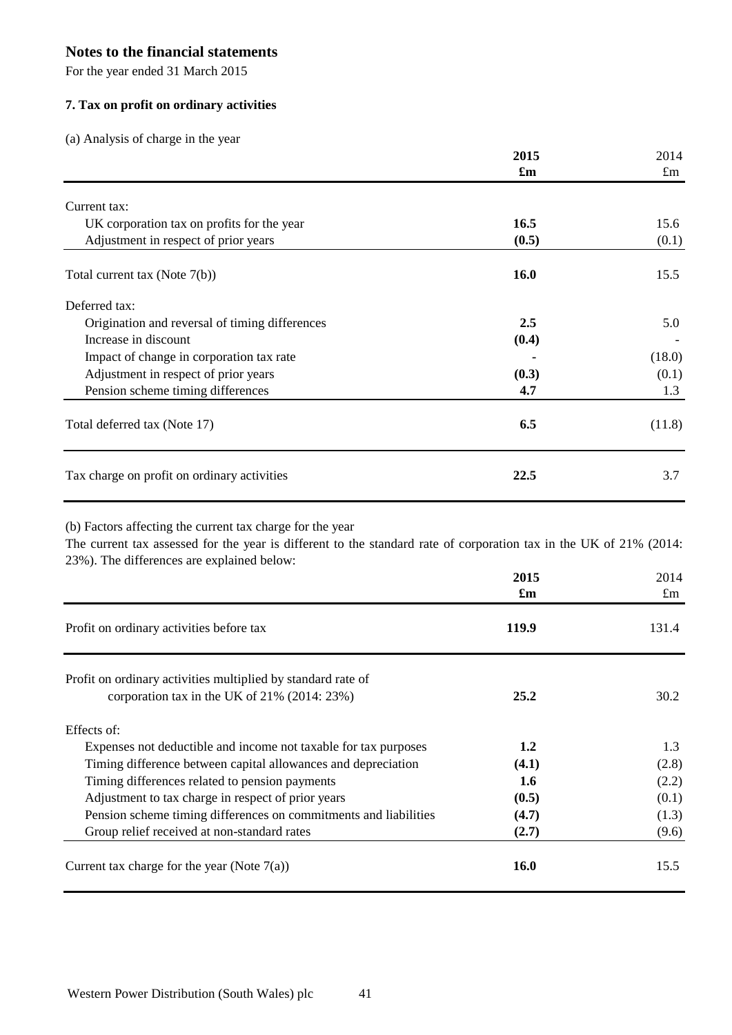# Notes to the financial statements

For the year ended 31 March 2015

## 7. Tax on profit on ordinary activities

(a) Analysis of charge in the year

| | **2015** | 2014 |
|---|---|---|
| | **£m** | £m |
| Current tax: | | |
| UK corporation tax on profits for the year | **16.5** | 15.6 |
| Adjustment in respect of prior years | **(0.5)** | (0.1) |
| Total current tax (Note 7(b)) | **16.0** | 15.5 |
| Deferred tax: | | |
| Origination and reversal of timing differences | **2.5** | 5.0 |
| Increase in discount | **(0.4)** | - |
| Impact of change in corporation tax rate | **-** | (18.0) |
| Adjustment in respect of prior years | **(0.3)** | (0.1) |
| Pension scheme timing differences | **4.7** | 1.3 |
| Total deferred tax (Note 17) | **6.5** | (11.8) |
| Tax charge on profit on ordinary activities | **22.5** | 3.7 |

(b) Factors affecting the current tax charge for the year

The current tax assessed for the year is different to the standard rate of corporation tax in the UK of 21% (2014: 23%). The differences are explained below:

| | **2015** | 2014 |
|---|---|---|
| | **£m** | £m |
| Profit on ordinary activities before tax | **119.9** | 131.4 |
| Profit on ordinary activities multiplied by standard rate of corporation tax in the UK of 21% (2014: 23%) | **25.2** | 30.2 |
| Effects of: | | |
| Expenses not deductible and income not taxable for tax purposes | **1.2** | 1.3 |
| Timing difference between capital allowances and depreciation | **(4.1)** | (2.8) |
| Timing differences related to pension payments | **1.6** | (2.2) |
| Adjustment to tax charge in respect of prior years | **(0.5)** | (0.1) |
| Pension scheme timing differences on commitments and liabilities | **(4.7)** | (1.3) |
| Group relief received at non-standard rates | **(2.7)** | (9.6) |
| Current tax charge for the year (Note 7(a)) | **16.0** | 15.5 |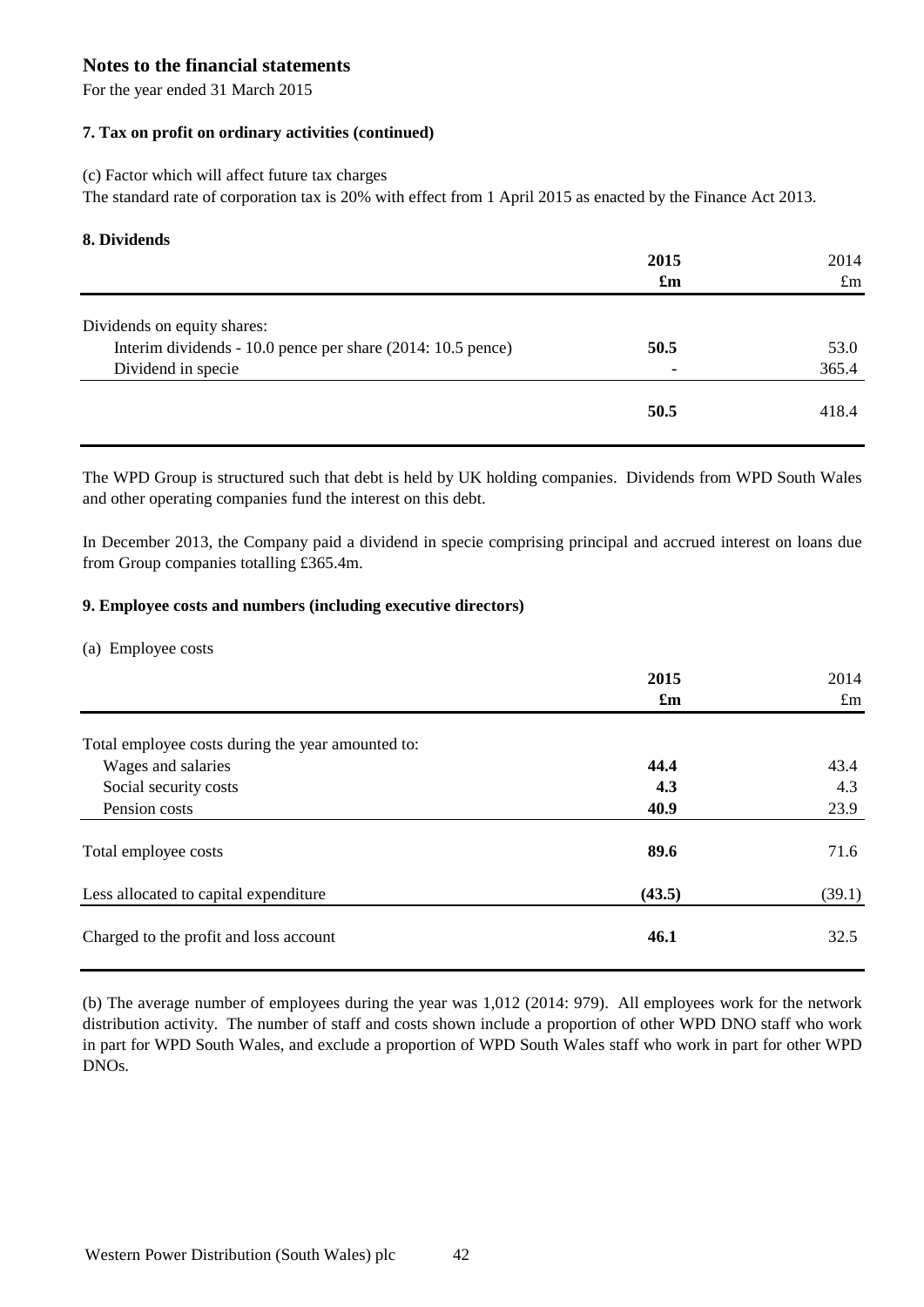# Notes to the financial statements

For the year ended 31 March 2015

### 7. Tax on profit on ordinary activities (continued)

(c) Factor which will affect future tax charges

The standard rate of corporation tax is 20% with effect from 1 April 2015 as enacted by the Finance Act 2013.

### 8. Dividends

| | **2015** | 2014 |
|---|---|---|
| | **£m** | £m |
| Dividends on equity shares: | | |
| Interim dividends - 10.0 pence per share (2014: 10.5 pence) | **50.5** | 53.0 |
| Dividend in specie | **-** | 365.4 |
| | **50.5** | 418.4 |

The WPD Group is structured such that debt is held by UK holding companies. Dividends from WPD South Wales and other operating companies fund the interest on this debt.

In December 2013, the Company paid a dividend in specie comprising principal and accrued interest on loans due from Group companies totalling £365.4m.

### 9. Employee costs and numbers (including executive directors)

(a) Employee costs

| | **2015** | 2014 |
|---|---|---|
| | **£m** | £m |
| Total employee costs during the year amounted to: | | |
| Wages and salaries | **44.4** | 43.4 |
| Social security costs | **4.3** | 4.3 |
| Pension costs | **40.9** | 23.9 |
| Total employee costs | **89.6** | 71.6 |
| Less allocated to capital expenditure | **(43.5)** | (39.1) |
| Charged to the profit and loss account | **46.1** | 32.5 |

(b) The average number of employees during the year was 1,012 (2014: 979). All employees work for the network distribution activity. The number of staff and costs shown include a proportion of other WPD DNO staff who work in part for WPD South Wales, and exclude a proportion of WPD South Wales staff who work in part for other WPD DNOs.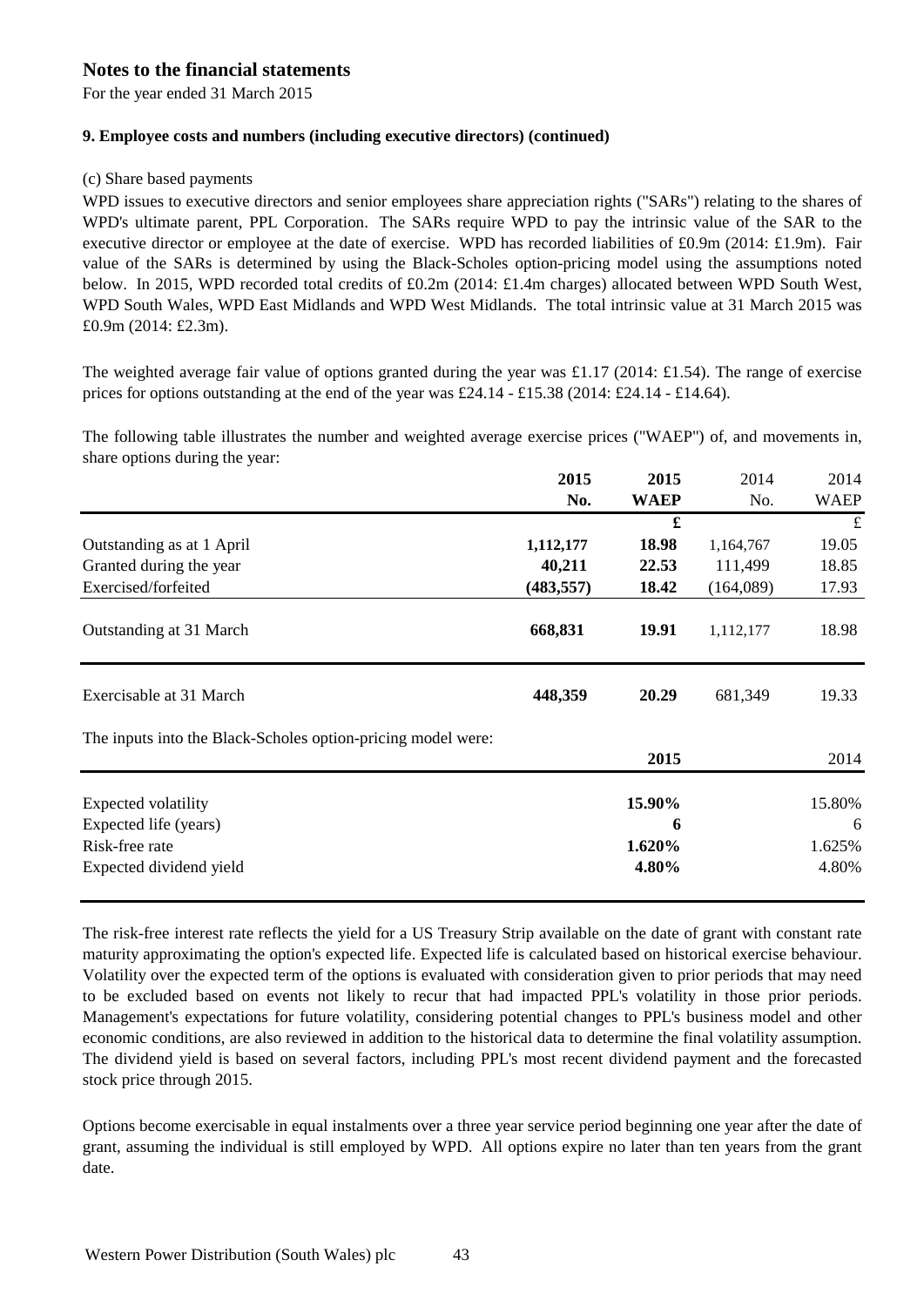# Notes to the financial statements

For the year ended 31 March 2015

### 9. Employee costs and numbers (including executive directors) (continued)

(c) Share based payments

WPD issues to executive directors and senior employees share appreciation rights ("SARs") relating to the shares of WPD's ultimate parent, PPL Corporation. The SARs require WPD to pay the intrinsic value of the SAR to the executive director or employee at the date of exercise. WPD has recorded liabilities of £0.9m (2014: £1.9m). Fair value of the SARs is determined by using the Black-Scholes option-pricing model using the assumptions noted below. In 2015, WPD recorded total credits of £0.2m (2014: £1.4m charges) allocated between WPD South West, WPD South Wales, WPD East Midlands and WPD West Midlands. The total intrinsic value at 31 March 2015 was £0.9m (2014: £2.3m).

The weighted average fair value of options granted during the year was £1.17 (2014: £1.54). The range of exercise prices for options outstanding at the end of the year was £24.14 - £15.38 (2014: £24.14 - £14.64).

The following table illustrates the number and weighted average exercise prices ("WAEP") of, and movements in, share options during the year:

| | **2015 No.** | **2015 WAEP** | 2014 No. | 2014 WAEP |
|---|---|---|---|---|
| | | **£** | | £ |
| Outstanding as at 1 April | **1,112,177** | **18.98** | 1,164,767 | 19.05 |
| Granted during the year | **40,211** | **22.53** | 111,499 | 18.85 |
| Exercised/forfeited | **(483,557)** | **18.42** | (164,089) | 17.93 |
| Outstanding at 31 March | **668,831** | **19.91** | 1,112,177 | 18.98 |
| Exercisable at 31 March | **448,359** | **20.29** | 681,349 | 19.33 |

The inputs into the Black-Scholes option-pricing model were:

| | **2015** | 2014 |
|---|---|---|
| Expected volatility | **15.90%** | 15.80% |
| Expected life (years) | **6** | 6 |
| Risk-free rate | **1.620%** | 1.625% |
| Expected dividend yield | **4.80%** | 4.80% |

The risk-free interest rate reflects the yield for a US Treasury Strip available on the date of grant with constant rate maturity approximating the option's expected life. Expected life is calculated based on historical exercise behaviour. Volatility over the expected term of the options is evaluated with consideration given to prior periods that may need to be excluded based on events not likely to recur that had impacted PPL's volatility in those prior periods. Management's expectations for future volatility, considering potential changes to PPL's business model and other economic conditions, are also reviewed in addition to the historical data to determine the final volatility assumption. The dividend yield is based on several factors, including PPL's most recent dividend payment and the forecasted stock price through 2015.

Options become exercisable in equal instalments over a three year service period beginning one year after the date of grant, assuming the individual is still employed by WPD. All options expire no later than ten years from the grant date.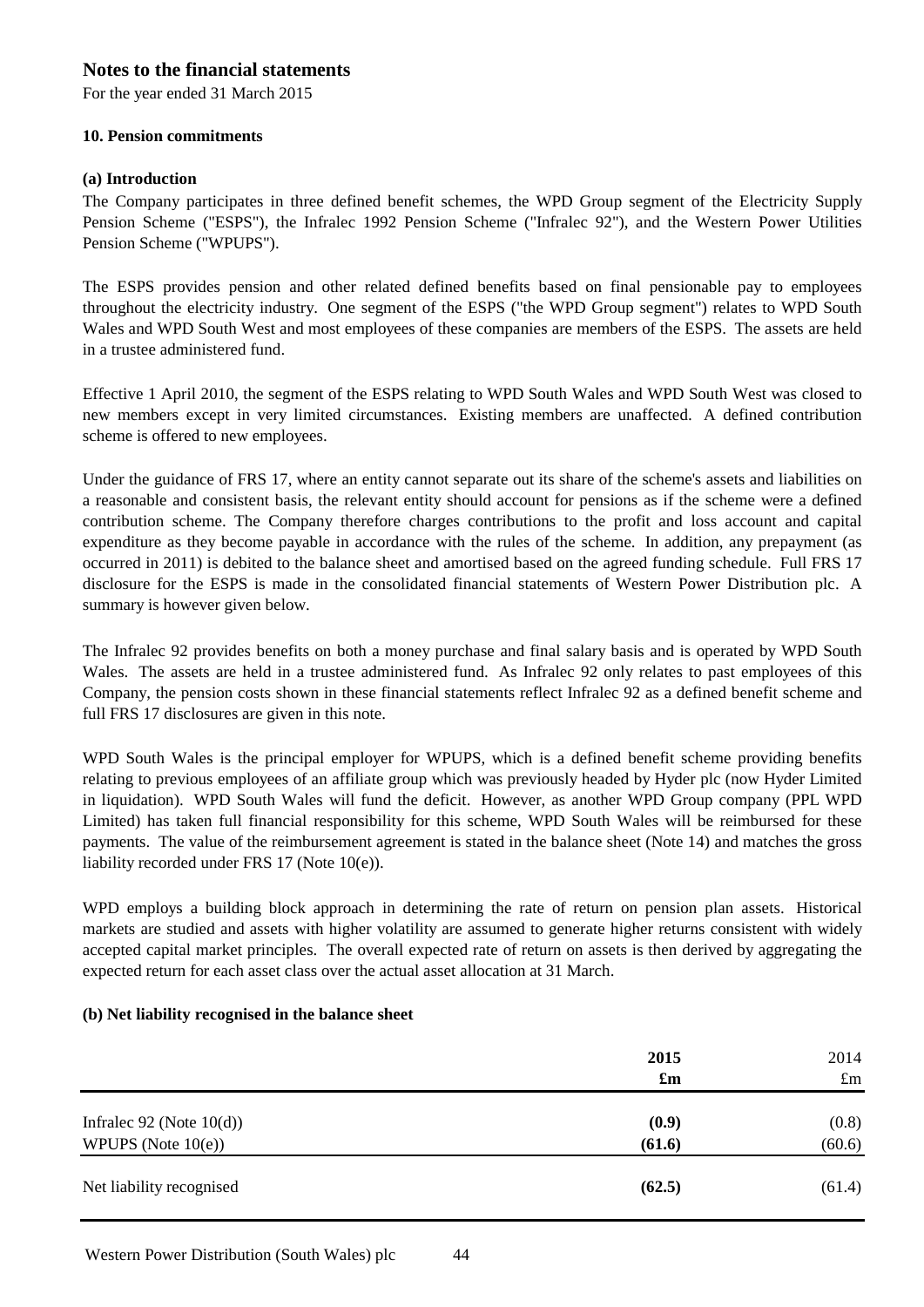# Notes to the financial statements

For the year ended 31 March 2015

### 10. Pension commitments

#### (a) Introduction

The Company participates in three defined benefit schemes, the WPD Group segment of the Electricity Supply Pension Scheme ("ESPS"), the Infralec 1992 Pension Scheme ("Infralec 92"), and the Western Power Utilities Pension Scheme ("WPUPS").

The ESPS provides pension and other related defined benefits based on final pensionable pay to employees throughout the electricity industry. One segment of the ESPS ("the WPD Group segment") relates to WPD South Wales and WPD South West and most employees of these companies are members of the ESPS. The assets are held in a trustee administered fund.

Effective 1 April 2010, the segment of the ESPS relating to WPD South Wales and WPD South West was closed to new members except in very limited circumstances. Existing members are unaffected. A defined contribution scheme is offered to new employees.

Under the guidance of FRS 17, where an entity cannot separate out its share of the scheme's assets and liabilities on a reasonable and consistent basis, the relevant entity should account for pensions as if the scheme were a defined contribution scheme. The Company therefore charges contributions to the profit and loss account and capital expenditure as they become payable in accordance with the rules of the scheme. In addition, any prepayment (as occurred in 2011) is debited to the balance sheet and amortised based on the agreed funding schedule. Full FRS 17 disclosure for the ESPS is made in the consolidated financial statements of Western Power Distribution plc. A summary is however given below.

The Infralec 92 provides benefits on both a money purchase and final salary basis and is operated by WPD South Wales. The assets are held in a trustee administered fund. As Infralec 92 only relates to past employees of this Company, the pension costs shown in these financial statements reflect Infralec 92 as a defined benefit scheme and full FRS 17 disclosures are given in this note.

WPD South Wales is the principal employer for WPUPS, which is a defined benefit scheme providing benefits relating to previous employees of an affiliate group which was previously headed by Hyder plc (now Hyder Limited in liquidation). WPD South Wales will fund the deficit. However, as another WPD Group company (PPL WPD Limited) has taken full financial responsibility for this scheme, WPD South Wales will be reimbursed for these payments. The value of the reimbursement agreement is stated in the balance sheet (Note 14) and matches the gross liability recorded under FRS 17 (Note 10(e)).

WPD employs a building block approach in determining the rate of return on pension plan assets. Historical markets are studied and assets with higher volatility are assumed to generate higher returns consistent with widely accepted capital market principles. The overall expected rate of return on assets is then derived by aggregating the expected return for each asset class over the actual asset allocation at 31 March.

#### (b) Net liability recognised in the balance sheet

| | **2015** | 2014 |
|---|---|---|
| | **£m** | £m |
| Infralec 92 (Note 10(d)) | **(0.9)** | (0.8) |
| WPUPS (Note 10(e)) | **(61.6)** | (60.6) |
| Net liability recognised | **(62.5)** | (61.4) |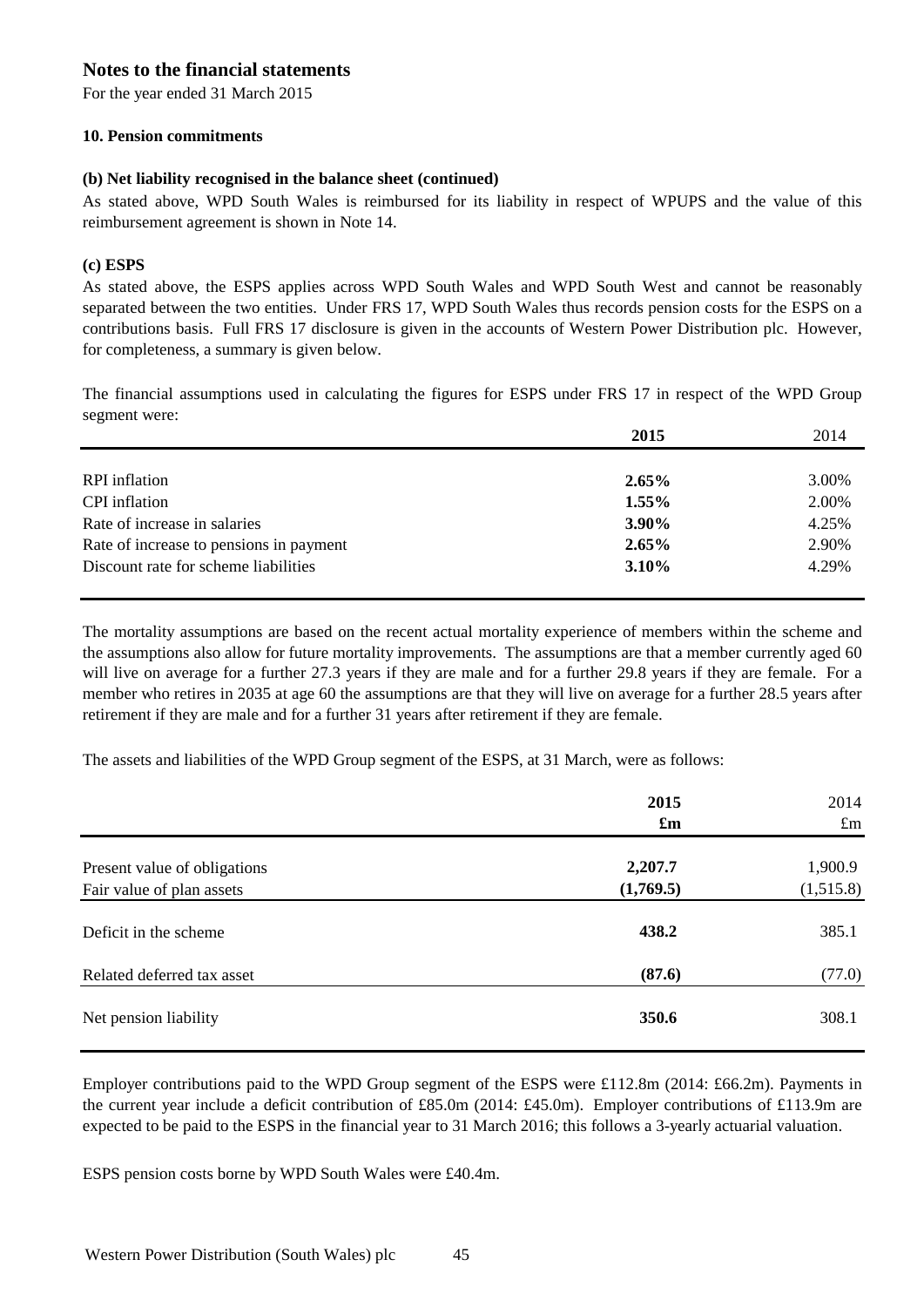# Notes to the financial statements

For the year ended 31 March 2015

### 10. Pension commitments

#### (b) Net liability recognised in the balance sheet (continued)

As stated above, WPD South Wales is reimbursed for its liability in respect of WPUPS and the value of this reimbursement agreement is shown in Note 14.

#### (c) ESPS

As stated above, the ESPS applies across WPD South Wales and WPD South West and cannot be reasonably separated between the two entities. Under FRS 17, WPD South Wales thus records pension costs for the ESPS on a contributions basis. Full FRS 17 disclosure is given in the accounts of Western Power Distribution plc. However, for completeness, a summary is given below.

The financial assumptions used in calculating the figures for ESPS under FRS 17 in respect of the WPD Group segment were:

| | **2015** | 2014 |
|---|---|---|
| RPI inflation | **2.65%** | 3.00% |
| CPI inflation | **1.55%** | 2.00% |
| Rate of increase in salaries | **3.90%** | 4.25% |
| Rate of increase to pensions in payment | **2.65%** | 2.90% |
| Discount rate for scheme liabilities | **3.10%** | 4.29% |

The mortality assumptions are based on the recent actual mortality experience of members within the scheme and the assumptions also allow for future mortality improvements. The assumptions are that a member currently aged 60 will live on average for a further 27.3 years if they are male and for a further 29.8 years if they are female. For a member who retires in 2035 at age 60 the assumptions are that they will live on average for a further 28.5 years after retirement if they are male and for a further 31 years after retirement if they are female.

The assets and liabilities of the WPD Group segment of the ESPS, at 31 March, were as follows:

| | **2015** | 2014 |
|---|---|---|
| | **£m** | £m |
| Present value of obligations | **2,207.7** | 1,900.9 |
| Fair value of plan assets | **(1,769.5)** | (1,515.8) |
| Deficit in the scheme | **438.2** | 385.1 |
| Related deferred tax asset | **(87.6)** | (77.0) |
| Net pension liability | **350.6** | 308.1 |

Employer contributions paid to the WPD Group segment of the ESPS were £112.8m (2014: £66.2m). Payments in the current year include a deficit contribution of £85.0m (2014: £45.0m). Employer contributions of £113.9m are expected to be paid to the ESPS in the financial year to 31 March 2016; this follows a 3-yearly actuarial valuation.

ESPS pension costs borne by WPD South Wales were £40.4m.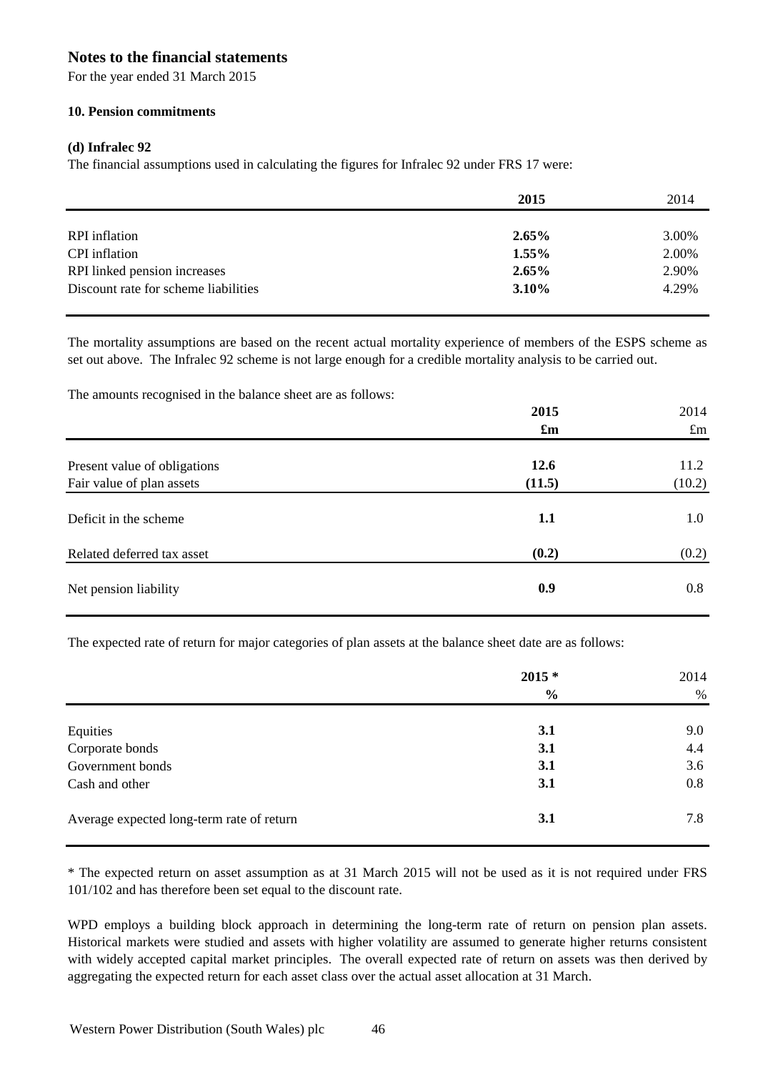# Notes to the financial statements

For the year ended 31 March 2015

### 10. Pension commitments

#### (d) Infralec 92

The financial assumptions used in calculating the figures for Infralec 92 under FRS 17 were:

| | **2015** | 2014 |
|---|---|---|
| RPI inflation | **2.65%** | 3.00% |
| CPI inflation | **1.55%** | 2.00% |
| RPI linked pension increases | **2.65%** | 2.90% |
| Discount rate for scheme liabilities | **3.10%** | 4.29% |

The mortality assumptions are based on the recent actual mortality experience of members of the ESPS scheme as set out above. The Infralec 92 scheme is not large enough for a credible mortality analysis to be carried out.

The amounts recognised in the balance sheet are as follows:

| | **2015** | 2014 |
|---|---|---|
| | **£m** | £m |
| Present value of obligations | **12.6** | 11.2 |
| Fair value of plan assets | **(11.5)** | (10.2) |
| Deficit in the scheme | **1.1** | 1.0 |
| Related deferred tax asset | **(0.2)** | (0.2) |
| Net pension liability | **0.9** | 0.8 |

The expected rate of return for major categories of plan assets at the balance sheet date are as follows:

| | **2015 *** | 2014 |
|---|---|---|
| | **%** | % |
| Equities | **3.1** | 9.0 |
| Corporate bonds | **3.1** | 4.4 |
| Government bonds | **3.1** | 3.6 |
| Cash and other | **3.1** | 0.8 |
| Average expected long-term rate of return | **3.1** | 7.8 |

* The expected return on asset assumption as at 31 March 2015 will not be used as it is not required under FRS 101/102 and has therefore been set equal to the discount rate.

WPD employs a building block approach in determining the long-term rate of return on pension plan assets. Historical markets were studied and assets with higher volatility are assumed to generate higher returns consistent with widely accepted capital market principles. The overall expected rate of return on assets was then derived by aggregating the expected return for each asset class over the actual asset allocation at 31 March.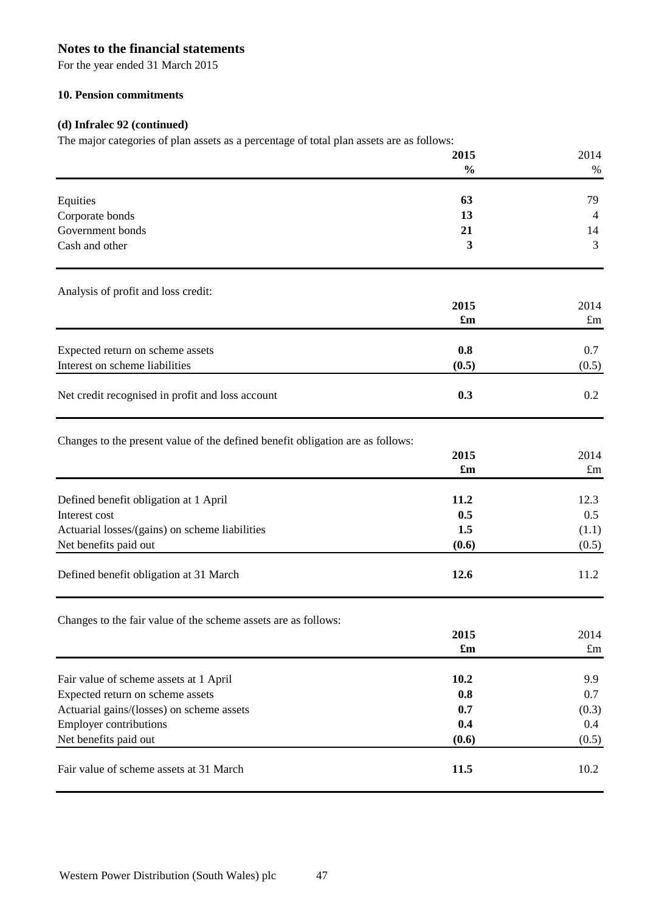# Notes to the financial statements

For the year ended 31 March 2015

### 10. Pension commitments

#### (d) Infralec 92 (continued)

The major categories of plan assets as a percentage of total plan assets are as follows:

| | **2015** | 2014 |
|---|---|---|
| | **%** | % |
| Equities | **63** | 79 |
| Corporate bonds | **13** | 4 |
| Government bonds | **21** | 14 |
| Cash and other | **3** | 3 |

Analysis of profit and loss credit:

| | **2015** | 2014 |
|---|---|---|
| | **£m** | £m |
| Expected return on scheme assets | **0.8** | 0.7 |
| Interest on scheme liabilities | **(0.5)** | (0.5) |
| Net credit recognised in profit and loss account | **0.3** | 0.2 |

Changes to the present value of the defined benefit obligation are as follows:

| | **2015** | 2014 |
|---|---|---|
| | **£m** | £m |
| Defined benefit obligation at 1 April | **11.2** | 12.3 |
| Interest cost | **0.5** | 0.5 |
| Actuarial losses/(gains) on scheme liabilities | **1.5** | (1.1) |
| Net benefits paid out | **(0.6)** | (0.5) |
| Defined benefit obligation at 31 March | **12.6** | 11.2 |

Changes to the fair value of the scheme assets are as follows:

| | **2015** | 2014 |
|---|---|---|
| | **£m** | £m |
| Fair value of scheme assets at 1 April | **10.2** | 9.9 |
| Expected return on scheme assets | **0.8** | 0.7 |
| Actuarial gains/(losses) on scheme assets | **0.7** | (0.3) |
| Employer contributions | **0.4** | 0.4 |
| Net benefits paid out | **(0.6)** | (0.5) |
| Fair value of scheme assets at 31 March | **11.5** | 10.2 |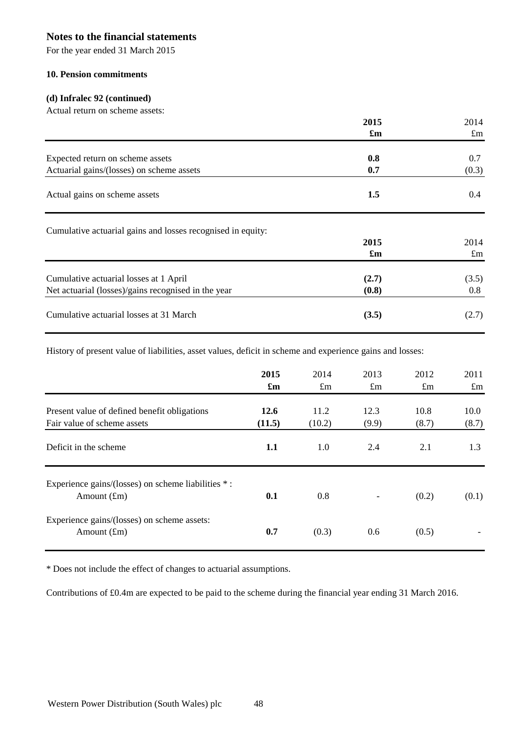# Notes to the financial statements

For the year ended 31 March 2015

### 10. Pension commitments

#### (d) Infralec 92 (continued)

Actual return on scheme assets:

| | **2015** | 2014 |
|---|---|---|
| | **£m** | £m |
| Expected return on scheme assets | **0.8** | 0.7 |
| Actuarial gains/(losses) on scheme assets | **0.7** | (0.3) |
| Actual gains on scheme assets | **1.5** | 0.4 |

Cumulative actuarial gains and losses recognised in equity:

| | **2015** | 2014 |
|---|---|---|
| | **£m** | £m |
| Cumulative actuarial losses at 1 April | **(2.7)** | (3.5) |
| Net actuarial (losses)/gains recognised in the year | **(0.8)** | 0.8 |
| Cumulative actuarial losses at 31 March | **(3.5)** | (2.7) |

History of present value of liabilities, asset values, deficit in scheme and experience gains and losses:

| | **2015** | 2014 | 2013 | 2012 | 2011 |
|---|---|---|---|---|---|
| | **£m** | £m | £m | £m | £m |
| Present value of defined benefit obligations | **12.6** | 11.2 | 12.3 | 10.8 | 10.0 |
| Fair value of scheme assets | **(11.5)** | (10.2) | (9.9) | (8.7) | (8.7) |
| Deficit in the scheme | **1.1** | 1.0 | 2.4 | 2.1 | 1.3 |
| Experience gains/(losses) on scheme liabilities * : | | | | | |
| Amount (£m) | **0.1** | 0.8 | - | (0.2) | (0.1) |
| Experience gains/(losses) on scheme assets: | | | | | |
| Amount (£m) | **0.7** | (0.3) | 0.6 | (0.5) | - |

* Does not include the effect of changes to actuarial assumptions.

Contributions of £0.4m are expected to be paid to the scheme during the financial year ending 31 March 2016.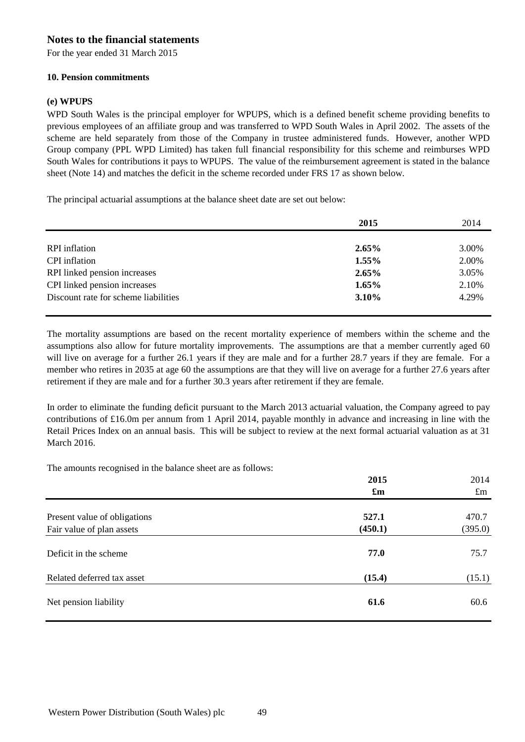# Notes to the financial statements

For the year ended 31 March 2015

## 10. Pension commitments

### (e) WPUPS

WPD South Wales is the principal employer for WPUPS, which is a defined benefit scheme providing benefits to previous employees of an affiliate group and was transferred to WPD South Wales in April 2002. The assets of the scheme are held separately from those of the Company in trustee administered funds. However, another WPD Group company (PPL WPD Limited) has taken full financial responsibility for this scheme and reimburses WPD South Wales for contributions it pays to WPUPS. The value of the reimbursement agreement is stated in the balance sheet (Note 14) and matches the deficit in the scheme recorded under FRS 17 as shown below.

The principal actuarial assumptions at the balance sheet date are set out below:

| | **2015** | 2014 |
|---|---|---|
| RPI inflation | **2.65%** | 3.00% |
| CPI inflation | **1.55%** | 2.00% |
| RPI linked pension increases | **2.65%** | 3.05% |
| CPI linked pension increases | **1.65%** | 2.10% |
| Discount rate for scheme liabilities | **3.10%** | 4.29% |

The mortality assumptions are based on the recent mortality experience of members within the scheme and the assumptions also allow for future mortality improvements. The assumptions are that a member currently aged 60 will live on average for a further 26.1 years if they are male and for a further 28.7 years if they are female. For a member who retires in 2035 at age 60 the assumptions are that they will live on average for a further 27.6 years after retirement if they are male and for a further 30.3 years after retirement if they are female.

In order to eliminate the funding deficit pursuant to the March 2013 actuarial valuation, the Company agreed to pay contributions of £16.0m per annum from 1 April 2014, payable monthly in advance and increasing in line with the Retail Prices Index on an annual basis. This will be subject to review at the next formal actuarial valuation as at 31 March 2016.

The amounts recognised in the balance sheet are as follows:

| | **2015** | 2014 |
|---|---|---|
| | **£m** | £m |
| Present value of obligations | **527.1** | 470.7 |
| Fair value of plan assets | **(450.1)** | (395.0) |
| Deficit in the scheme | **77.0** | 75.7 |
| Related deferred tax asset | **(15.4)** | (15.1) |
| Net pension liability | **61.6** | 60.6 |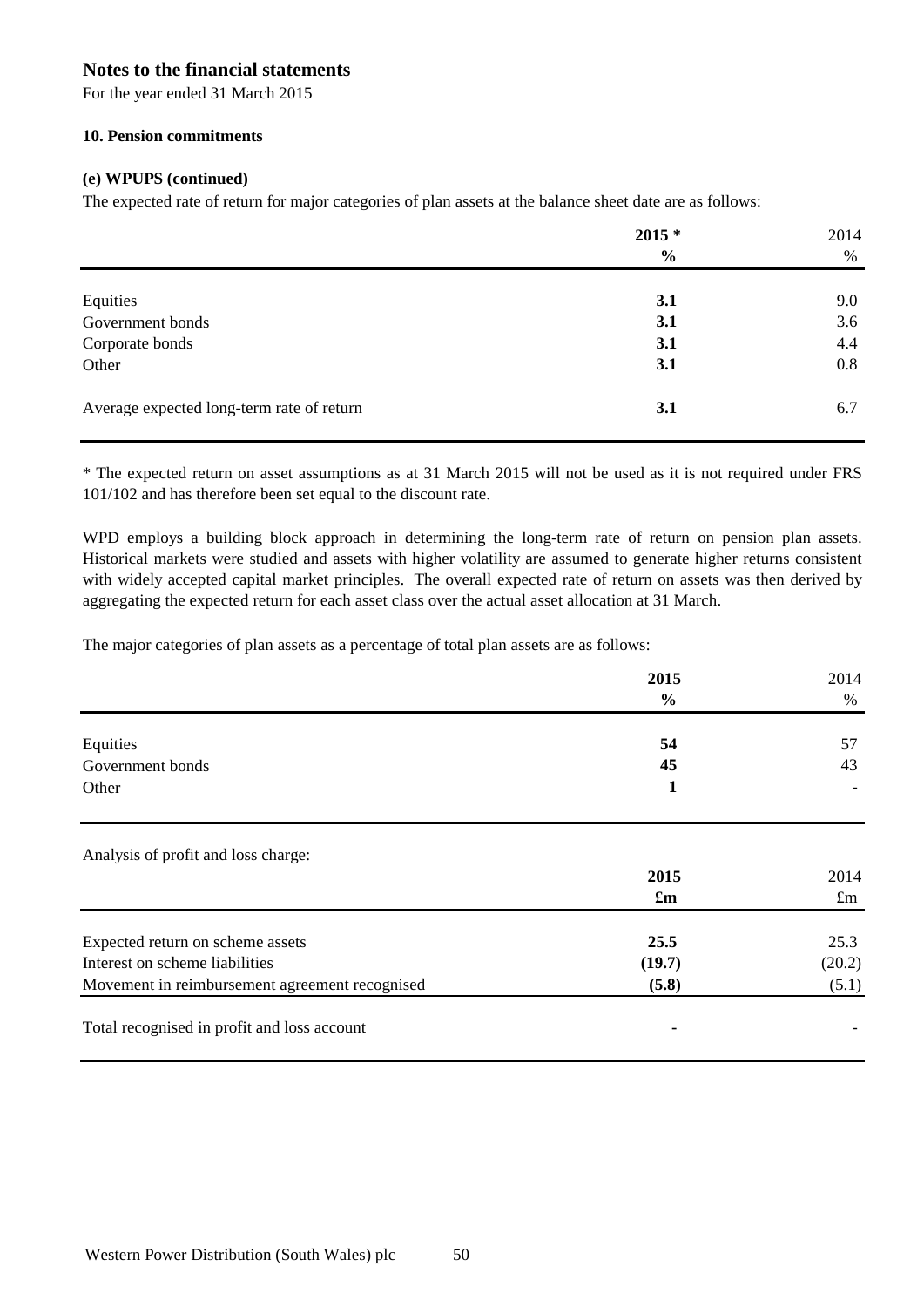# Notes to the financial statements

For the year ended 31 March 2015

### 10. Pension commitments

#### (e) WPUPS (continued)

The expected rate of return for major categories of plan assets at the balance sheet date are as follows:

| | **2015 *** | 2014 |
|---|---|---|
| | **%** | % |
| Equities | **3.1** | 9.0 |
| Government bonds | **3.1** | 3.6 |
| Corporate bonds | **3.1** | 4.4 |
| Other | **3.1** | 0.8 |
| Average expected long-term rate of return | **3.1** | 6.7 |

* The expected return on asset assumptions as at 31 March 2015 will not be used as it is not required under FRS 101/102 and has therefore been set equal to the discount rate.

WPD employs a building block approach in determining the long-term rate of return on pension plan assets. Historical markets were studied and assets with higher volatility are assumed to generate higher returns consistent with widely accepted capital market principles. The overall expected rate of return on assets was then derived by aggregating the expected return for each asset class over the actual asset allocation at 31 March.

The major categories of plan assets as a percentage of total plan assets are as follows:

| | **2015** | 2014 |
|---|---|---|
| | **%** | % |
| Equities | **54** | 57 |
| Government bonds | **45** | 43 |
| Other | **1** | - |

Analysis of profit and loss charge:

| | **2015** | 2014 |
|---|---|---|
| | **£m** | £m |
| Expected return on scheme assets | **25.5** | 25.3 |
| Interest on scheme liabilities | **(19.7)** | (20.2) |
| Movement in reimbursement agreement recognised | **(5.8)** | (5.1) |
| Total recognised in profit and loss account | **-** | - |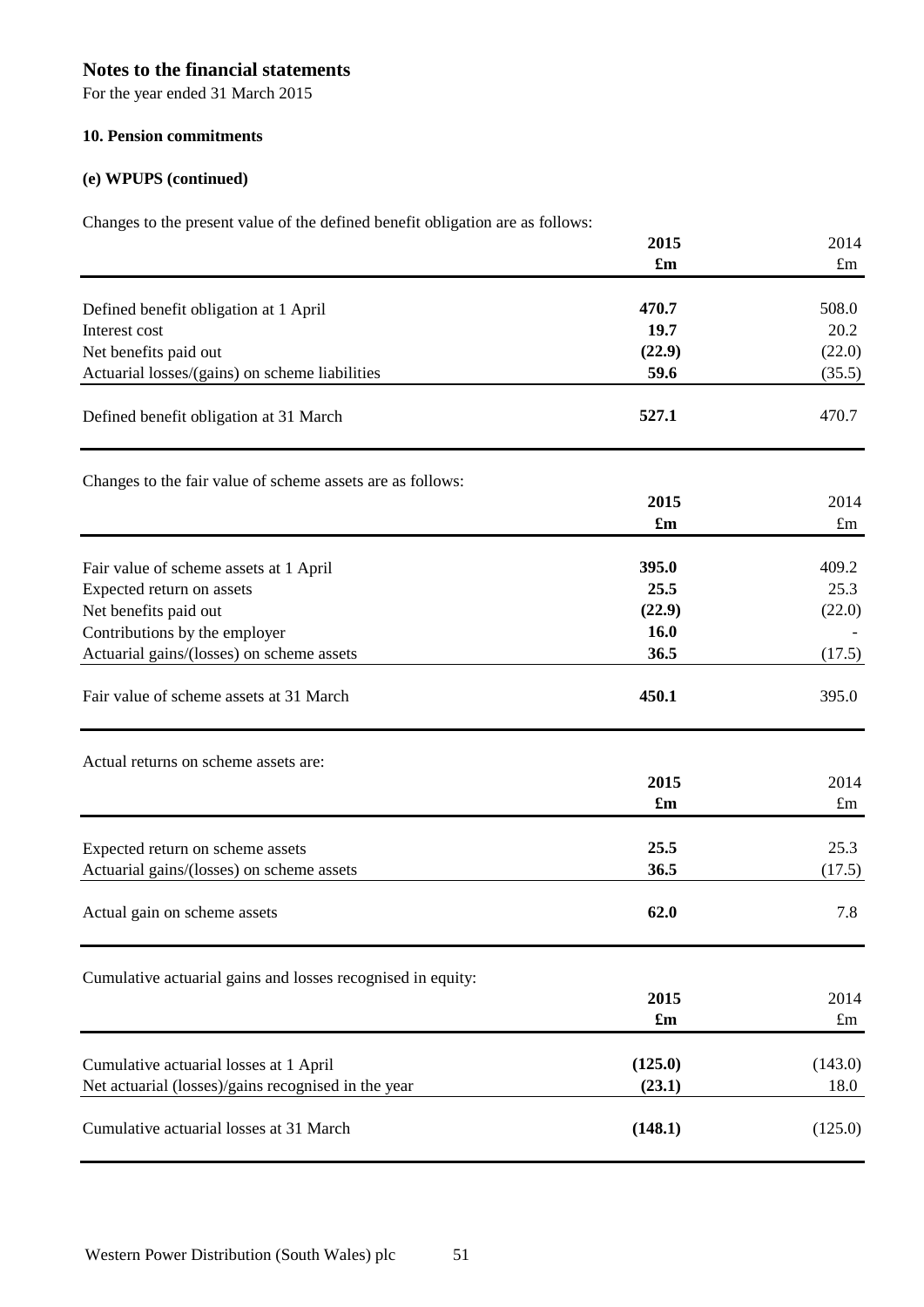# Notes to the financial statements

For the year ended 31 March 2015

### 10. Pension commitments

#### (e) WPUPS (continued)

Changes to the present value of the defined benefit obligation are as follows:

| | 2015 | 2014 |
|---|---|---|
| | £m | £m |
| Defined benefit obligation at 1 April | **470.7** | 508.0 |
| Interest cost | **19.7** | 20.2 |
| Net benefits paid out | **(22.9)** | (22.0) |
| Actuarial losses/(gains) on scheme liabilities | **59.6** | (35.5) |
| Defined benefit obligation at 31 March | **527.1** | 470.7 |

Changes to the fair value of scheme assets are as follows:

| | 2015 | 2014 |
|---|---|---|
| | £m | £m |
| Fair value of scheme assets at 1 April | **395.0** | 409.2 |
| Expected return on assets | **25.5** | 25.3 |
| Net benefits paid out | **(22.9)** | (22.0) |
| Contributions by the employer | **16.0** | - |
| Actuarial gains/(losses) on scheme assets | **36.5** | (17.5) |
| Fair value of scheme assets at 31 March | **450.1** | 395.0 |

Actual returns on scheme assets are:

| | 2015 | 2014 |
|---|---|---|
| | £m | £m |
| Expected return on scheme assets | **25.5** | 25.3 |
| Actuarial gains/(losses) on scheme assets | **36.5** | (17.5) |
| Actual gain on scheme assets | **62.0** | 7.8 |

Cumulative actuarial gains and losses recognised in equity:

| | 2015 | 2014 |
|---|---|---|
| | £m | £m |
| Cumulative actuarial losses at 1 April | **(125.0)** | (143.0) |
| Net actuarial (losses)/gains recognised in the year | **(23.1)** | 18.0 |
| Cumulative actuarial losses at 31 March | **(148.1)** | (125.0) |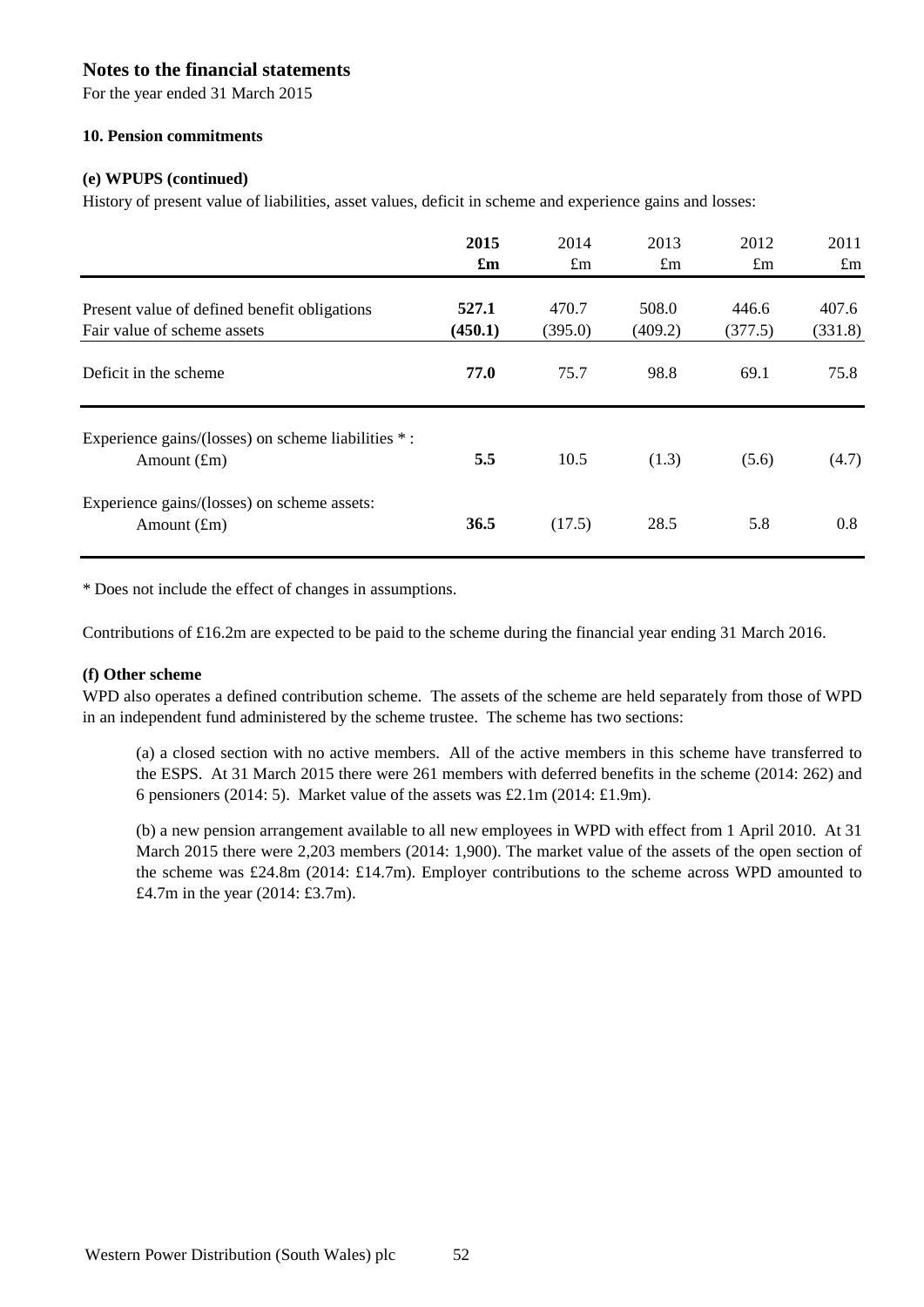# Notes to the financial statements

For the year ended 31 March 2015

### 10. Pension commitments

#### (e) WPUPS (continued)

History of present value of liabilities, asset values, deficit in scheme and experience gains and losses:

| | **2015** | 2014 | 2013 | 2012 | 2011 |
|---|---|---|---|---|---|
| | **£m** | £m | £m | £m | £m |
| Present value of defined benefit obligations | **527.1** | 470.7 | 508.0 | 446.6 | 407.6 |
| Fair value of scheme assets | **(450.1)** | (395.0) | (409.2) | (377.5) | (331.8) |
| Deficit in the scheme | **77.0** | 75.7 | 98.8 | 69.1 | 75.8 |
| Experience gains/(losses) on scheme liabilities * : | | | | | |
| Amount (£m) | **5.5** | 10.5 | (1.3) | (5.6) | (4.7) |
| Experience gains/(losses) on scheme assets: | | | | | |
| Amount (£m) | **36.5** | (17.5) | 28.5 | 5.8 | 0.8 |

* Does not include the effect of changes in assumptions.

Contributions of £16.2m are expected to be paid to the scheme during the financial year ending 31 March 2016.

#### (f) Other scheme

WPD also operates a defined contribution scheme. The assets of the scheme are held separately from those of WPD in an independent fund administered by the scheme trustee. The scheme has two sections:

(a) a closed section with no active members. All of the active members in this scheme have transferred to the ESPS. At 31 March 2015 there were 261 members with deferred benefits in the scheme (2014: 262) and 6 pensioners (2014: 5). Market value of the assets was £2.1m (2014: £1.9m).

(b) a new pension arrangement available to all new employees in WPD with effect from 1 April 2010. At 31 March 2015 there were 2,203 members (2014: 1,900). The market value of the assets of the open section of the scheme was £24.8m (2014: £14.7m). Employer contributions to the scheme across WPD amounted to £4.7m in the year (2014: £3.7m).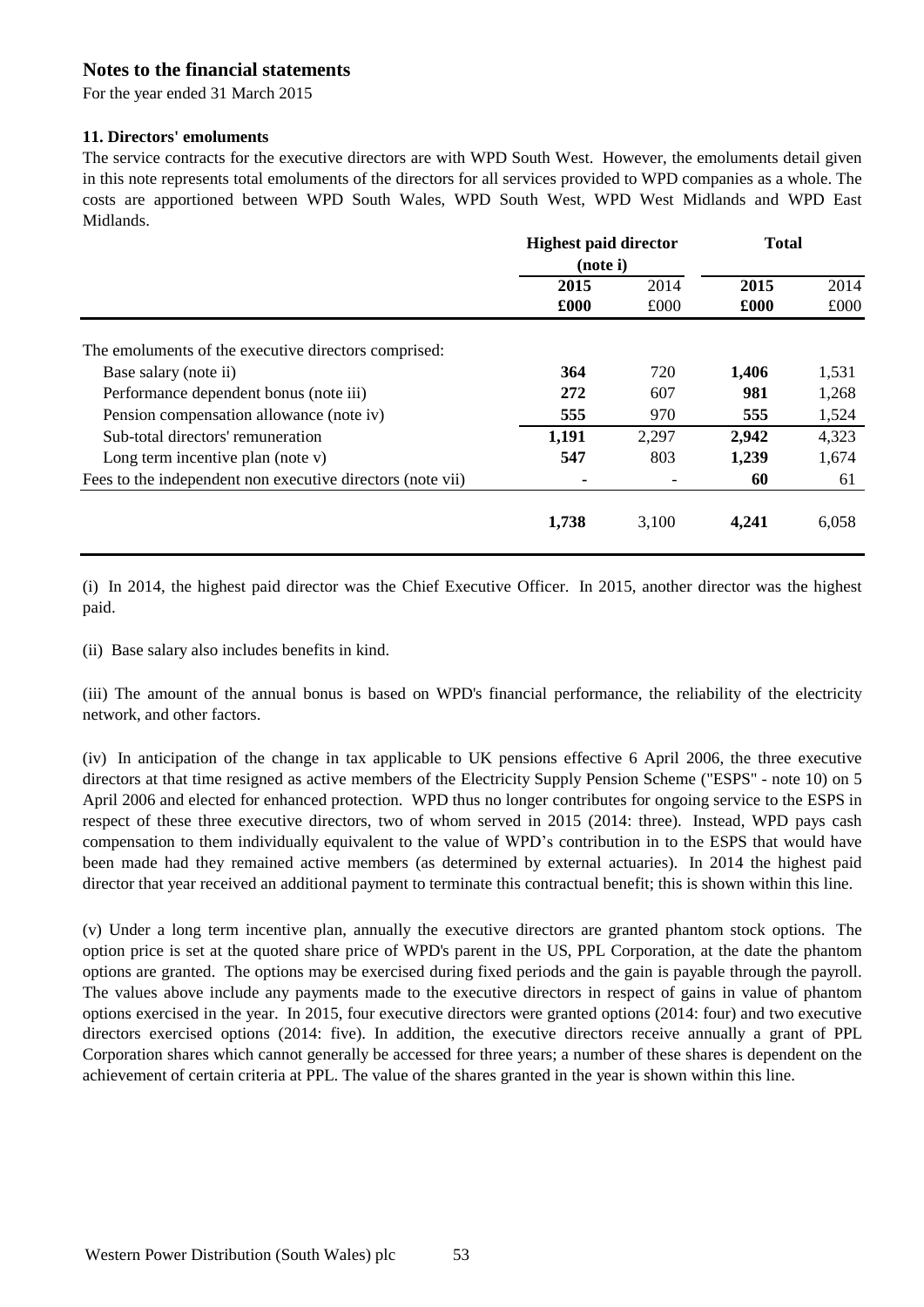# Notes to the financial statements

For the year ended 31 March 2015

### 11. Directors' emoluments

The service contracts for the executive directors are with WPD South West. However, the emoluments detail given in this note represents total emoluments of the directors for all services provided to WPD companies as a whole. The costs are apportioned between WPD South Wales, WPD South West, WPD West Midlands and WPD East Midlands.

| | Highest paid director (note i) | | Total | |
|---|---|---|---|---|
| | **2015 £000** | 2014 £000 | **2015 £000** | 2014 £000 |
| The emoluments of the executive directors comprised: | | | | |
| Base salary (note ii) | **364** | 720 | **1,406** | 1,531 |
| Performance dependent bonus (note iii) | **272** | 607 | **981** | 1,268 |
| Pension compensation allowance (note iv) | **555** | 970 | **555** | 1,524 |
| Sub-total directors' remuneration | **1,191** | 2,297 | **2,942** | 4,323 |
| Long term incentive plan (note v) | **547** | 803 | **1,239** | 1,674 |
| Fees to the independent non executive directors (note vii) | **-** | - | **60** | 61 |
| | **1,738** | 3,100 | **4,241** | 6,058 |

(i) In 2014, the highest paid director was the Chief Executive Officer. In 2015, another director was the highest paid.

(ii) Base salary also includes benefits in kind.

(iii) The amount of the annual bonus is based on WPD's financial performance, the reliability of the electricity network, and other factors.

(iv) In anticipation of the change in tax applicable to UK pensions effective 6 April 2006, the three executive directors at that time resigned as active members of the Electricity Supply Pension Scheme ("ESPS" - note 10) on 5 April 2006 and elected for enhanced protection. WPD thus no longer contributes for ongoing service to the ESPS in respect of these three executive directors, two of whom served in 2015 (2014: three). Instead, WPD pays cash compensation to them individually equivalent to the value of WPD's contribution in to the ESPS that would have been made had they remained active members (as determined by external actuaries). In 2014 the highest paid director that year received an additional payment to terminate this contractual benefit; this is shown within this line.

(v) Under a long term incentive plan, annually the executive directors are granted phantom stock options. The option price is set at the quoted share price of WPD's parent in the US, PPL Corporation, at the date the phantom options are granted. The options may be exercised during fixed periods and the gain is payable through the payroll. The values above include any payments made to the executive directors in respect of gains in value of phantom options exercised in the year. In 2015, four executive directors were granted options (2014: four) and two executive directors exercised options (2014: five). In addition, the executive directors receive annually a grant of PPL Corporation shares which cannot generally be accessed for three years; a number of these shares is dependent on the achievement of certain criteria at PPL. The value of the shares granted in the year is shown within this line.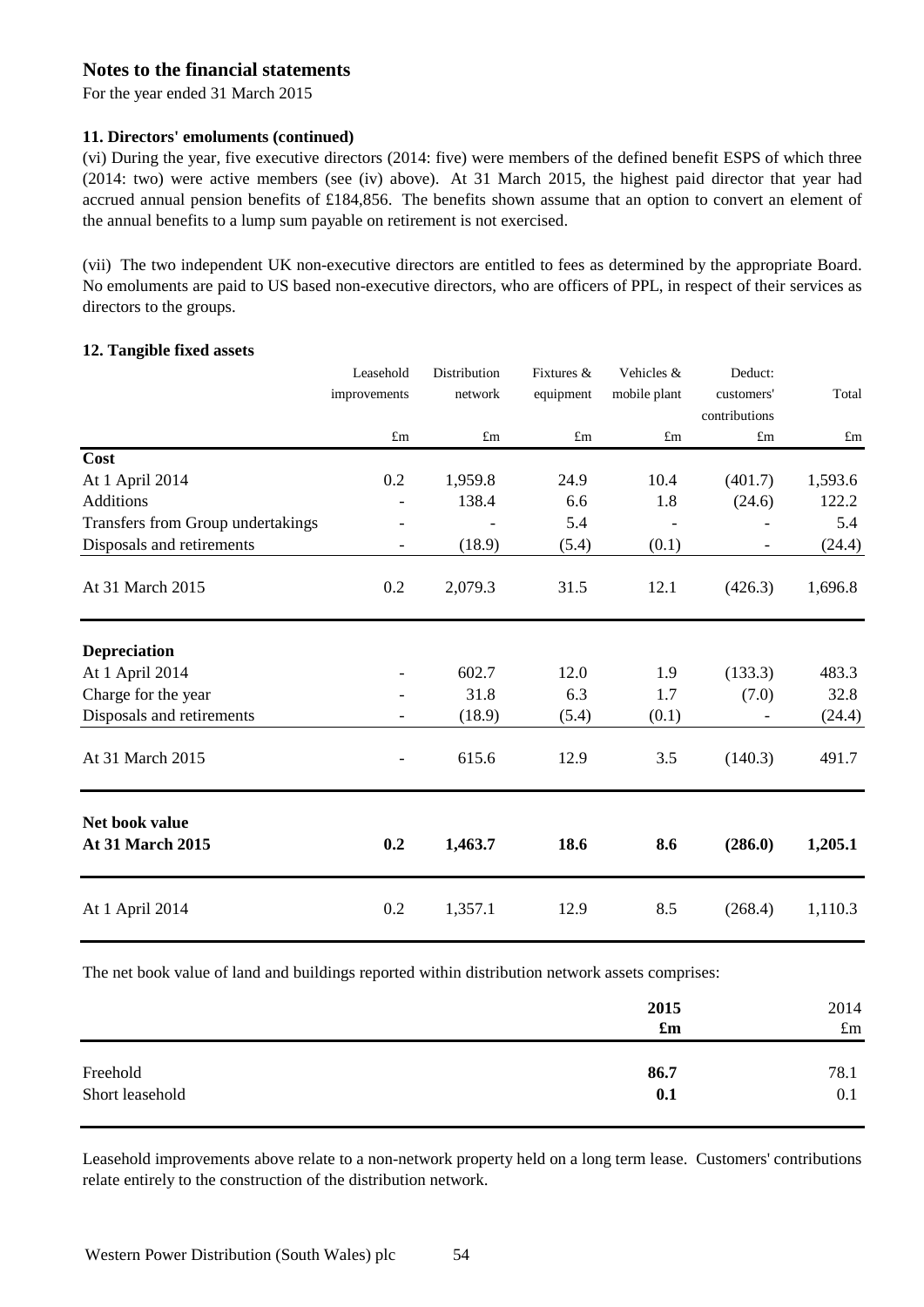# Notes to the financial statements

For the year ended 31 March 2015

### 11. Directors' emoluments (continued)

(vi) During the year, five executive directors (2014: five) were members of the defined benefit ESPS of which three (2014: two) were active members (see (iv) above). At 31 March 2015, the highest paid director that year had accrued annual pension benefits of £184,856. The benefits shown assume that an option to convert an element of the annual benefits to a lump sum payable on retirement is not exercised.

(vii) The two independent UK non-executive directors are entitled to fees as determined by the appropriate Board. No emoluments are paid to US based non-executive directors, who are officers of PPL, in respect of their services as directors to the groups.

### 12. Tangible fixed assets

| | Leasehold improvements | Distribution network | Fixtures & equipment | Vehicles & mobile plant | Deduct: customers' contributions | Total |
|---|---|---|---|---|---|---|
| | £m | £m | £m | £m | £m | £m |
| **Cost** | | | | | | |
| At 1 April 2014 | 0.2 | 1,959.8 | 24.9 | 10.4 | (401.7) | 1,593.6 |
| Additions | - | 138.4 | 6.6 | 1.8 | (24.6) | 122.2 |
| Transfers from Group undertakings | - | - | 5.4 | - | - | 5.4 |
| Disposals and retirements | - | (18.9) | (5.4) | (0.1) | - | (24.4) |
| At 31 March 2015 | 0.2 | 2,079.3 | 31.5 | 12.1 | (426.3) | 1,696.8 |
| **Depreciation** | | | | | | |
| At 1 April 2014 | - | 602.7 | 12.0 | 1.9 | (133.3) | 483.3 |
| Charge for the year | - | 31.8 | 6.3 | 1.7 | (7.0) | 32.8 |
| Disposals and retirements | - | (18.9) | (5.4) | (0.1) | - | (24.4) |
| At 31 March 2015 | - | 615.6 | 12.9 | 3.5 | (140.3) | 491.7 |
| **Net book value** | | | | | | |
| **At 31 March 2015** | **0.2** | **1,463.7** | **18.6** | **8.6** | **(286.0)** | **1,205.1** |
| At 1 April 2014 | 0.2 | 1,357.1 | 12.9 | 8.5 | (268.4) | 1,110.3 |

The net book value of land and buildings reported within distribution network assets comprises:

| | **2015** | 2014 |
|---|---|---|
| | **£m** | £m |
| Freehold | **86.7** | 78.1 |
| Short leasehold | **0.1** | 0.1 |

Leasehold improvements above relate to a non-network property held on a long term lease. Customers' contributions relate entirely to the construction of the distribution network.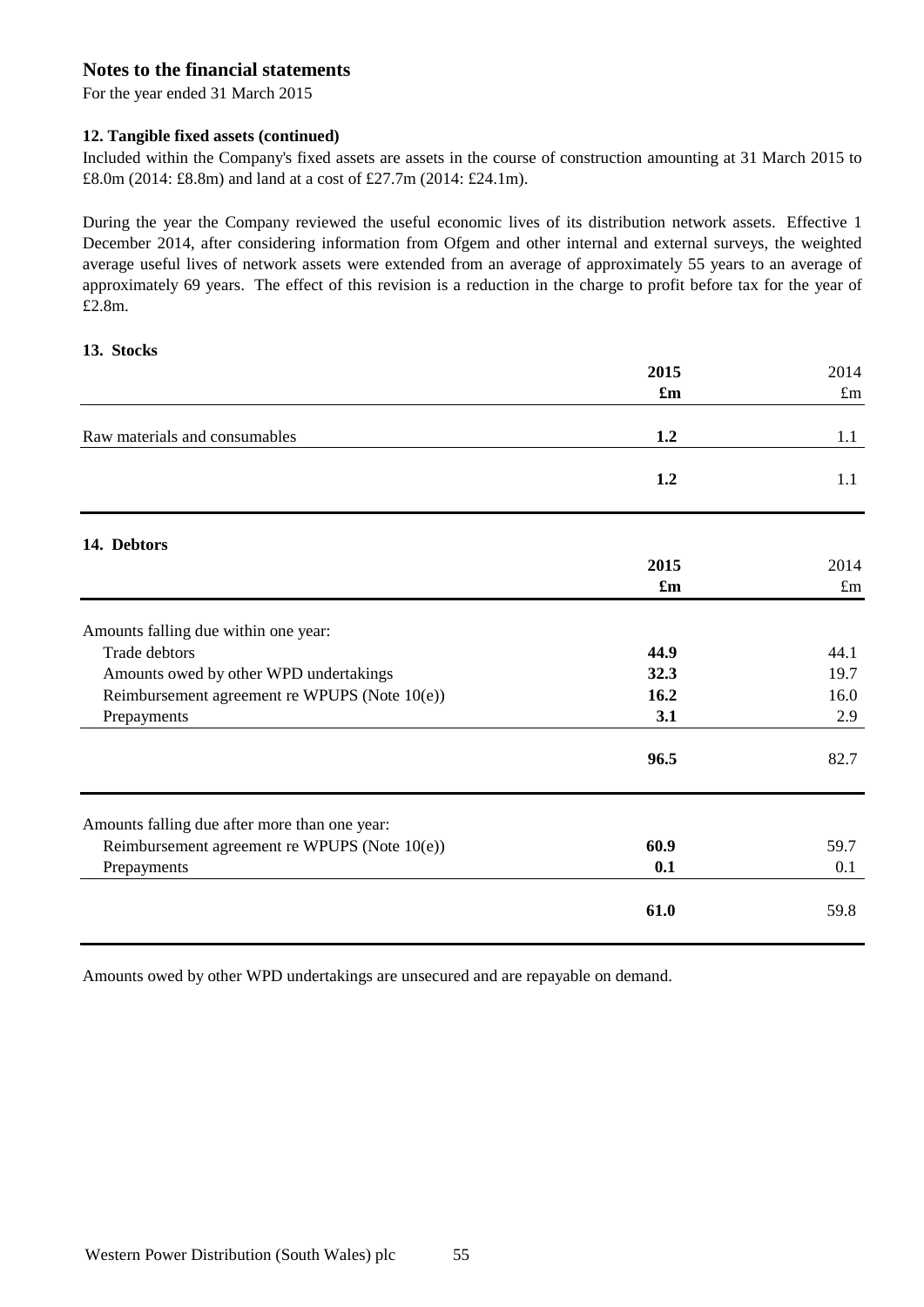# Notes to the financial statements

For the year ended 31 March 2015

### 12. Tangible fixed assets (continued)

Included within the Company's fixed assets are assets in the course of construction amounting at 31 March 2015 to £8.0m (2014: £8.8m) and land at a cost of £27.7m (2014: £24.1m).

During the year the Company reviewed the useful economic lives of its distribution network assets. Effective 1 December 2014, after considering information from Ofgem and other internal and external surveys, the weighted average useful lives of network assets were extended from an average of approximately 55 years to an average of approximately 69 years. The effect of this revision is a reduction in the charge to profit before tax for the year of £2.8m.

### 13. Stocks

| | **2015** | 2014 |
|---|---|---|
| | **£m** | £m |
| Raw materials and consumables | **1.2** | 1.1 |
| | **1.2** | 1.1 |

### 14. Debtors

| | **2015** | 2014 |
|---|---|---|
| | **£m** | £m |
| Amounts falling due within one year: | | |
| Trade debtors | **44.9** | 44.1 |
| Amounts owed by other WPD undertakings | **32.3** | 19.7 |
| Reimbursement agreement re WPUPS (Note 10(e)) | **16.2** | 16.0 |
| Prepayments | **3.1** | 2.9 |
| | **96.5** | 82.7 |
| Amounts falling due after more than one year: | | |
| Reimbursement agreement re WPUPS (Note 10(e)) | **60.9** | 59.7 |
| Prepayments | **0.1** | 0.1 |
| | **61.0** | 59.8 |

Amounts owed by other WPD undertakings are unsecured and are repayable on demand.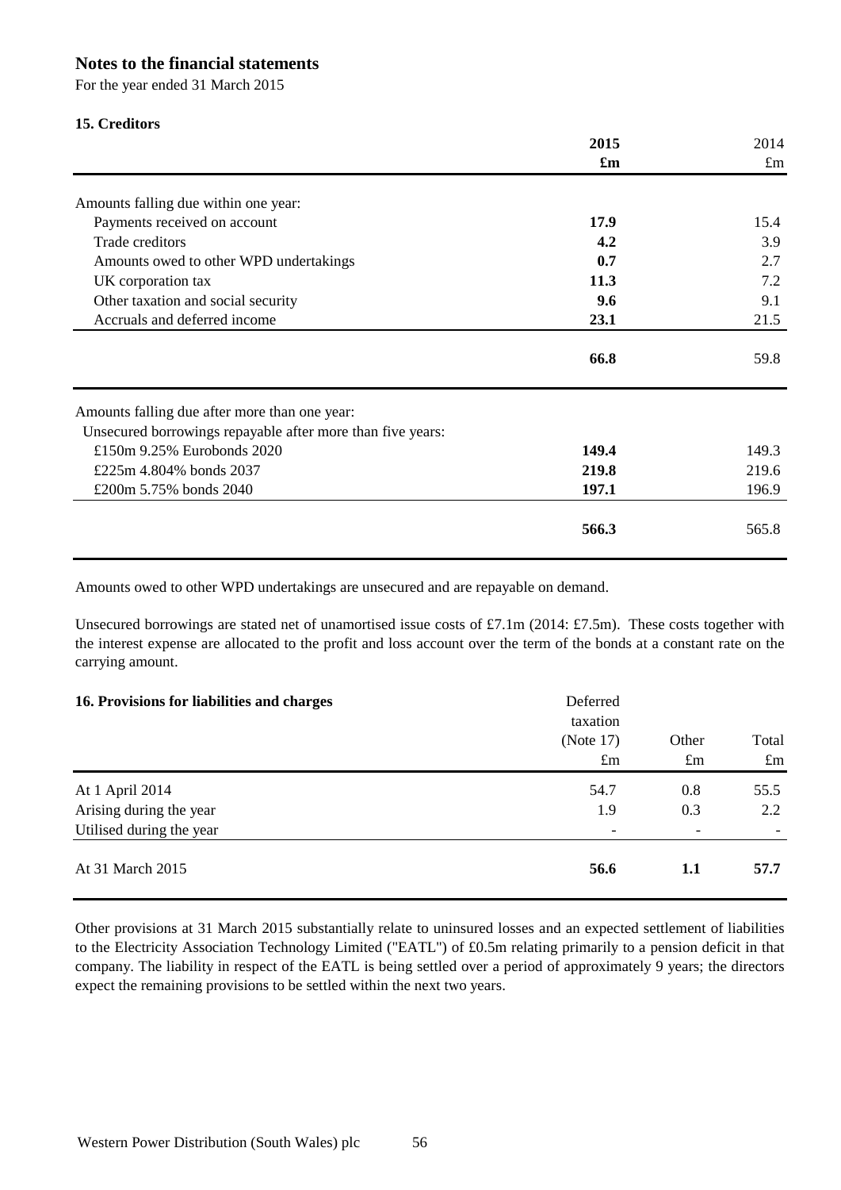# Notes to the financial statements

For the year ended 31 March 2015

### 15. Creditors

| | **2015** | 2014 |
|---|---|---|
| | **£m** | £m |
| Amounts falling due within one year: | | |
| Payments received on account | **17.9** | 15.4 |
| Trade creditors | **4.2** | 3.9 |
| Amounts owed to other WPD undertakings | **0.7** | 2.7 |
| UK corporation tax | **11.3** | 7.2 |
| Other taxation and social security | **9.6** | 9.1 |
| Accruals and deferred income | **23.1** | 21.5 |
| | **66.8** | 59.8 |
| Amounts falling due after more than one year: | | |
| Unsecured borrowings repayable after more than five years: | | |
| £150m 9.25% Eurobonds 2020 | **149.4** | 149.3 |
| £225m 4.804% bonds 2037 | **219.8** | 219.6 |
| £200m 5.75% bonds 2040 | **197.1** | 196.9 |
| | **566.3** | 565.8 |

Amounts owed to other WPD undertakings are unsecured and are repayable on demand.

Unsecured borrowings are stated net of unamortised issue costs of £7.1m (2014: £7.5m). These costs together with the interest expense are allocated to the profit and loss account over the term of the bonds at a constant rate on the carrying amount.

### 16. Provisions for liabilities and charges

| | Deferred taxation (Note 17) | Other | Total |
|---|---|---|---|
| | £m | £m | £m |
| At 1 April 2014 | 54.7 | 0.8 | 55.5 |
| Arising during the year | 1.9 | 0.3 | 2.2 |
| Utilised during the year | - | - | - |
| At 31 March 2015 | **56.6** | **1.1** | **57.7** |

Other provisions at 31 March 2015 substantially relate to uninsured losses and an expected settlement of liabilities to the Electricity Association Technology Limited ("EATL") of £0.5m relating primarily to a pension deficit in that company. The liability in respect of the EATL is being settled over a period of approximately 9 years; the directors expect the remaining provisions to be settled within the next two years.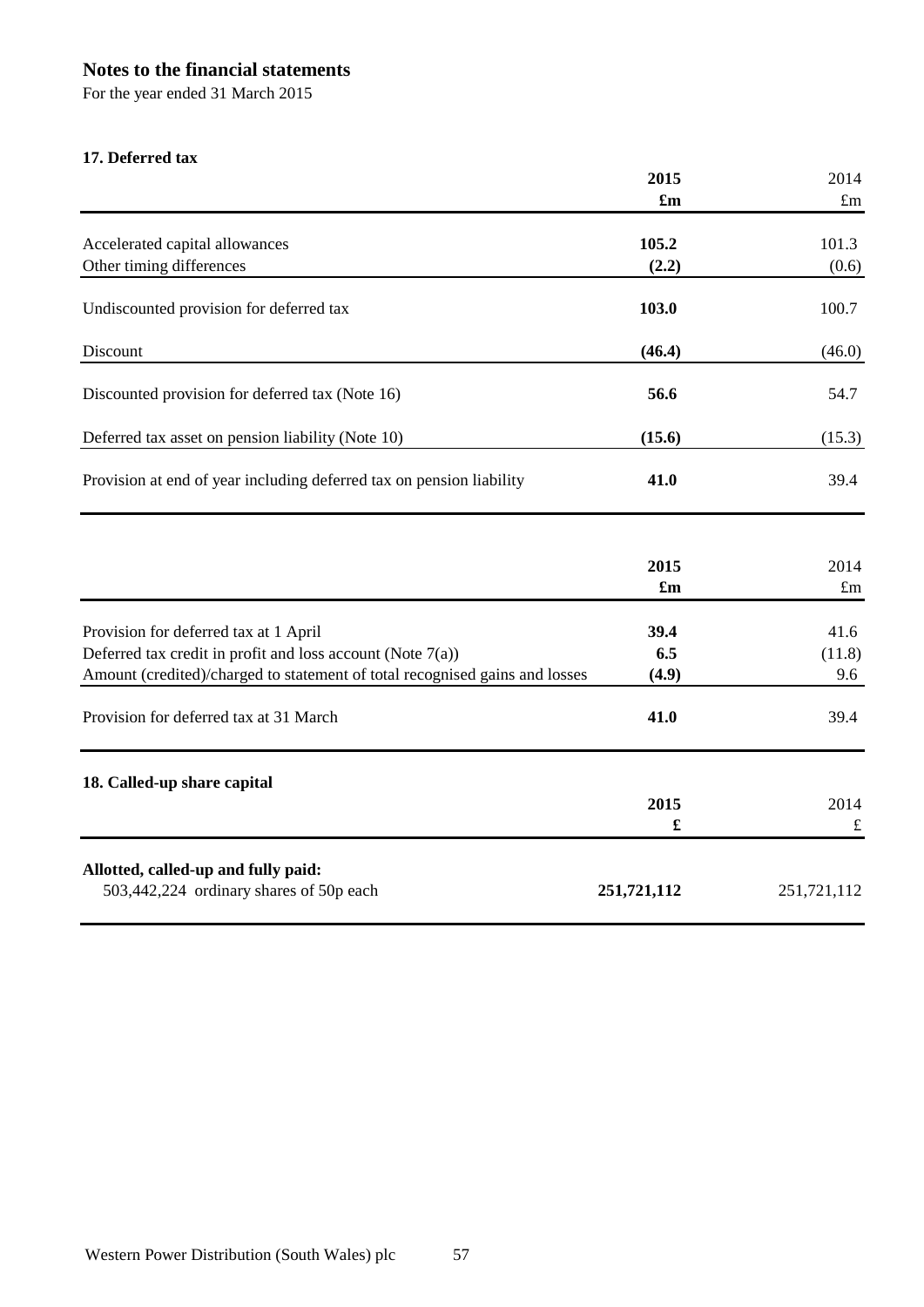# Notes to the financial statements

For the year ended 31 March 2015

### 17. Deferred tax

| | 2015 £m | 2014 £m |
|---|---|---|
| Accelerated capital allowances | **105.2** | 101.3 |
| Other timing differences | **(2.2)** | (0.6) |
| Undiscounted provision for deferred tax | **103.0** | 100.7 |
| Discount | **(46.4)** | (46.0) |
| Discounted provision for deferred tax (Note 16) | **56.6** | 54.7 |
| Deferred tax asset on pension liability (Note 10) | **(15.6)** | (15.3) |
| Provision at end of year including deferred tax on pension liability | **41.0** | 39.4 |

| | 2015 £m | 2014 £m |
|---|---|---|
| Provision for deferred tax at 1 April | **39.4** | 41.6 |
| Deferred tax credit in profit and loss account (Note 7(a)) | **6.5** | (11.8) |
| Amount (credited)/charged to statement of total recognised gains and losses | **(4.9)** | 9.6 |
| Provision for deferred tax at 31 March | **41.0** | 39.4 |

### 18. Called-up share capital

| | 2015 £ | 2014 £ |
|---|---|---|
| **Allotted, called-up and fully paid:** | | |
| 503,442,224 ordinary shares of 50p each | **251,721,112** | 251,721,112 |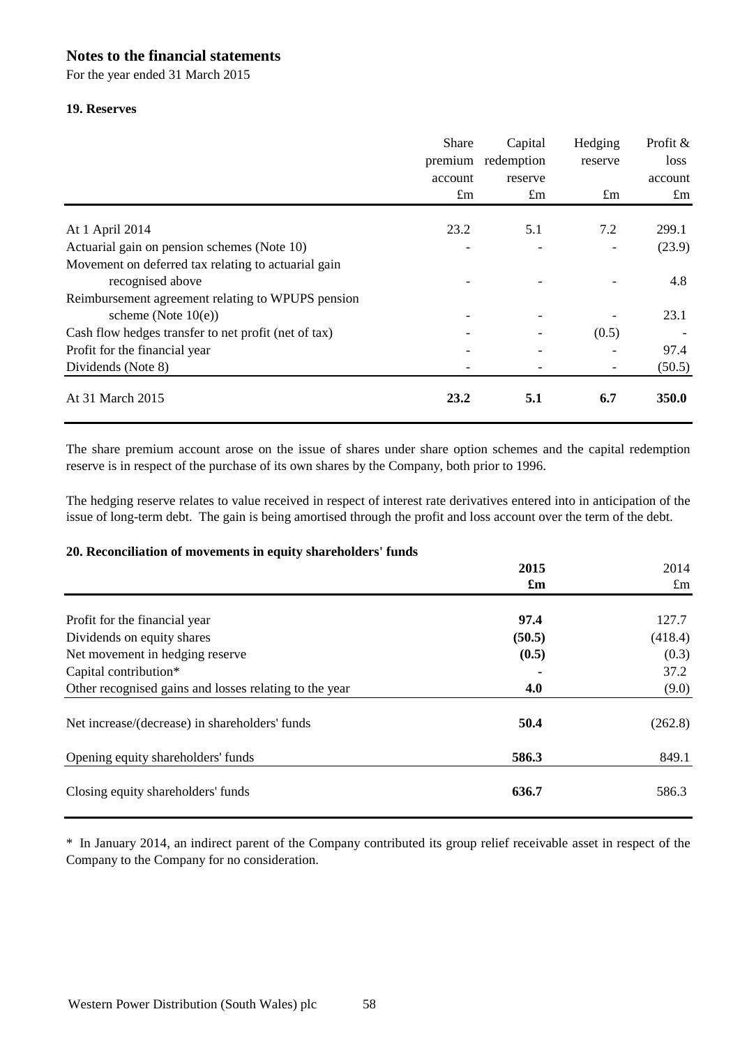# Notes to the financial statements

For the year ended 31 March 2015

### 19. Reserves

| | Share premium account £m | Capital redemption reserve £m | Hedging reserve £m | Profit & loss account £m |
|---|---|---|---|---|
| At 1 April 2014 | 23.2 | 5.1 | 7.2 | 299.1 |
| Actuarial gain on pension schemes (Note 10) | - | - | - | (23.9) |
| Movement on deferred tax relating to actuarial gain recognised above | - | - | - | 4.8 |
| Reimbursement agreement relating to WPUPS pension scheme (Note 10(e)) | - | - | - | 23.1 |
| Cash flow hedges transfer to net profit (net of tax) | - | - | (0.5) | - |
| Profit for the financial year | - | - | - | 97.4 |
| Dividends (Note 8) | - | - | - | (50.5) |
| At 31 March 2015 | **23.2** | **5.1** | **6.7** | **350.0** |

The share premium account arose on the issue of shares under share option schemes and the capital redemption reserve is in respect of the purchase of its own shares by the Company, both prior to 1996.

The hedging reserve relates to value received in respect of interest rate derivatives entered into in anticipation of the issue of long-term debt. The gain is being amortised through the profit and loss account over the term of the debt.

### 20. Reconciliation of movements in equity shareholders' funds

| | **2015 £m** | 2014 £m |
|---|---|---|
| Profit for the financial year | **97.4** | 127.7 |
| Dividends on equity shares | **(50.5)** | (418.4) |
| Net movement in hedging reserve | **(0.5)** | (0.3) |
| Capital contribution* | **-** | 37.2 |
| Other recognised gains and losses relating to the year | **4.0** | (9.0) |
| Net increase/(decrease) in shareholders' funds | **50.4** | (262.8) |
| Opening equity shareholders' funds | **586.3** | 849.1 |
| Closing equity shareholders' funds | **636.7** | 586.3 |

* In January 2014, an indirect parent of the Company contributed its group relief receivable asset in respect of the Company to the Company for no consideration.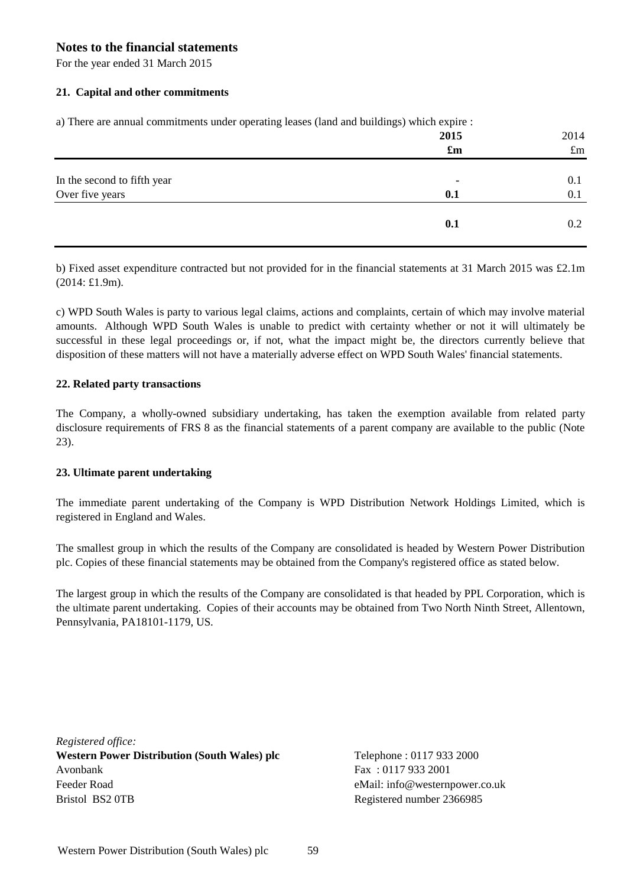# Notes to the financial statements

For the year ended 31 March 2015

### 21. Capital and other commitments

a) There are annual commitments under operating leases (land and buildings) which expire :

| | 2015 | 2014 |
|---|---|---|
| | £m | £m |
| In the second to fifth year | - | 0.1 |
| Over five years | 0.1 | 0.1 |
| | 0.1 | 0.2 |

b) Fixed asset expenditure contracted but not provided for in the financial statements at 31 March 2015 was £2.1m (2014: £1.9m).

c) WPD South Wales is party to various legal claims, actions and complaints, certain of which may involve material amounts. Although WPD South Wales is unable to predict with certainty whether or not it will ultimately be successful in these legal proceedings or, if not, what the impact might be, the directors currently believe that disposition of these matters will not have a materially adverse effect on WPD South Wales' financial statements.

### 22. Related party transactions

The Company, a wholly-owned subsidiary undertaking, has taken the exemption available from related party disclosure requirements of FRS 8 as the financial statements of a parent company are available to the public (Note 23).

### 23. Ultimate parent undertaking

The immediate parent undertaking of the Company is WPD Distribution Network Holdings Limited, which is registered in England and Wales.

The smallest group in which the results of the Company are consolidated is headed by Western Power Distribution plc. Copies of these financial statements may be obtained from the Company's registered office as stated below.

The largest group in which the results of the Company are consolidated is that headed by PPL Corporation, which is the ultimate parent undertaking. Copies of their accounts may be obtained from Two North Ninth Street, Allentown, Pennsylvania, PA18101-1179, US.

*Registered office:*
**Western Power Distribution (South Wales) plc**
Avonbank
Feeder Road
Bristol BS2 0TB

Telephone : 0117 933 2000
Fax : 0117 933 2001
eMail: info@westernpower.co.uk
Registered number 2366985